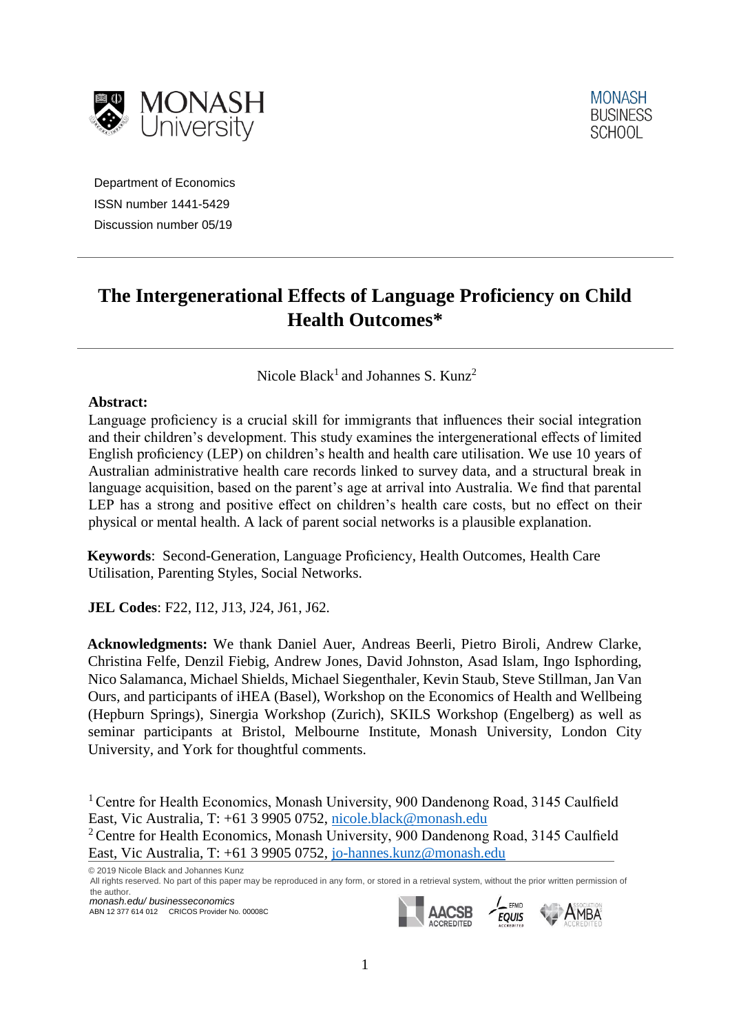Department of Economics
ISSN number 1441-5429
Discussion number 05/19

# The Intergenerational Effects of Language Proficiency on Child Health Outcomes*

Nicole Black[1] and Johannes S. Kunz[2]

**Abstract:**
Language proficiency is a crucial skill for immigrants that influences their social integration and their children's development. This study examines the intergenerational effects of limited English proficiency (LEP) on children's health and health care utilisation. We use 10 years of Australian administrative health care records linked to survey data, and a structural break in language acquisition, based on the parent's age at arrival into Australia. We find that parental LEP has a strong and positive effect on children's health care costs, but no effect on their physical or mental health. A lack of parent social networks is a plausible explanation.

**Keywords**: Second-Generation, Language Proficiency, Health Outcomes, Health Care Utilisation, Parenting Styles, Social Networks.

**JEL Codes**: F22, I12, J13, J24, J61, J62.

**Acknowledgments:** We thank Daniel Auer, Andreas Beerli, Pietro Biroli, Andrew Clarke, Christina Felfe, Denzil Fiebig, Andrew Jones, David Johnston, Asad Islam, Ingo Isphording, Nico Salamanca, Michael Shields, Michael Siegenthaler, Kevin Staub, Steve Stillman, Jan Van Ours, and participants of iHEA (Basel), Workshop on the Economics of Health and Wellbeing (Hepburn Springs), Sinergia Workshop (Zurich), SKILS Workshop (Engelberg) as well as seminar participants at Bristol, Melbourne Institute, Monash University, London City University, and York for thoughtful comments.

[1] Centre for Health Economics, Monash University, 900 Dandenong Road, 3145 Caulfield East, Vic Australia, T: +61 3 9905 0752, nicole.black@monash.edu
[2] Centre for Health Economics, Monash University, 900 Dandenong Road, 3145 Caulfield East, Vic Australia, T: +61 3 9905 0752, jo-hannes.kunz@monash.edu

© 2019 Nicole Black and Johannes Kunz
All rights reserved. No part of this paper may be reproduced in any form, or stored in a retrieval system, without the prior written permission of the author.
*monash.edu/ businesseconomics*
ABN 12 377 614 012 CRICOS Provider No. 00008C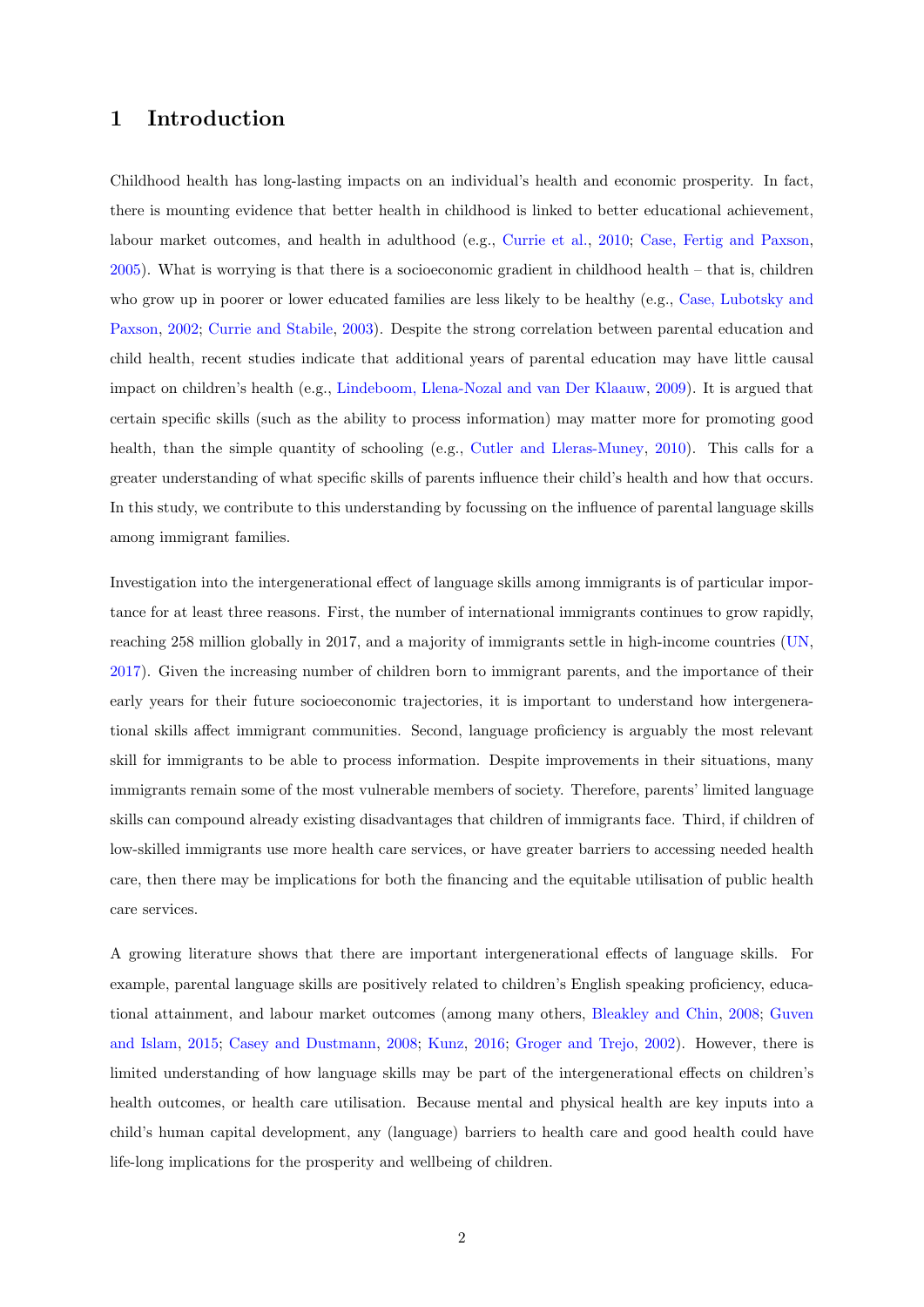# 1 Introduction

Childhood health has long-lasting impacts on an individual's health and economic prosperity. In fact, there is mounting evidence that better health in childhood is linked to better educational achievement, labour market outcomes, and health in adulthood (e.g., Currie et al., 2010; Case, Fertig and Paxson, 2005). What is worrying is that there is a socioeconomic gradient in childhood health – that is, children who grow up in poorer or lower educated families are less likely to be healthy (e.g., Case, Lubotsky and Paxson, 2002; Currie and Stabile, 2003). Despite the strong correlation between parental education and child health, recent studies indicate that additional years of parental education may have little causal impact on children's health (e.g., Lindeboom, Llena-Nozal and van Der Klaauw, 2009). It is argued that certain specific skills (such as the ability to process information) may matter more for promoting good health, than the simple quantity of schooling (e.g., Cutler and Lleras-Muney, 2010). This calls for a greater understanding of what specific skills of parents influence their child's health and how that occurs. In this study, we contribute to this understanding by focussing on the influence of parental language skills among immigrant families.

Investigation into the intergenerational effect of language skills among immigrants is of particular importance for at least three reasons. First, the number of international immigrants continues to grow rapidly, reaching 258 million globally in 2017, and a majority of immigrants settle in high-income countries (UN, 2017). Given the increasing number of children born to immigrant parents, and the importance of their early years for their future socioeconomic trajectories, it is important to understand how intergenerational skills affect immigrant communities. Second, language proficiency is arguably the most relevant skill for immigrants to be able to process information. Despite improvements in their situations, many immigrants remain some of the most vulnerable members of society. Therefore, parents' limited language skills can compound already existing disadvantages that children of immigrants face. Third, if children of low-skilled immigrants use more health care services, or have greater barriers to accessing needed health care, then there may be implications for both the financing and the equitable utilisation of public health care services.

A growing literature shows that there are important intergenerational effects of language skills. For example, parental language skills are positively related to children's English speaking proficiency, educational attainment, and labour market outcomes (among many others, Bleakley and Chin, 2008; Guven and Islam, 2015; Casey and Dustmann, 2008; Kunz, 2016; Groger and Trejo, 2002). However, there is limited understanding of how language skills may be part of the intergenerational effects on children's health outcomes, or health care utilisation. Because mental and physical health are key inputs into a child's human capital development, any (language) barriers to health care and good health could have life-long implications for the prosperity and wellbeing of children.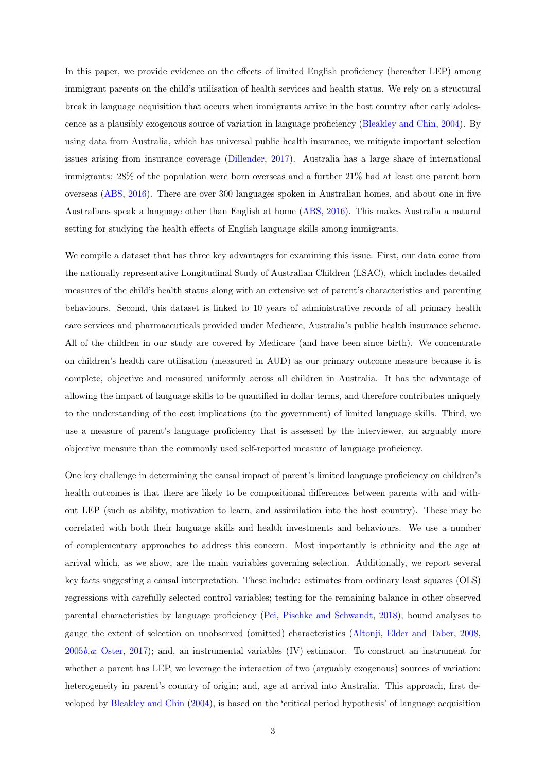In this paper, we provide evidence on the effects of limited English proficiency (hereafter LEP) among immigrant parents on the child's utilisation of health services and health status. We rely on a structural break in language acquisition that occurs when immigrants arrive in the host country after early adolescence as a plausibly exogenous source of variation in language proficiency (Bleakley and Chin, 2004). By using data from Australia, which has universal public health insurance, we mitigate important selection issues arising from insurance coverage (Dillender, 2017). Australia has a large share of international immigrants: 28% of the population were born overseas and a further 21% had at least one parent born overseas (ABS, 2016). There are over 300 languages spoken in Australian homes, and about one in five Australians speak a language other than English at home (ABS, 2016). This makes Australia a natural setting for studying the health effects of English language skills among immigrants.

We compile a dataset that has three key advantages for examining this issue. First, our data come from the nationally representative Longitudinal Study of Australian Children (LSAC), which includes detailed measures of the child's health status along with an extensive set of parent's characteristics and parenting behaviours. Second, this dataset is linked to 10 years of administrative records of all primary health care services and pharmaceuticals provided under Medicare, Australia's public health insurance scheme. All of the children in our study are covered by Medicare (and have been since birth). We concentrate on children's health care utilisation (measured in AUD) as our primary outcome measure because it is complete, objective and measured uniformly across all children in Australia. It has the advantage of allowing the impact of language skills to be quantified in dollar terms, and therefore contributes uniquely to the understanding of the cost implications (to the government) of limited language skills. Third, we use a measure of parent's language proficiency that is assessed by the interviewer, an arguably more objective measure than the commonly used self-reported measure of language proficiency.

One key challenge in determining the causal impact of parent's limited language proficiency on children's health outcomes is that there are likely to be compositional differences between parents with and without LEP (such as ability, motivation to learn, and assimilation into the host country). These may be correlated with both their language skills and health investments and behaviours. We use a number of complementary approaches to address this concern. Most importantly is ethnicity and the age at arrival which, as we show, are the main variables governing selection. Additionally, we report several key facts suggesting a causal interpretation. These include: estimates from ordinary least squares (OLS) regressions with carefully selected control variables; testing for the remaining balance in other observed parental characteristics by language proficiency (Pei, Pischke and Schwandt, 2018); bound analyses to gauge the extent of selection on unobserved (omitted) characteristics (Altonji, Elder and Taber, 2008, 2005*b*,*a*; Oster, 2017); and, an instrumental variables (IV) estimator. To construct an instrument for whether a parent has LEP, we leverage the interaction of two (arguably exogenous) sources of variation: heterogeneity in parent's country of origin; and, age at arrival into Australia. This approach, first developed by Bleakley and Chin (2004), is based on the 'critical period hypothesis' of language acquisition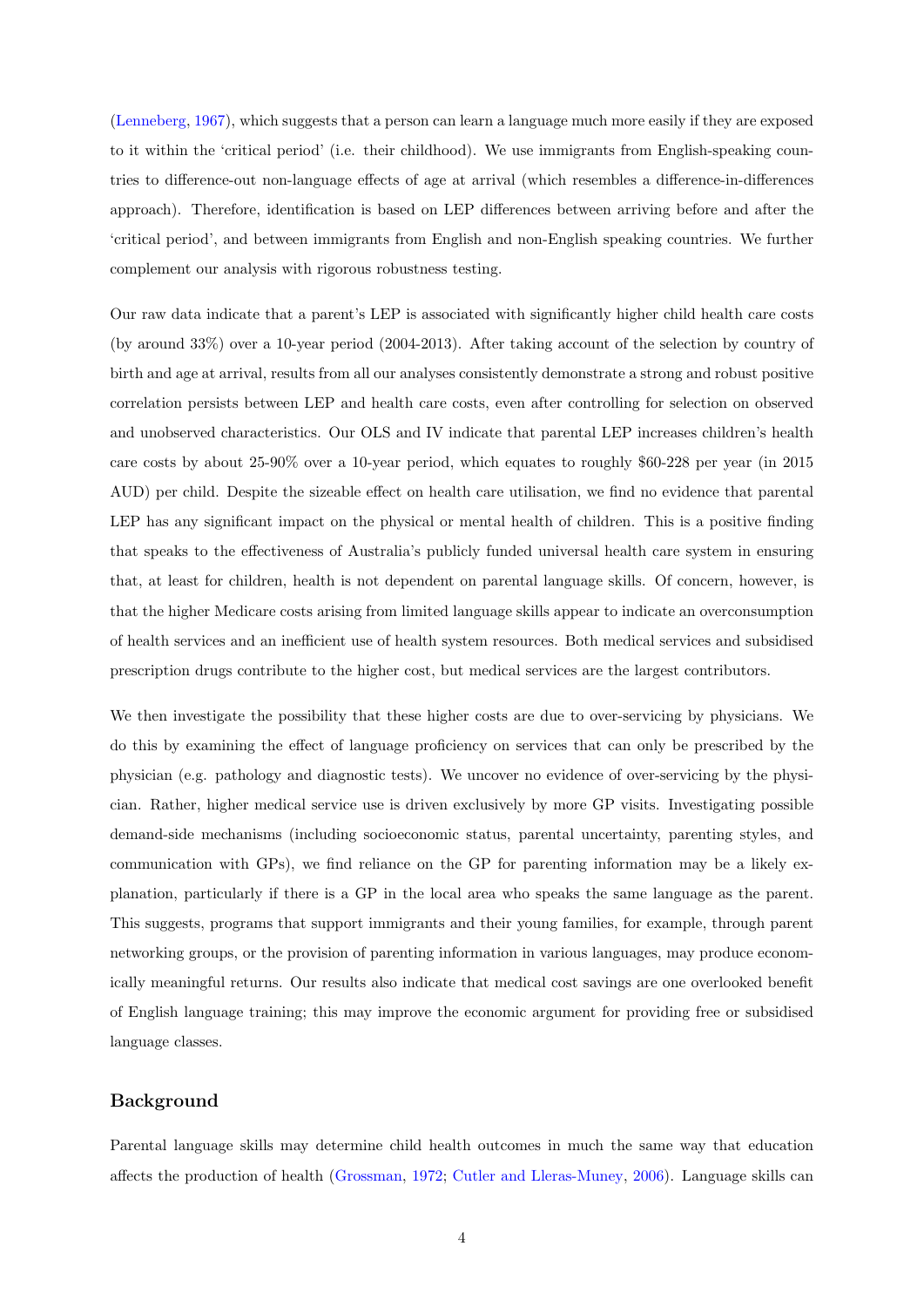(Lenneberg, 1967), which suggests that a person can learn a language much more easily if they are exposed to it within the 'critical period' (i.e. their childhood). We use immigrants from English-speaking countries to difference-out non-language effects of age at arrival (which resembles a difference-in-differences approach). Therefore, identification is based on LEP differences between arriving before and after the 'critical period', and between immigrants from English and non-English speaking countries. We further complement our analysis with rigorous robustness testing.

Our raw data indicate that a parent's LEP is associated with significantly higher child health care costs (by around 33%) over a 10-year period (2004-2013). After taking account of the selection by country of birth and age at arrival, results from all our analyses consistently demonstrate a strong and robust positive correlation persists between LEP and health care costs, even after controlling for selection on observed and unobserved characteristics. Our OLS and IV indicate that parental LEP increases children's health care costs by about 25-90% over a 10-year period, which equates to roughly $60-228 per year (in 2015 AUD) per child. Despite the sizeable effect on health care utilisation, we find no evidence that parental LEP has any significant impact on the physical or mental health of children. This is a positive finding that speaks to the effectiveness of Australia's publicly funded universal health care system in ensuring that, at least for children, health is not dependent on parental language skills. Of concern, however, is that the higher Medicare costs arising from limited language skills appear to indicate an overconsumption of health services and an inefficient use of health system resources. Both medical services and subsidised prescription drugs contribute to the higher cost, but medical services are the largest contributors.

We then investigate the possibility that these higher costs are due to over-servicing by physicians. We do this by examining the effect of language proficiency on services that can only be prescribed by the physician (e.g. pathology and diagnostic tests). We uncover no evidence of over-servicing by the physician. Rather, higher medical service use is driven exclusively by more GP visits. Investigating possible demand-side mechanisms (including socioeconomic status, parental uncertainty, parenting styles, and communication with GPs), we find reliance on the GP for parenting information may be a likely explanation, particularly if there is a GP in the local area who speaks the same language as the parent. This suggests, programs that support immigrants and their young families, for example, through parent networking groups, or the provision of parenting information in various languages, may produce economically meaningful returns. Our results also indicate that medical cost savings are one overlooked benefit of English language training; this may improve the economic argument for providing free or subsidised language classes.

## Background

Parental language skills may determine child health outcomes in much the same way that education affects the production of health (Grossman, 1972; Cutler and Lleras-Muney, 2006). Language skills can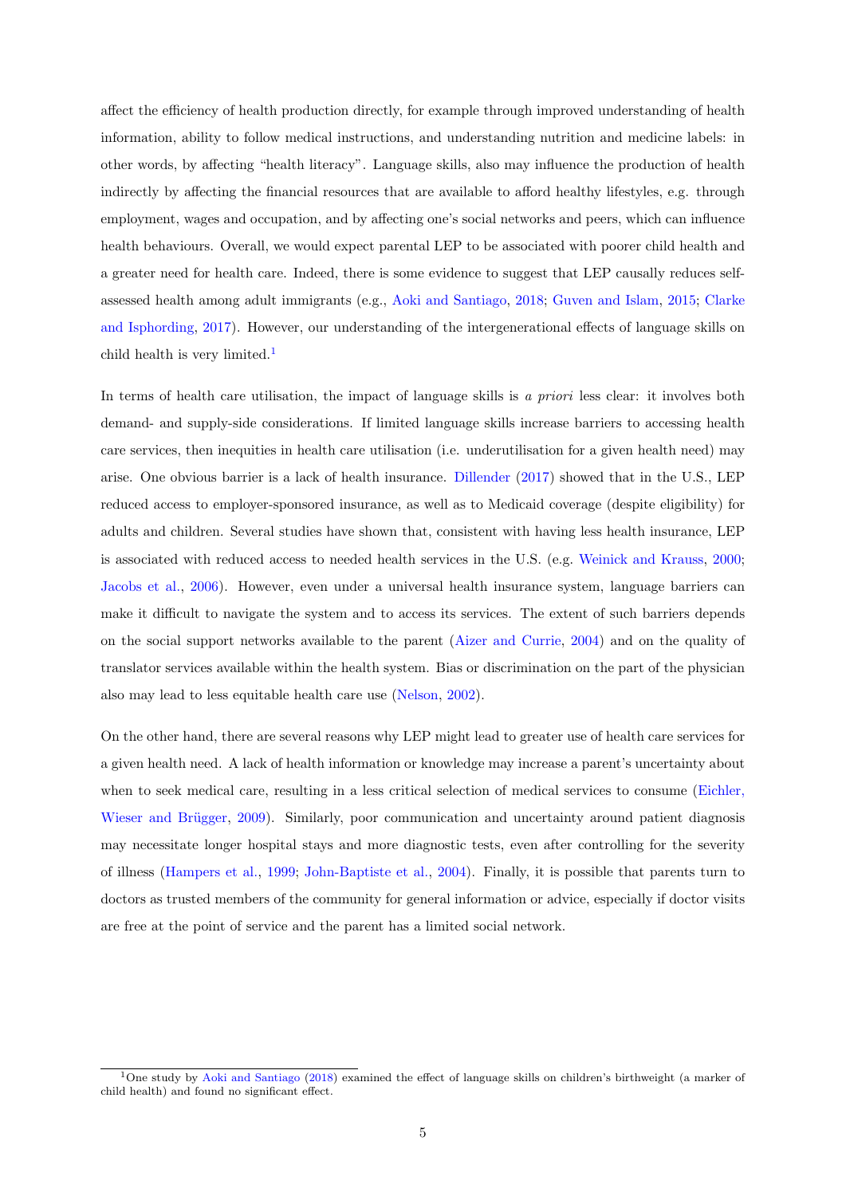affect the efficiency of health production directly, for example through improved understanding of health information, ability to follow medical instructions, and understanding nutrition and medicine labels: in other words, by affecting "health literacy". Language skills, also may influence the production of health indirectly by affecting the financial resources that are available to afford healthy lifestyles, e.g. through employment, wages and occupation, and by affecting one's social networks and peers, which can influence health behaviours. Overall, we would expect parental LEP to be associated with poorer child health and a greater need for health care. Indeed, there is some evidence to suggest that LEP causally reduces self-assessed health among adult immigrants (e.g., Aoki and Santiago, 2018; Guven and Islam, 2015; Clarke and Isphording, 2017). However, our understanding of the intergenerational effects of language skills on child health is very limited.[1]

In terms of health care utilisation, the impact of language skills is *a priori* less clear: it involves both demand- and supply-side considerations. If limited language skills increase barriers to accessing health care services, then inequities in health care utilisation (i.e. underutilisation for a given health need) may arise. One obvious barrier is a lack of health insurance. Dillender (2017) showed that in the U.S., LEP reduced access to employer-sponsored insurance, as well as to Medicaid coverage (despite eligibility) for adults and children. Several studies have shown that, consistent with having less health insurance, LEP is associated with reduced access to needed health services in the U.S. (e.g. Weinick and Krauss, 2000; Jacobs et al., 2006). However, even under a universal health insurance system, language barriers can make it difficult to navigate the system and to access its services. The extent of such barriers depends on the social support networks available to the parent (Aizer and Currie, 2004) and on the quality of translator services available within the health system. Bias or discrimination on the part of the physician also may lead to less equitable health care use (Nelson, 2002).

On the other hand, there are several reasons why LEP might lead to greater use of health care services for a given health need. A lack of health information or knowledge may increase a parent's uncertainty about when to seek medical care, resulting in a less critical selection of medical services to consume (Eichler, Wieser and Brügger, 2009). Similarly, poor communication and uncertainty around patient diagnosis may necessitate longer hospital stays and more diagnostic tests, even after controlling for the severity of illness (Hampers et al., 1999; John-Baptiste et al., 2004). Finally, it is possible that parents turn to doctors as trusted members of the community for general information or advice, especially if doctor visits are free at the point of service and the parent has a limited social network.

[1] One study by Aoki and Santiago (2018) examined the effect of language skills on children's birthweight (a marker of child health) and found no significant effect.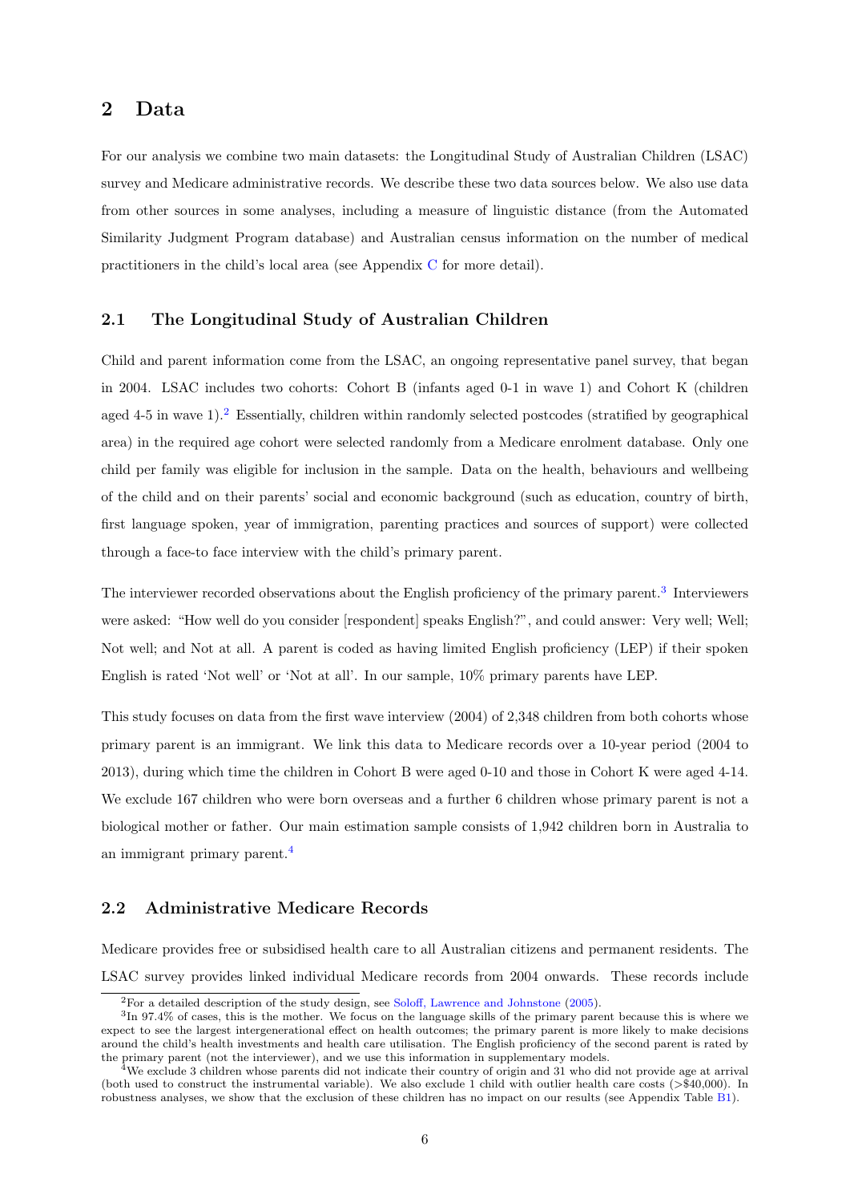## 2 Data

For our analysis we combine two main datasets: the Longitudinal Study of Australian Children (LSAC) survey and Medicare administrative records. We describe these two data sources below. We also use data from other sources in some analyses, including a measure of linguistic distance (from the Automated Similarity Judgment Program database) and Australian census information on the number of medical practitioners in the child's local area (see Appendix C for more detail).

### 2.1 The Longitudinal Study of Australian Children

Child and parent information come from the LSAC, an ongoing representative panel survey, that began in 2004. LSAC includes two cohorts: Cohort B (infants aged 0-1 in wave 1) and Cohort K (children aged 4-5 in wave 1).[2] Essentially, children within randomly selected postcodes (stratified by geographical area) in the required age cohort were selected randomly from a Medicare enrolment database. Only one child per family was eligible for inclusion in the sample. Data on the health, behaviours and wellbeing of the child and on their parents' social and economic background (such as education, country of birth, first language spoken, year of immigration, parenting practices and sources of support) were collected through a face-to face interview with the child's primary parent.

The interviewer recorded observations about the English proficiency of the primary parent.[3] Interviewers were asked: "How well do you consider [respondent] speaks English?", and could answer: Very well; Well; Not well; and Not at all. A parent is coded as having limited English proficiency (LEP) if their spoken English is rated 'Not well' or 'Not at all'. In our sample, 10% primary parents have LEP.

This study focuses on data from the first wave interview (2004) of 2,348 children from both cohorts whose primary parent is an immigrant. We link this data to Medicare records over a 10-year period (2004 to 2013), during which time the children in Cohort B were aged 0-10 and those in Cohort K were aged 4-14. We exclude 167 children who were born overseas and a further 6 children whose primary parent is not a biological mother or father. Our main estimation sample consists of 1,942 children born in Australia to an immigrant primary parent.[4]

### 2.2 Administrative Medicare Records

Medicare provides free or subsidised health care to all Australian citizens and permanent residents. The LSAC survey provides linked individual Medicare records from 2004 onwards. These records include

[2] For a detailed description of the study design, see Soloff, Lawrence and Johnstone (2005).

[3] In 97.4% of cases, this is the mother. We focus on the language skills of the primary parent because this is where we expect to see the largest intergenerational effect on health outcomes; the primary parent is more likely to make decisions around the child's health investments and health care utilisation. The English proficiency of the second parent is rated by the primary parent (not the interviewer), and we use this information in supplementary models.

[4] We exclude 3 children whose parents did not indicate their country of origin and 31 who did not provide age at arrival (both used to construct the instrumental variable). We also exclude 1 child with outlier health care costs (>$40,000). In robustness analyses, we show that the exclusion of these children has no impact on our results (see Appendix Table B1).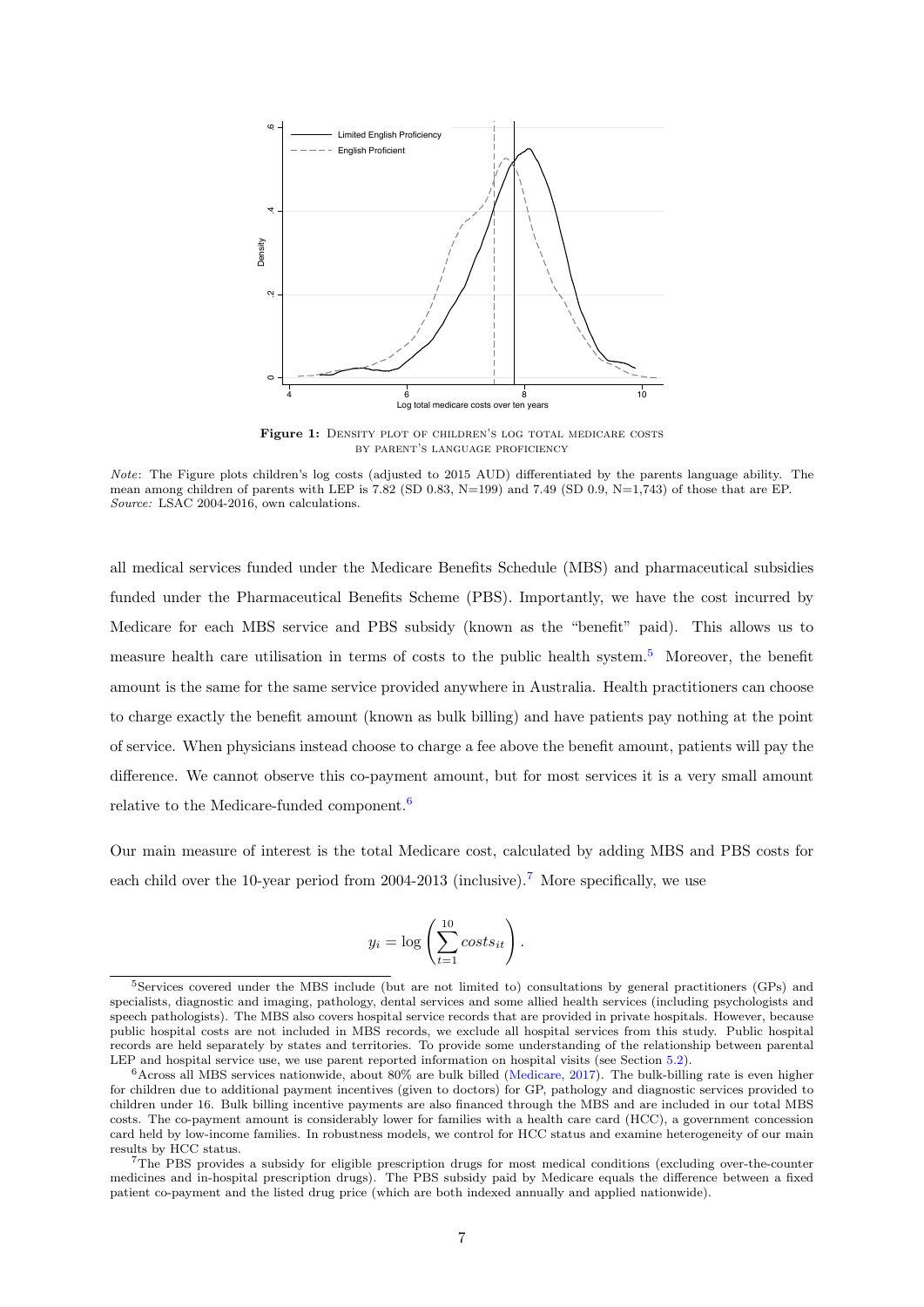**Figure 1:** Density plot of children's log total medicare costs by parent's language proficiency

*Note*: The Figure plots children's log costs (adjusted to 2015 AUD) differentiated by the parents language ability. The mean among children of parents with LEP is 7.82 (SD 0.83, N=199) and 7.49 (SD 0.9, N=1,743) of those that are EP. *Source:* LSAC 2004-2016, own calculations.

all medical services funded under the Medicare Benefits Schedule (MBS) and pharmaceutical subsidies funded under the Pharmaceutical Benefits Scheme (PBS). Importantly, we have the cost incurred by Medicare for each MBS service and PBS subsidy (known as the "benefit" paid). This allows us to measure health care utilisation in terms of costs to the public health system.[5] Moreover, the benefit amount is the same for the same service provided anywhere in Australia. Health practitioners can choose to charge exactly the benefit amount (known as bulk billing) and have patients pay nothing at the point of service. When physicians instead choose to charge a fee above the benefit amount, patients will pay the difference. We cannot observe this co-payment amount, but for most services it is a very small amount relative to the Medicare-funded component.[6]

Our main measure of interest is the total Medicare cost, calculated by adding MBS and PBS costs for each child over the 10-year period from 2004-2013 (inclusive).[7] More specifically, we use

$$y_i = \log\left(\sum_{t=1}^{10} costs_{it}\right).$$

[5]Services covered under the MBS include (but are not limited to) consultations by general practitioners (GPs) and specialists, diagnostic and imaging, pathology, dental services and some allied health services (including psychologists and speech pathologists). The MBS also covers hospital service records that are provided in private hospitals. However, because public hospital costs are not included in MBS records, we exclude all hospital services from this study. Public hospital records are held separately by states and territories. To provide some understanding of the relationship between parental LEP and hospital service use, we use parent reported information on hospital visits (see Section 5.2).

[6]Across all MBS services nationwide, about 80% are bulk billed (Medicare, 2017). The bulk-billing rate is even higher for children due to additional payment incentives (given to doctors) for GP, pathology and diagnostic services provided to children under 16. Bulk billing incentive payments are also financed through the MBS and are included in our total MBS costs. The co-payment amount is considerably lower for families with a health care card (HCC), a government concession card held by low-income families. In robustness models, we control for HCC status and examine heterogeneity of our main results by HCC status.

[7]The PBS provides a subsidy for eligible prescription drugs for most medical conditions (excluding over-the-counter medicines and in-hospital prescription drugs). The PBS subsidy paid by Medicare equals the difference between a fixed patient co-payment and the listed drug price (which are both indexed annually and applied nationwide).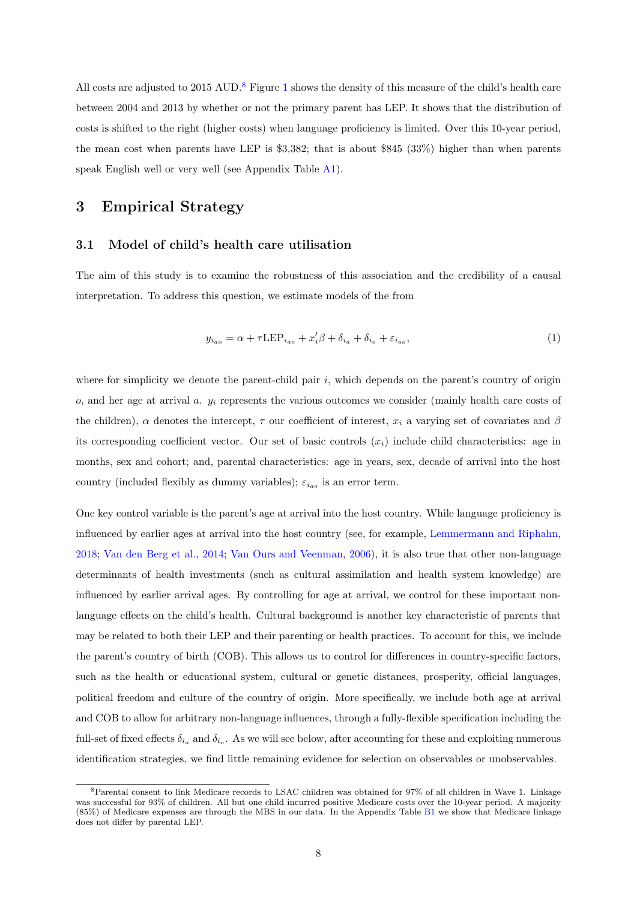All costs are adjusted to 2015 AUD.[8] Figure 1 shows the density of this measure of the child's health care between 2004 and 2013 by whether or not the primary parent has LEP. It shows that the distribution of costs is shifted to the right (higher costs) when language proficiency is limited. Over this 10-year period, the mean cost when parents have LEP is \$3,382; that is about \$845 (33%) higher than when parents speak English well or very well (see Appendix Table A1).

## 3 Empirical Strategy

### 3.1 Model of child's health care utilisation

The aim of this study is to examine the robustness of this association and the credibility of a causal interpretation. To address this question, we estimate models of the from

$$y_{i_{ao}} = \alpha + \tau \text{LEP}_{i_{ao}} + x_i'\beta + \delta_{i_a} + \delta_{i_o} + \varepsilon_{i_{ao}}, \tag{1}$$

where for simplicity we denote the parent-child pair $i$, which depends on the parent's country of origin $o$, and her age at arrival $a$. $y_i$ represents the various outcomes we consider (mainly health care costs of the children), $\alpha$ denotes the intercept, $\tau$ our coefficient of interest, $x_i$ a varying set of covariates and $\beta$ its corresponding coefficient vector. Our set of basic controls ($x_i$) include child characteristics: age in months, sex and cohort; and, parental characteristics: age in years, sex, decade of arrival into the host country (included flexibly as dummy variables); $\varepsilon_{i_{ao}}$ is an error term.

One key control variable is the parent's age at arrival into the host country. While language proficiency is influenced by earlier ages at arrival into the host country (see, for example, Lemmermann and Riphahn, 2018; Van den Berg et al., 2014; Van Ours and Veenman, 2006), it is also true that other non-language determinants of health investments (such as cultural assimilation and health system knowledge) are influenced by earlier arrival ages. By controlling for age at arrival, we control for these important non-language effects on the child's health. Cultural background is another key characteristic of parents that may be related to both their LEP and their parenting or health practices. To account for this, we include the parent's country of birth (COB). This allows us to control for differences in country-specific factors, such as the health or educational system, cultural or genetic distances, prosperity, official languages, political freedom and culture of the country of origin. More specifically, we include both age at arrival and COB to allow for arbitrary non-language influences, through a fully-flexible specification including the full-set of fixed effects $\delta_{i_a}$ and $\delta_{i_o}$. As we will see below, after accounting for these and exploiting numerous identification strategies, we find little remaining evidence for selection on observables or unobservables.

[8] Parental consent to link Medicare records to LSAC children was obtained for 97% of all children in Wave 1. Linkage was successful for 93% of children. All but one child incurred positive Medicare costs over the 10-year period. A majority (85%) of Medicare expenses are through the MBS in our data. In the Appendix Table B1 we show that Medicare linkage does not differ by parental LEP.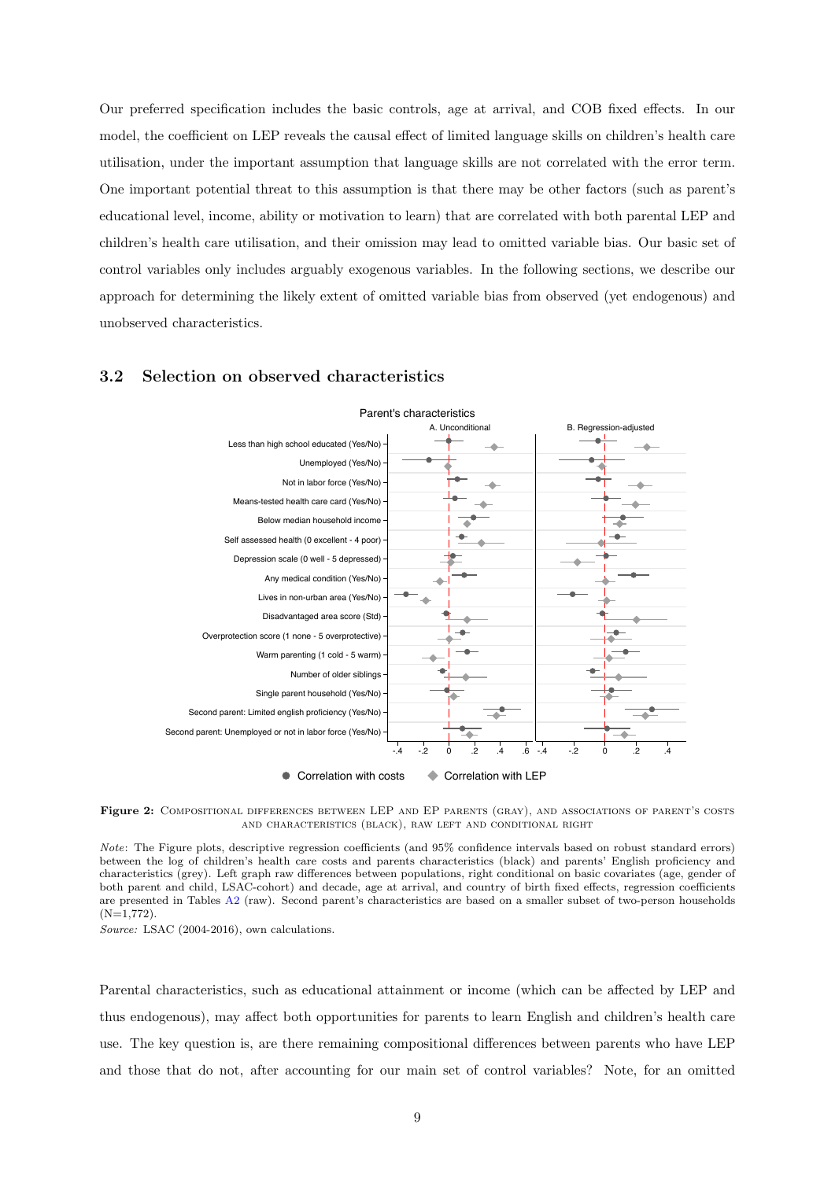Our preferred specification includes the basic controls, age at arrival, and COB fixed effects. In our model, the coefficient on LEP reveals the causal effect of limited language skills on children's health care utilisation, under the important assumption that language skills are not correlated with the error term. One important potential threat to this assumption is that there may be other factors (such as parent's educational level, income, ability or motivation to learn) that are correlated with both parental LEP and children's health care utilisation, and their omission may lead to omitted variable bias. Our basic set of control variables only includes arguably exogenous variables. In the following sections, we describe our approach for determining the likely extent of omitted variable bias from observed (yet endogenous) and unobserved characteristics.

## 3.2 Selection on observed characteristics

**Figure 2:** Compositional differences between LEP and EP parents (gray), and associations of parent's costs and characteristics (black), raw left and conditional right

*Note*: The Figure plots, descriptive regression coefficients (and 95% confidence intervals based on robust standard errors) between the log of children's health care costs and parents characteristics (black) and parents' English proficiency and characteristics (grey). Left graph raw differences between populations, right conditional on basic covariates (age, gender of both parent and child, LSAC-cohort) and decade, age at arrival, and country of birth fixed effects, regression coefficients are presented in Tables A2 (raw). Second parent's characteristics are based on a smaller subset of two-person households (N=1,772).

*Source:* LSAC (2004-2016), own calculations.

Parental characteristics, such as educational attainment or income (which can be affected by LEP and thus endogenous), may affect both opportunities for parents to learn English and children's health care use. The key question is, are there remaining compositional differences between parents who have LEP and those that do not, after accounting for our main set of control variables? Note, for an omitted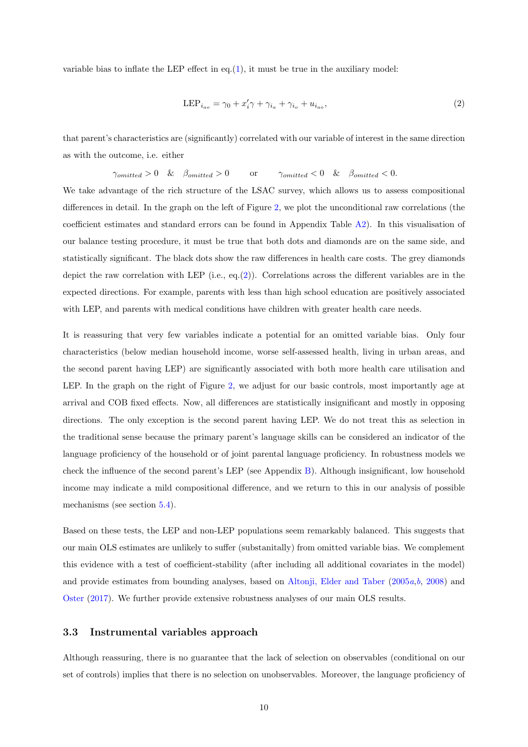variable bias to inflate the LEP effect in eq.(1), it must be true in the auxiliary model:

$$\text{LEP}_{i_{ao}} = \gamma_0 + x_i'\gamma + \gamma_{i_a} + \gamma_{i_o} + u_{i_{ao}}, \tag{2}$$

that parent's characteristics are (significantly) correlated with our variable of interest in the same direction as with the outcome, i.e. either

$$\gamma_{omitted} > 0 \quad \& \quad \beta_{omitted} > 0 \qquad \text{or} \qquad \gamma_{omitted} < 0 \quad \& \quad \beta_{omitted} < 0.$$

We take advantage of the rich structure of the LSAC survey, which allows us to assess compositional differences in detail. In the graph on the left of Figure 2, we plot the unconditional raw correlations (the coefficient estimates and standard errors can be found in Appendix Table A2). In this visualisation of our balance testing procedure, it must be true that both dots and diamonds are on the same side, and statistically significant. The black dots show the raw differences in health care costs. The grey diamonds depict the raw correlation with LEP (i.e., eq.(2)). Correlations across the different variables are in the expected directions. For example, parents with less than high school education are positively associated with LEP, and parents with medical conditions have children with greater health care needs.

It is reassuring that very few variables indicate a potential for an omitted variable bias. Only four characteristics (below median household income, worse self-assessed health, living in urban areas, and the second parent having LEP) are significantly associated with both more health care utilisation and LEP. In the graph on the right of Figure 2, we adjust for our basic controls, most importantly age at arrival and COB fixed effects. Now, all differences are statistically insignificant and mostly in opposing directions. The only exception is the second parent having LEP. We do not treat this as selection in the traditional sense because the primary parent's language skills can be considered an indicator of the language proficiency of the household or of joint parental language proficiency. In robustness models we check the influence of the second parent's LEP (see Appendix B). Although insignificant, low household income may indicate a mild compositional difference, and we return to this in our analysis of possible mechanisms (see section 5.4).

Based on these tests, the LEP and non-LEP populations seem remarkably balanced. This suggests that our main OLS estimates are unlikely to suffer (substanitally) from omitted variable bias. We complement this evidence with a test of coefficient-stability (after including all additional covariates in the model) and provide estimates from bounding analyses, based on Altonji, Elder and Taber (2005*a*,*b*, 2008) and Oster (2017). We further provide extensive robustness analyses of our main OLS results.

### 3.3 Instrumental variables approach

Although reassuring, there is no guarantee that the lack of selection on observables (conditional on our set of controls) implies that there is no selection on unobservables. Moreover, the language proficiency of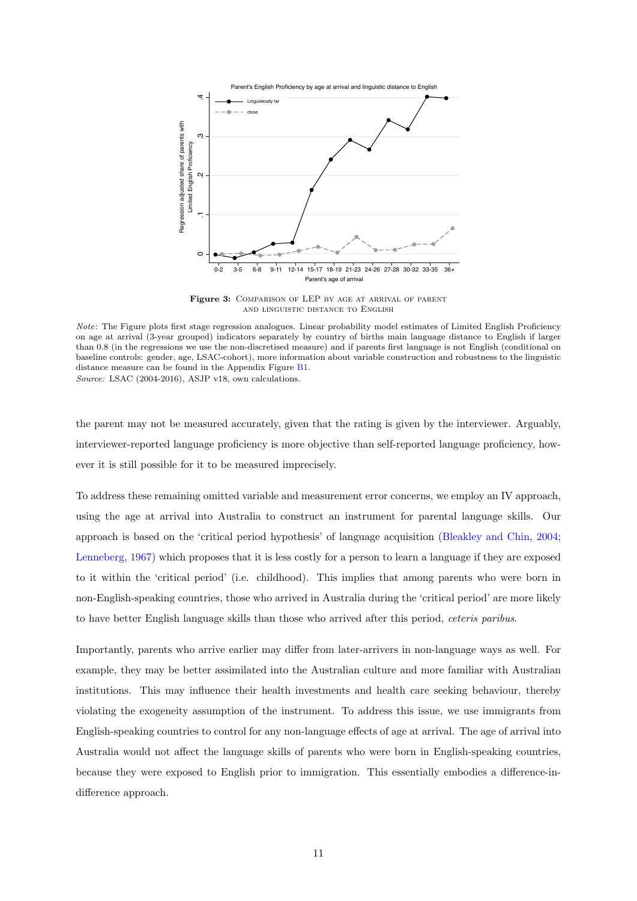**Figure 3:** Comparison of LEP by age at arrival of parent and linguistic distance to English

*Note*: The Figure plots first stage regression analogues. Linear probability model estimates of Limited English Proficiency on age at arrival (3-year grouped) indicators separately by country of births main language distance to English if larger than 0.8 (in the regressions we use the non-discretised measure) and if parents first language is not English (conditional on baseline controls: gender, age, LSAC-cohort), more information about variable construction and robustness to the linguistic distance measure can be found in the Appendix Figure B1.
*Source:* LSAC (2004-2016), ASJP v18, own calculations.

the parent may not be measured accurately, given that the rating is given by the interviewer. Arguably, interviewer-reported language proficiency is more objective than self-reported language proficiency, however it is still possible for it to be measured imprecisely.

To address these remaining omitted variable and measurement error concerns, we employ an IV approach, using the age at arrival into Australia to construct an instrument for parental language skills. Our approach is based on the 'critical period hypothesis' of language acquisition (Bleakley and Chin, 2004; Lenneberg, 1967) which proposes that it is less costly for a person to learn a language if they are exposed to it within the 'critical period' (i.e. childhood). This implies that among parents who were born in non-English-speaking countries, those who arrived in Australia during the 'critical period' are more likely to have better English language skills than those who arrived after this period, *ceteris paribus*.

Importantly, parents who arrive earlier may differ from later-arrivers in non-language ways as well. For example, they may be better assimilated into the Australian culture and more familiar with Australian institutions. This may influence their health investments and health care seeking behaviour, thereby violating the exogeneity assumption of the instrument. To address this issue, we use immigrants from English-speaking countries to control for any non-language effects of age at arrival. The age of arrival into Australia would not affect the language skills of parents who were born in English-speaking countries, because they were exposed to English prior to immigration. This essentially embodies a difference-in-difference approach.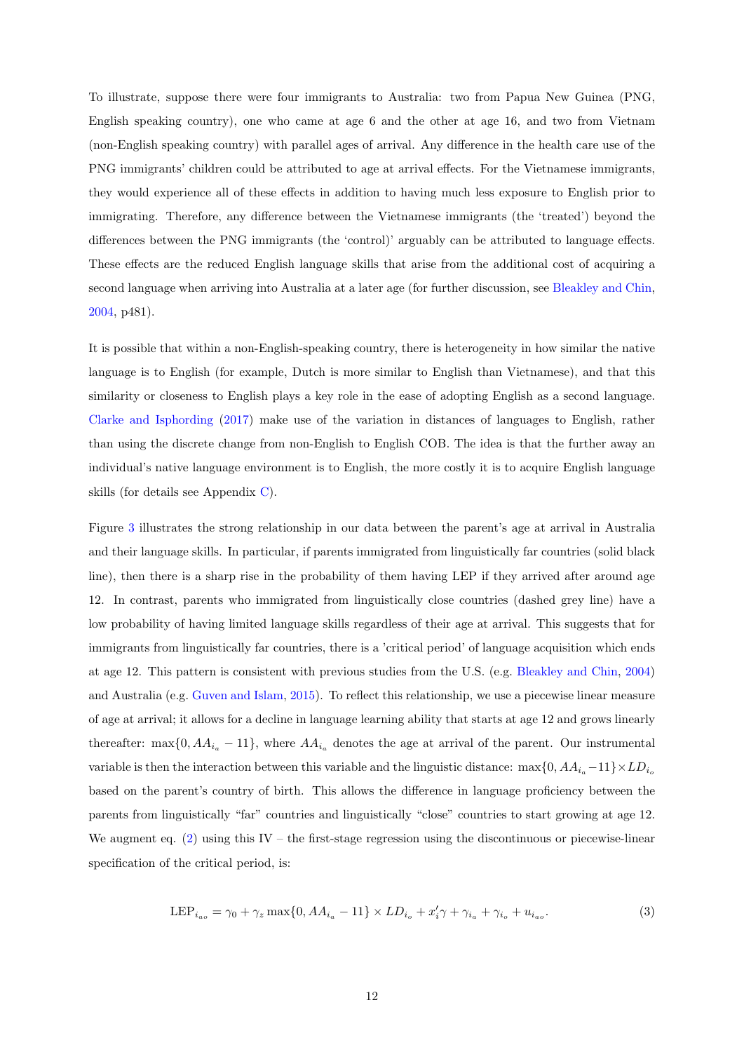To illustrate, suppose there were four immigrants to Australia: two from Papua New Guinea (PNG, English speaking country), one who came at age 6 and the other at age 16, and two from Vietnam (non-English speaking country) with parallel ages of arrival. Any difference in the health care use of the PNG immigrants' children could be attributed to age at arrival effects. For the Vietnamese immigrants, they would experience all of these effects in addition to having much less exposure to English prior to immigrating. Therefore, any difference between the Vietnamese immigrants (the 'treated') beyond the differences between the PNG immigrants (the 'control)' arguably can be attributed to language effects. These effects are the reduced English language skills that arise from the additional cost of acquiring a second language when arriving into Australia at a later age (for further discussion, see Bleakley and Chin, 2004, p481).

It is possible that within a non-English-speaking country, there is heterogeneity in how similar the native language is to English (for example, Dutch is more similar to English than Vietnamese), and that this similarity or closeness to English plays a key role in the ease of adopting English as a second language. Clarke and Isphording (2017) make use of the variation in distances of languages to English, rather than using the discrete change from non-English to English COB. The idea is that the further away an individual's native language environment is to English, the more costly it is to acquire English language skills (for details see Appendix C).

Figure 3 illustrates the strong relationship in our data between the parent's age at arrival in Australia and their language skills. In particular, if parents immigrated from linguistically far countries (solid black line), then there is a sharp rise in the probability of them having LEP if they arrived after around age 12. In contrast, parents who immigrated from linguistically close countries (dashed grey line) have a low probability of having limited language skills regardless of their age at arrival. This suggests that for immigrants from linguistically far countries, there is a 'critical period' of language acquisition which ends at age 12. This pattern is consistent with previous studies from the U.S. (e.g. Bleakley and Chin, 2004) and Australia (e.g. Guven and Islam, 2015). To reflect this relationship, we use a piecewise linear measure of age at arrival; it allows for a decline in language learning ability that starts at age 12 and grows linearly thereafter: $\max\{0, AA_{i_a} - 11\}$, where $AA_{i_a}$ denotes the age at arrival of the parent. Our instrumental variable is then the interaction between this variable and the linguistic distance: $\max\{0, AA_{i_a} - 11\} \times LD_{i_o}$ based on the parent's country of birth. This allows the difference in language proficiency between the parents from linguistically "far" countries and linguistically "close" countries to start growing at age 12. We augment eq. (2) using this IV – the first-stage regression using the discontinuous or piecewise-linear specification of the critical period, is:

$$\text{LEP}_{i_{ao}} = \gamma_0 + \gamma_z \max\{0, AA_{i_a} - 11\} \times LD_{i_o} + x_i'\gamma + \gamma_{i_a} + \gamma_{i_o} + u_{i_{ao}}. \tag{3}$$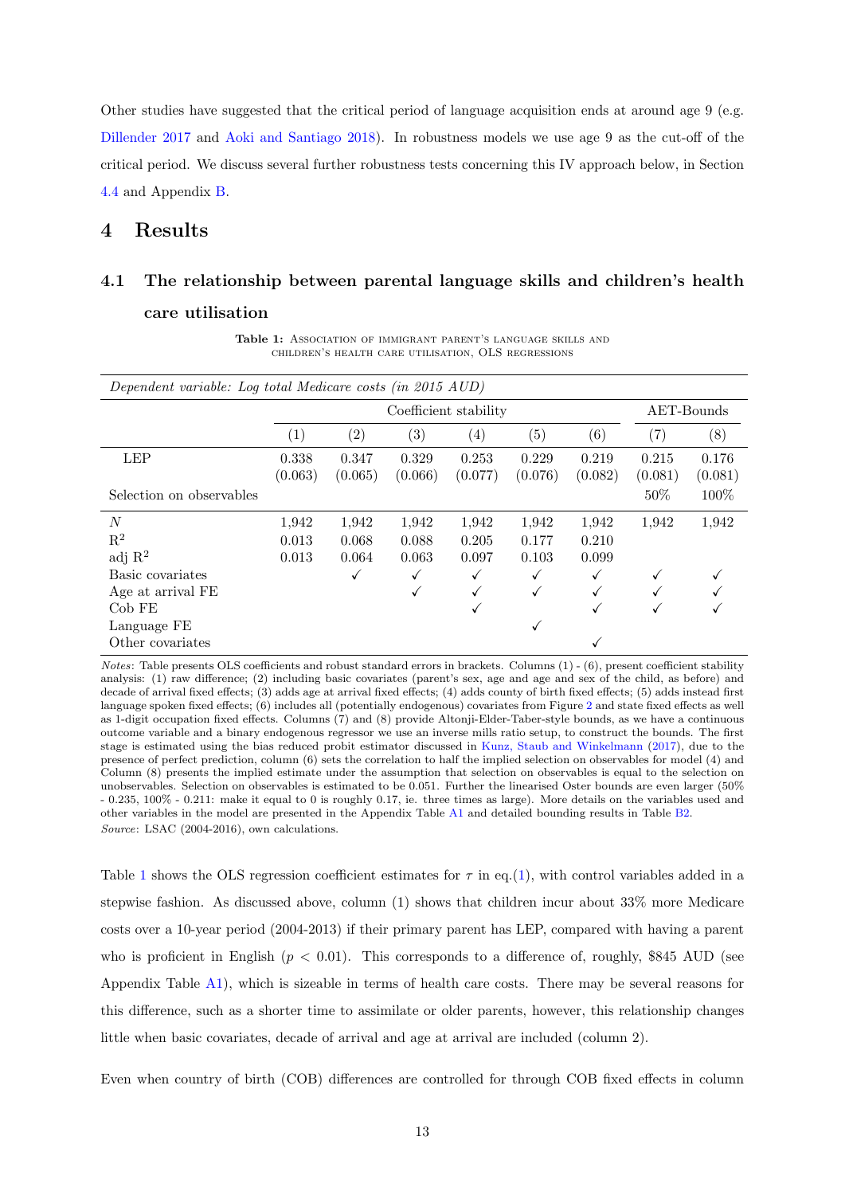Other studies have suggested that the critical period of language acquisition ends at around age 9 (e.g. Dillender 2017 and Aoki and Santiago 2018). In robustness models we use age 9 as the cut-off of the critical period. We discuss several further robustness tests concerning this IV approach below, in Section 4.4 and Appendix B.

# 4 Results

## 4.1 The relationship between parental language skills and children's health care utilisation

**Table 1:** Association of immigrant parent's language skills and children's health care utilisation, OLS regressions

| *Dependent variable: Log total Medicare costs (in 2015 AUD)* | | | | | | | | |
|---|---|---|---|---|---|---|---|---|
| | Coefficient stability | | | | | | AET-Bounds | |
| | (1) | (2) | (3) | (4) | (5) | (6) | (7) | (8) |
| LEP | 0.338 | 0.347 | 0.329 | 0.253 | 0.229 | 0.219 | 0.215 | 0.176 |
| | (0.063) | (0.065) | (0.066) | (0.077) | (0.076) | (0.082) | (0.081) | (0.081) |
| Selection on observables | | | | | | | 50% | 100% |
| $N$ | 1,942 | 1,942 | 1,942 | 1,942 | 1,942 | 1,942 | 1,942 | 1,942 |
| $R^2$ | 0.013 | 0.068 | 0.088 | 0.205 | 0.177 | 0.210 | | |
| adj $R^2$ | 0.013 | 0.064 | 0.063 | 0.097 | 0.103 | 0.099 | | |
| Basic covariates | | ✓ | ✓ | ✓ | ✓ | ✓ | ✓ | ✓ |
| Age at arrival FE | | | ✓ | ✓ | ✓ | ✓ | ✓ | ✓ |
| Cob FE | | | | ✓ | | ✓ | ✓ | ✓ |
| Language FE | | | | | ✓ | | | |
| Other covariates | | | | | | ✓ | | |

*Notes*: Table presents OLS coefficients and robust standard errors in brackets. Columns (1) - (6), present coefficient stability analysis: (1) raw difference; (2) including basic covariates (parent's sex, age and age and sex of the child, as before) and decade of arrival fixed effects; (3) adds age at arrival fixed effects; (4) adds county of birth fixed effects; (5) adds instead first language spoken fixed effects; (6) includes all (potentially endogenous) covariates from Figure 2 and state fixed effects as well as 1-digit occupation fixed effects. Columns (7) and (8) provide Altonji-Elder-Taber-style bounds, as we have a continuous outcome variable and a binary endogenous regressor we use an inverse mills ratio setup, to construct the bounds. The first stage is estimated using the bias reduced probit estimator discussed in Kunz, Staub and Winkelmann (2017), due to the presence of perfect prediction, column (6) sets the correlation to half the implied selection on observables for model (4) and Column (8) presents the implied estimate under the assumption that selection on observables is equal to the selection on unobservables. Selection on observables is estimated to be 0.051. Further the linearised Oster bounds are even larger (50% - 0.235, 100% - 0.211: make it equal to 0 is roughly 0.17, ie. three times as large). More details on the variables used and other variables in the model are presented in the Appendix Table A1 and detailed bounding results in Table B2.

*Source*: LSAC (2004-2016), own calculations.

Table 1 shows the OLS regression coefficient estimates for $\tau$ in eq.(1), with control variables added in a stepwise fashion. As discussed above, column (1) shows that children incur about 33% more Medicare costs over a 10-year period (2004-2013) if their primary parent has LEP, compared with having a parent who is proficient in English ($p < 0.01$). This corresponds to a difference of, roughly, $845 AUD (see Appendix Table A1), which is sizeable in terms of health care costs. There may be several reasons for this difference, such as a shorter time to assimilate or older parents, however, this relationship changes little when basic covariates, decade of arrival and age at arrival are included (column 2).

Even when country of birth (COB) differences are controlled for through COB fixed effects in column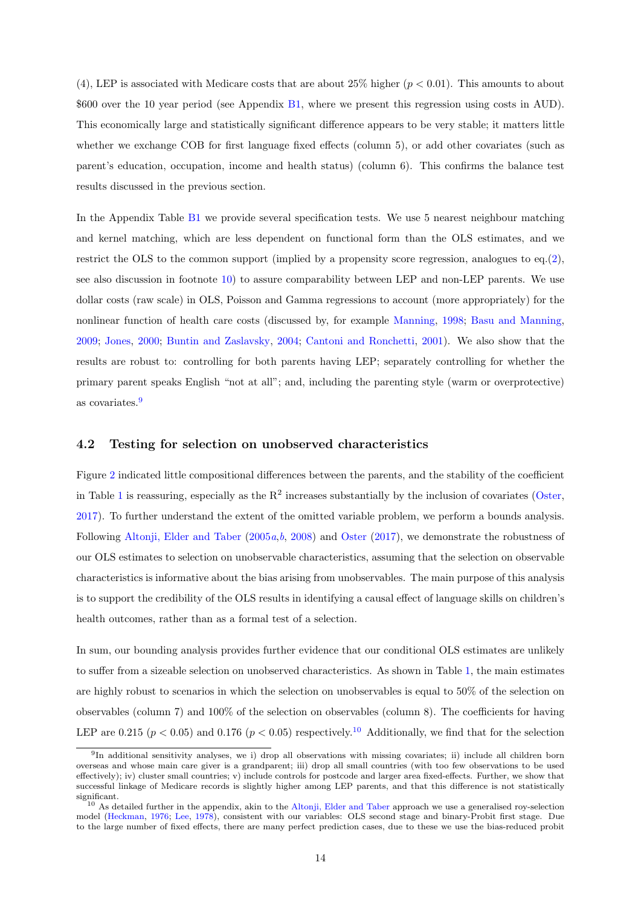(4), LEP is associated with Medicare costs that are about 25% higher ($p < 0.01$). This amounts to about \$600 over the 10 year period (see Appendix B1, where we present this regression using costs in AUD). This economically large and statistically significant difference appears to be very stable; it matters little whether we exchange COB for first language fixed effects (column 5), or add other covariates (such as parent's education, occupation, income and health status) (column 6). This confirms the balance test results discussed in the previous section.

In the Appendix Table B1 we provide several specification tests. We use 5 nearest neighbour matching and kernel matching, which are less dependent on functional form than the OLS estimates, and we restrict the OLS to the common support (implied by a propensity score regression, analogues to eq.(2), see also discussion in footnote 10) to assure comparability between LEP and non-LEP parents. We use dollar costs (raw scale) in OLS, Poisson and Gamma regressions to account (more appropriately) for the nonlinear function of health care costs (discussed by, for example Manning, 1998; Basu and Manning, 2009; Jones, 2000; Buntin and Zaslavsky, 2004; Cantoni and Ronchetti, 2001). We also show that the results are robust to: controlling for both parents having LEP; separately controlling for whether the primary parent speaks English "not at all"; and, including the parenting style (warm or overprotective) as covariates.[9]

### 4.2 Testing for selection on unobserved characteristics

Figure 2 indicated little compositional differences between the parents, and the stability of the coefficient in Table 1 is reassuring, especially as the $R^2$ increases substantially by the inclusion of covariates (Oster, 2017). To further understand the extent of the omitted variable problem, we perform a bounds analysis. Following Altonji, Elder and Taber (2005*a*,*b*, 2008) and Oster (2017), we demonstrate the robustness of our OLS estimates to selection on unobservable characteristics, assuming that the selection on observable characteristics is informative about the bias arising from unobservables. The main purpose of this analysis is to support the credibility of the OLS results in identifying a causal effect of language skills on children's health outcomes, rather than as a formal test of a selection.

In sum, our bounding analysis provides further evidence that our conditional OLS estimates are unlikely to suffer from a sizeable selection on unobserved characteristics. As shown in Table 1, the main estimates are highly robust to scenarios in which the selection on unobservables is equal to 50% of the selection on observables (column 7) and 100% of the selection on observables (column 8). The coefficients for having LEP are 0.215 ($p < 0.05$) and 0.176 ($p < 0.05$) respectively.[10] Additionally, we find that for the selection

---

[9] In additional sensitivity analyses, we i) drop all observations with missing covariates; ii) include all children born overseas and whose main care giver is a grandparent; iii) drop all small countries (with too few observations to be used effectively); iv) cluster small countries; v) include controls for postcode and larger area fixed-effects. Further, we show that successful linkage of Medicare records is slightly higher among LEP parents, and that this difference is not statistically significant.

[10] As detailed further in the appendix, akin to the Altonji, Elder and Taber approach we use a generalised roy-selection model (Heckman, 1976; Lee, 1978), consistent with our variables: OLS second stage and binary-Probit first stage. Due to the large number of fixed effects, there are many perfect prediction cases, due to these we use the bias-reduced probit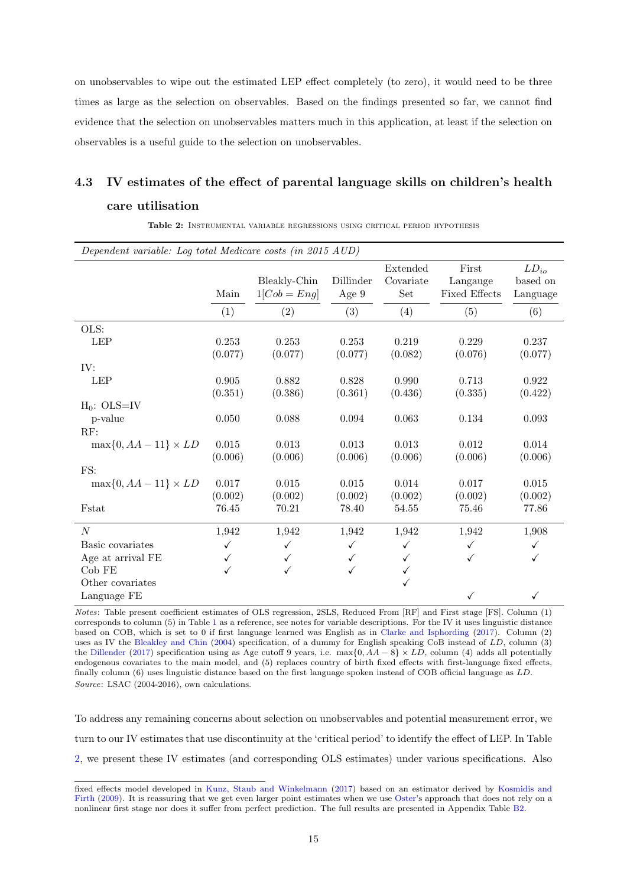on unobservables to wipe out the estimated LEP effect completely (to zero), it would need to be three times as large as the selection on observables. Based on the findings presented so far, we cannot find evidence that the selection on unobservables matters much in this application, at least if the selection on observables is a useful guide to the selection on unobservables.

### 4.3 IV estimates of the effect of parental language skills on children's health care utilisation

**Table 2:** Instrumental variable regressions using critical period hypothesis

| *Dependent variable: Log total Medicare costs (in 2015 AUD)* | | | | | | |
|---|---|---|---|---|---|---|
| | Main | Bleakly-Chin $1[Cob = Eng]$ | Dillinder Age 9 | Extended Covariate Set | First Langauge Fixed Effects | $LD_{io}$ based on Language |
| | (1) | (2) | (3) | (4) | (5) | (6) |
| OLS: | | | | | | |
| LEP | 0.253 | 0.253 | 0.253 | 0.219 | 0.229 | 0.237 |
| | (0.077) | (0.077) | (0.077) | (0.082) | (0.076) | (0.077) |
| IV: | | | | | | |
| LEP | 0.905 | 0.882 | 0.828 | 0.990 | 0.713 | 0.922 |
| | (0.351) | (0.386) | (0.361) | (0.436) | (0.335) | (0.422) |
| $H_0$: OLS=IV | | | | | | |
| p-value | 0.050 | 0.088 | 0.094 | 0.063 | 0.134 | 0.093 |
| RF: | | | | | | |
| $\max\{0, AA-11\} \times LD$ | 0.015 | 0.013 | 0.013 | 0.013 | 0.012 | 0.014 |
| | (0.006) | (0.006) | (0.006) | (0.006) | (0.006) | (0.006) |
| FS: | | | | | | |
| $\max\{0, AA-11\} \times LD$ | 0.017 | 0.015 | 0.015 | 0.014 | 0.017 | 0.015 |
| | (0.002) | (0.002) | (0.002) | (0.002) | (0.002) | (0.002) |
| Fstat | 76.45 | 70.21 | 78.40 | 54.55 | 75.46 | 77.86 |
| $N$ | 1,942 | 1,942 | 1,942 | 1,942 | 1,942 | 1,908 |
| Basic covariates | ✓ | ✓ | ✓ | ✓ | ✓ | ✓ |
| Age at arrival FE | ✓ | ✓ | ✓ | ✓ | ✓ | ✓ |
| Cob FE | ✓ | ✓ | ✓ | ✓ | | |
| Other covariates | | | | ✓ | | |
| Language FE | | | | | ✓ | ✓ |

*Notes*: Table present coefficient estimates of OLS regression, 2SLS, Reduced From [RF] and First stage [FS]. Column (1) corresponds to column (5) in Table 1 as a reference, see notes for variable descriptions. For the IV it uses linguistic distance based on COB, which is set to 0 if first language learned was English as in Clarke and Isphording (2017). Column (2) uses as IV the Bleakley and Chin (2004) specification, of a dummy for English speaking CoB instead of $LD$, column (3) the Dillender (2017) specification using as Age cutoff 9 years, i.e. $\max\{0, AA-8\} \times LD$, column (4) adds all potentially endogenous covariates to the main model, and (5) replaces country of birth fixed effects with first-language fixed effects, finally column (6) uses linguistic distance based on the first language spoken instead of COB official language as $LD$.
*Source*: LSAC (2004-2016), own calculations.

To address any remaining concerns about selection on unobservables and potential measurement error, we turn to our IV estimates that use discontinuity at the 'critical period' to identify the effect of LEP. In Table 2, we present these IV estimates (and corresponding OLS estimates) under various specifications. Also

fixed effects model developed in Kunz, Staub and Winkelmann (2017) based on an estimator derived by Kosmidis and Firth (2009). It is reassuring that we get even larger point estimates when we use Oster's approach that does not rely on a nonlinear first stage nor does it suffer from perfect prediction. The full results are presented in Appendix Table B2.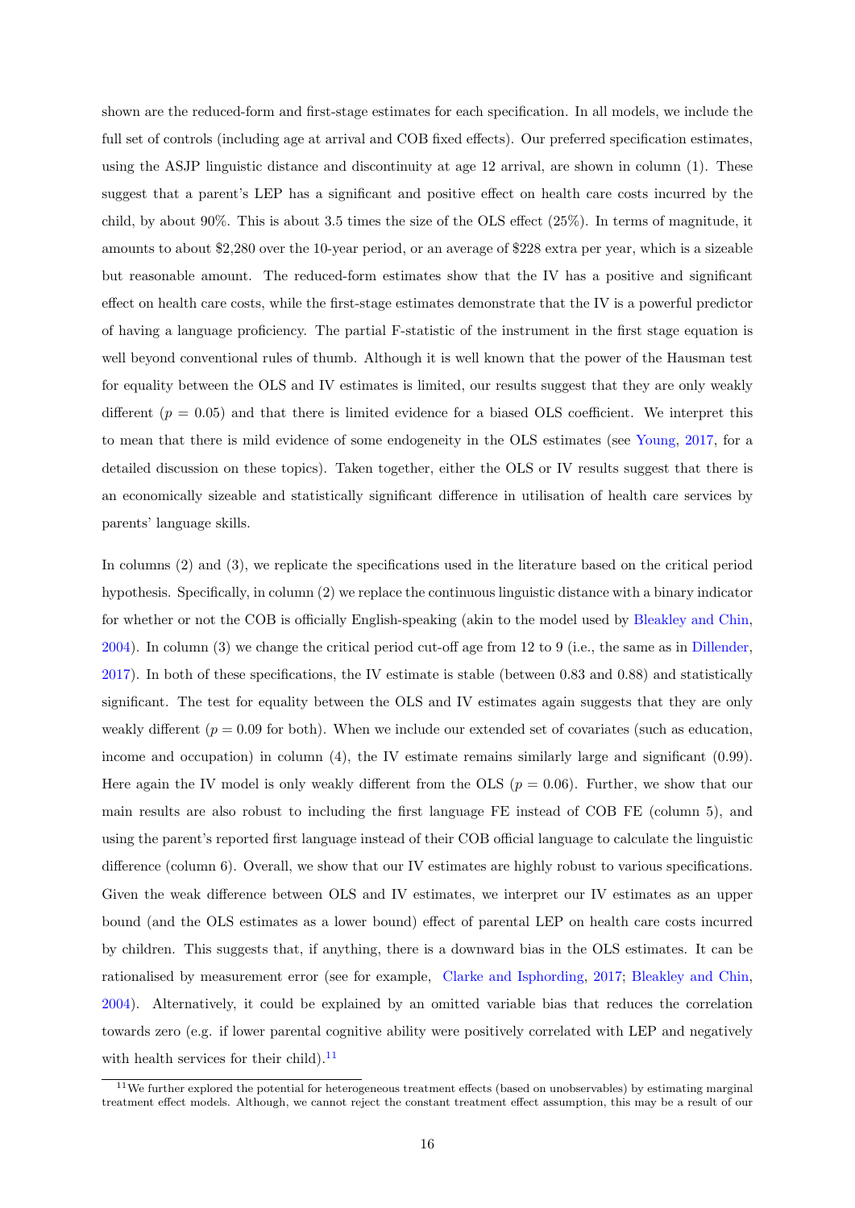shown are the reduced-form and first-stage estimates for each specification. In all models, we include the full set of controls (including age at arrival and COB fixed effects). Our preferred specification estimates, using the ASJP linguistic distance and discontinuity at age 12 arrival, are shown in column (1). These suggest that a parent's LEP has a significant and positive effect on health care costs incurred by the child, by about 90%. This is about 3.5 times the size of the OLS effect (25%). In terms of magnitude, it amounts to about $2,280 over the 10-year period, or an average of $228 extra per year, which is a sizeable but reasonable amount. The reduced-form estimates show that the IV has a positive and significant effect on health care costs, while the first-stage estimates demonstrate that the IV is a powerful predictor of having a language proficiency. The partial F-statistic of the instrument in the first stage equation is well beyond conventional rules of thumb. Although it is well known that the power of the Hausman test for equality between the OLS and IV estimates is limited, our results suggest that they are only weakly different ($p = 0.05$) and that there is limited evidence for a biased OLS coefficient. We interpret this to mean that there is mild evidence of some endogeneity in the OLS estimates (see Young, 2017, for a detailed discussion on these topics). Taken together, either the OLS or IV results suggest that there is an economically sizeable and statistically significant difference in utilisation of health care services by parents' language skills.

In columns (2) and (3), we replicate the specifications used in the literature based on the critical period hypothesis. Specifically, in column (2) we replace the continuous linguistic distance with a binary indicator for whether or not the COB is officially English-speaking (akin to the model used by Bleakley and Chin, 2004). In column (3) we change the critical period cut-off age from 12 to 9 (i.e., the same as in Dillender, 2017). In both of these specifications, the IV estimate is stable (between 0.83 and 0.88) and statistically significant. The test for equality between the OLS and IV estimates again suggests that they are only weakly different ($p = 0.09$ for both). When we include our extended set of covariates (such as education, income and occupation) in column (4), the IV estimate remains similarly large and significant (0.99). Here again the IV model is only weakly different from the OLS ($p = 0.06$). Further, we show that our main results are also robust to including the first language FE instead of COB FE (column 5), and using the parent's reported first language instead of their COB official language to calculate the linguistic difference (column 6). Overall, we show that our IV estimates are highly robust to various specifications. Given the weak difference between OLS and IV estimates, we interpret our IV estimates as an upper bound (and the OLS estimates as a lower bound) effect of parental LEP on health care costs incurred by children. This suggests that, if anything, there is a downward bias in the OLS estimates. It can be rationalised by measurement error (see for example, Clarke and Isphording, 2017; Bleakley and Chin, 2004). Alternatively, it could be explained by an omitted variable bias that reduces the correlation towards zero (e.g. if lower parental cognitive ability were positively correlated with LEP and negatively with health services for their child).[11]

[11] We further explored the potential for heterogeneous treatment effects (based on unobservables) by estimating marginal treatment effect models. Although, we cannot reject the constant treatment effect assumption, this may be a result of our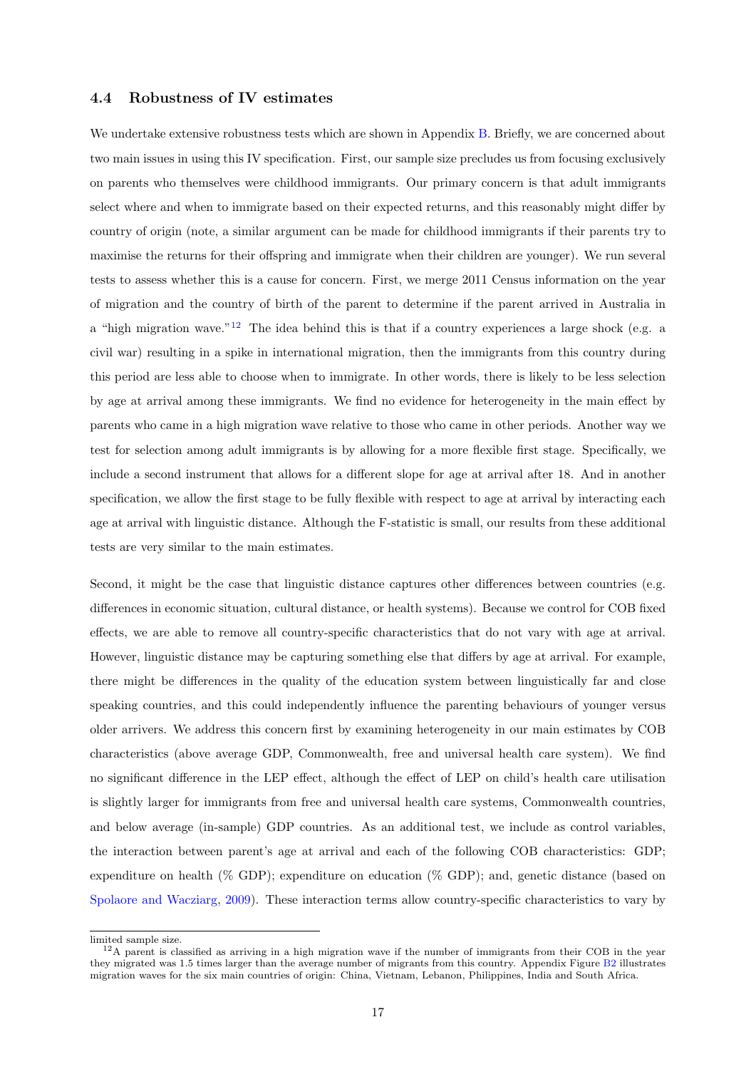### 4.4 Robustness of IV estimates

We undertake extensive robustness tests which are shown in Appendix B. Briefly, we are concerned about two main issues in using this IV specification. First, our sample size precludes us from focusing exclusively on parents who themselves were childhood immigrants. Our primary concern is that adult immigrants select where and when to immigrate based on their expected returns, and this reasonably might differ by country of origin (note, a similar argument can be made for childhood immigrants if their parents try to maximise the returns for their offspring and immigrate when their children are younger). We run several tests to assess whether this is a cause for concern. First, we merge 2011 Census information on the year of migration and the country of birth of the parent to determine if the parent arrived in Australia in a "high migration wave."[12] The idea behind this is that if a country experiences a large shock (e.g. a civil war) resulting in a spike in international migration, then the immigrants from this country during this period are less able to choose when to immigrate. In other words, there is likely to be less selection by age at arrival among these immigrants. We find no evidence for heterogeneity in the main effect by parents who came in a high migration wave relative to those who came in other periods. Another way we test for selection among adult immigrants is by allowing for a more flexible first stage. Specifically, we include a second instrument that allows for a different slope for age at arrival after 18. And in another specification, we allow the first stage to be fully flexible with respect to age at arrival by interacting each age at arrival with linguistic distance. Although the F-statistic is small, our results from these additional tests are very similar to the main estimates.

Second, it might be the case that linguistic distance captures other differences between countries (e.g. differences in economic situation, cultural distance, or health systems). Because we control for COB fixed effects, we are able to remove all country-specific characteristics that do not vary with age at arrival. However, linguistic distance may be capturing something else that differs by age at arrival. For example, there might be differences in the quality of the education system between linguistically far and close speaking countries, and this could independently influence the parenting behaviours of younger versus older arrivers. We address this concern first by examining heterogeneity in our main estimates by COB characteristics (above average GDP, Commonwealth, free and universal health care system). We find no significant difference in the LEP effect, although the effect of LEP on child's health care utilisation is slightly larger for immigrants from free and universal health care systems, Commonwealth countries, and below average (in-sample) GDP countries. As an additional test, we include as control variables, the interaction between parent's age at arrival and each of the following COB characteristics: GDP; expenditure on health (% GDP); expenditure on education (% GDP); and, genetic distance (based on Spolaore and Wacziarg, 2009). These interaction terms allow country-specific characteristics to vary by

---

limited sample size.

[12] A parent is classified as arriving in a high migration wave if the number of immigrants from their COB in the year they migrated was 1.5 times larger than the average number of migrants from this country. Appendix Figure B2 illustrates migration waves for the six main countries of origin: China, Vietnam, Lebanon, Philippines, India and South Africa.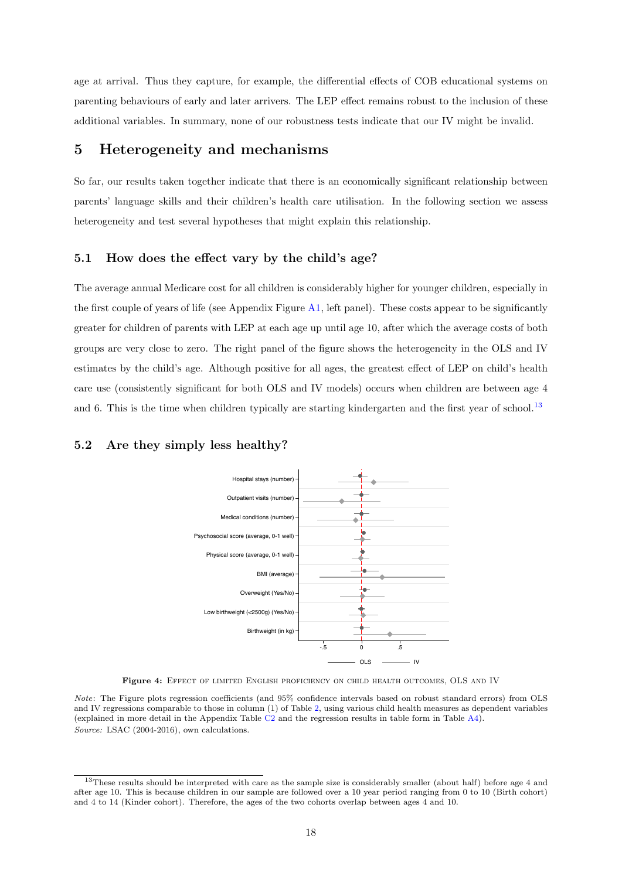age at arrival. Thus they capture, for example, the differential effects of COB educational systems on parenting behaviours of early and later arrivers. The LEP effect remains robust to the inclusion of these additional variables. In summary, none of our robustness tests indicate that our IV might be invalid.

# 5 Heterogeneity and mechanisms

So far, our results taken together indicate that there is an economically significant relationship between parents' language skills and their children's health care utilisation. In the following section we assess heterogeneity and test several hypotheses that might explain this relationship.

## 5.1 How does the effect vary by the child's age?

The average annual Medicare cost for all children is considerably higher for younger children, especially in the first couple of years of life (see Appendix Figure A1, left panel). These costs appear to be significantly greater for children of parents with LEP at each age up until age 10, after which the average costs of both groups are very close to zero. The right panel of the figure shows the heterogeneity in the OLS and IV estimates by the child's age. Although positive for all ages, the greatest effect of LEP on child's health care use (consistently significant for both OLS and IV models) occurs when children are between age 4 and 6. This is the time when children typically are starting kindergarten and the first year of school.[13]

## 5.2 Are they simply less healthy?

**Figure 4:** Effect of limited English proficiency on child health outcomes, OLS and IV

*Note*: The Figure plots regression coefficients (and 95% confidence intervals based on robust standard errors) from OLS and IV regressions comparable to those in column (1) of Table 2, using various child health measures as dependent variables (explained in more detail in the Appendix Table C2 and the regression results in table form in Table A4).
*Source:* LSAC (2004-2016), own calculations.

[13] These results should be interpreted with care as the sample size is considerably smaller (about half) before age 4 and after age 10. This is because children in our sample are followed over a 10 year period ranging from 0 to 10 (Birth cohort) and 4 to 14 (Kinder cohort). Therefore, the ages of the two cohorts overlap between ages 4 and 10.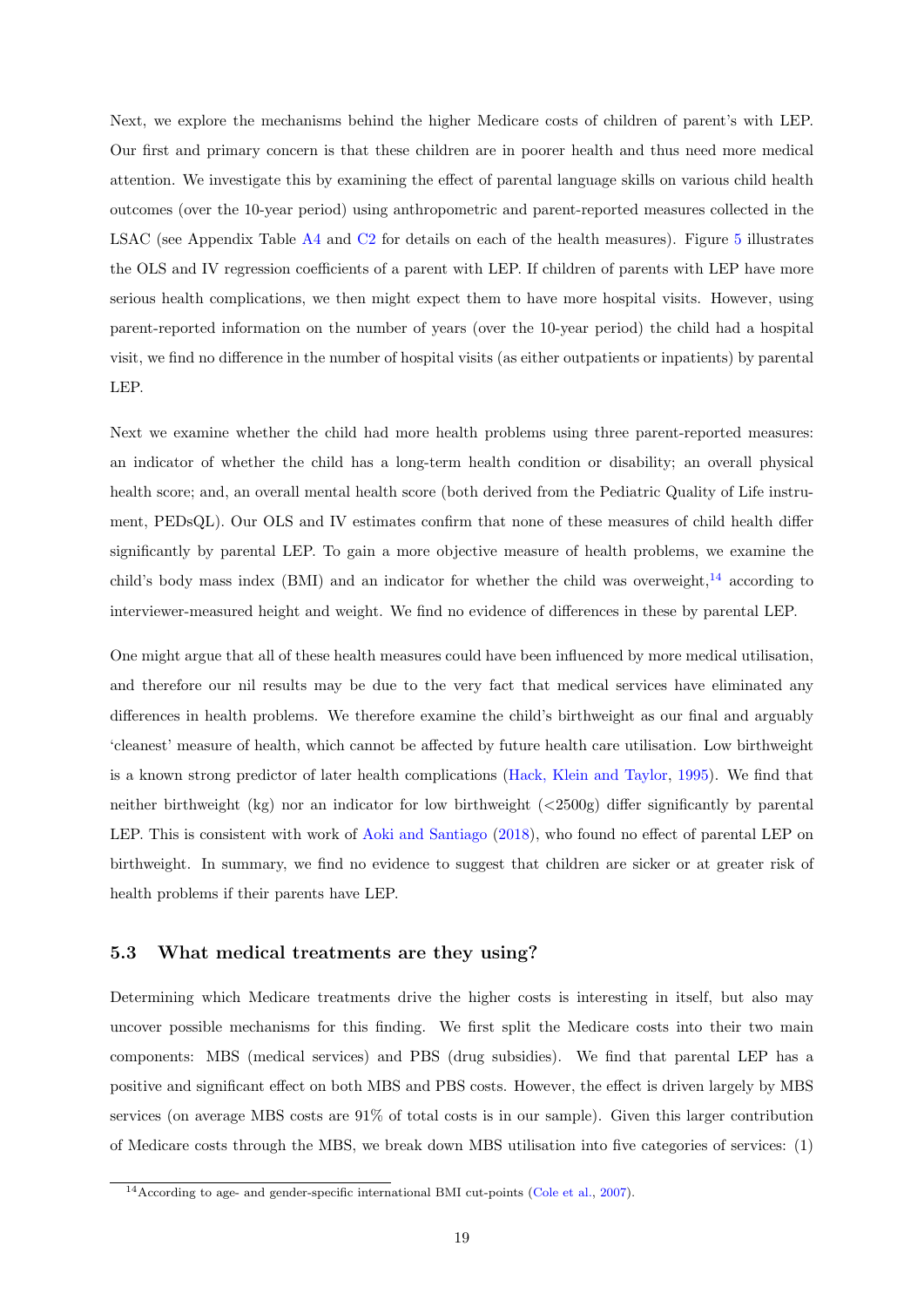Next, we explore the mechanisms behind the higher Medicare costs of children of parent's with LEP. Our first and primary concern is that these children are in poorer health and thus need more medical attention. We investigate this by examining the effect of parental language skills on various child health outcomes (over the 10-year period) using anthropometric and parent-reported measures collected in the LSAC (see Appendix Table A4 and C2 for details on each of the health measures). Figure 5 illustrates the OLS and IV regression coefficients of a parent with LEP. If children of parents with LEP have more serious health complications, we then might expect them to have more hospital visits. However, using parent-reported information on the number of years (over the 10-year period) the child had a hospital visit, we find no difference in the number of hospital visits (as either outpatients or inpatients) by parental LEP.

Next we examine whether the child had more health problems using three parent-reported measures: an indicator of whether the child has a long-term health condition or disability; an overall physical health score; and, an overall mental health score (both derived from the Pediatric Quality of Life instrument, PEDsQL). Our OLS and IV estimates confirm that none of these measures of child health differ significantly by parental LEP. To gain a more objective measure of health problems, we examine the child's body mass index (BMI) and an indicator for whether the child was overweight,[14] according to interviewer-measured height and weight. We find no evidence of differences in these by parental LEP.

One might argue that all of these health measures could have been influenced by more medical utilisation, and therefore our nil results may be due to the very fact that medical services have eliminated any differences in health problems. We therefore examine the child's birthweight as our final and arguably 'cleanest' measure of health, which cannot be affected by future health care utilisation. Low birthweight is a known strong predictor of later health complications (Hack, Klein and Taylor, 1995). We find that neither birthweight (kg) nor an indicator for low birthweight (<2500g) differ significantly by parental LEP. This is consistent with work of Aoki and Santiago (2018), who found no effect of parental LEP on birthweight. In summary, we find no evidence to suggest that children are sicker or at greater risk of health problems if their parents have LEP.

### 5.3 What medical treatments are they using?

Determining which Medicare treatments drive the higher costs is interesting in itself, but also may uncover possible mechanisms for this finding. We first split the Medicare costs into their two main components: MBS (medical services) and PBS (drug subsidies). We find that parental LEP has a positive and significant effect on both MBS and PBS costs. However, the effect is driven largely by MBS services (on average MBS costs are 91% of total costs is in our sample). Given this larger contribution of Medicare costs through the MBS, we break down MBS utilisation into five categories of services: (1)

[14] According to age- and gender-specific international BMI cut-points (Cole et al., 2007).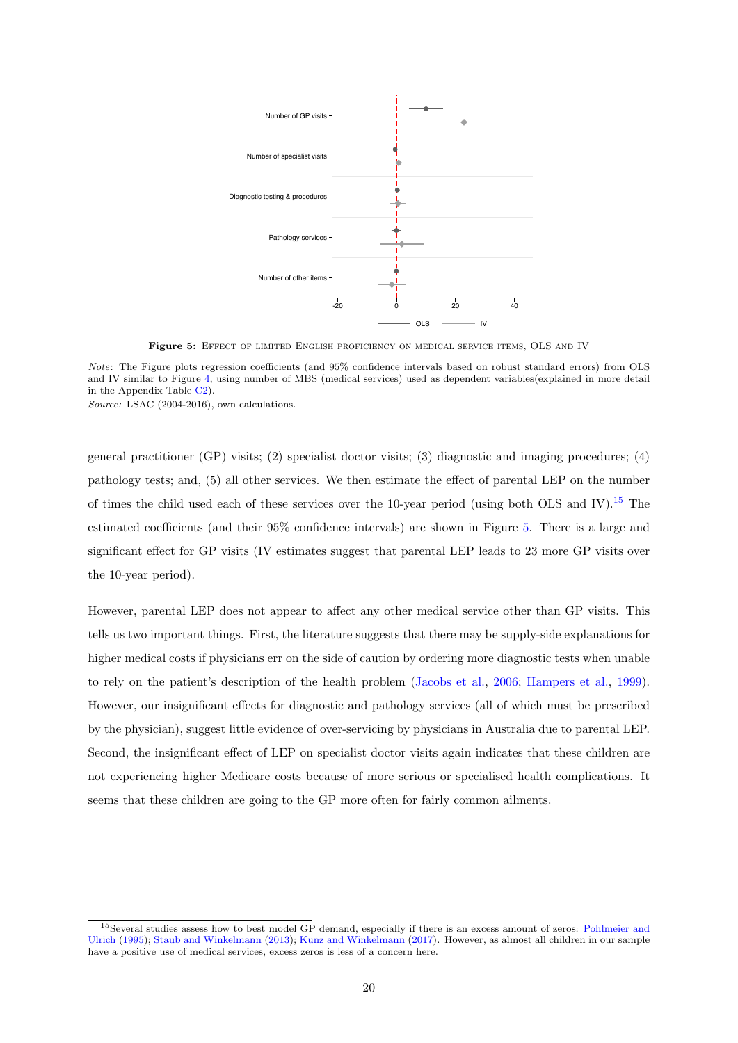**Figure 5:** Effect of limited English proficiency on medical service items, OLS and IV

*Note*: The Figure plots regression coefficients (and 95% confidence intervals based on robust standard errors) from OLS and IV similar to Figure 4, using number of MBS (medical services) used as dependent variables(explained in more detail in the Appendix Table C2).
*Source:* LSAC (2004-2016), own calculations.

general practitioner (GP) visits; (2) specialist doctor visits; (3) diagnostic and imaging procedures; (4) pathology tests; and, (5) all other services. We then estimate the effect of parental LEP on the number of times the child used each of these services over the 10-year period (using both OLS and IV).[15] The estimated coefficients (and their 95% confidence intervals) are shown in Figure 5. There is a large and significant effect for GP visits (IV estimates suggest that parental LEP leads to 23 more GP visits over the 10-year period).

However, parental LEP does not appear to affect any other medical service other than GP visits. This tells us two important things. First, the literature suggests that there may be supply-side explanations for higher medical costs if physicians err on the side of caution by ordering more diagnostic tests when unable to rely on the patient's description of the health problem (Jacobs et al., 2006; Hampers et al., 1999). However, our insignificant effects for diagnostic and pathology services (all of which must be prescribed by the physician), suggest little evidence of over-servicing by physicians in Australia due to parental LEP. Second, the insignificant effect of LEP on specialist doctor visits again indicates that these children are not experiencing higher Medicare costs because of more serious or specialised health complications. It seems that these children are going to the GP more often for fairly common ailments.

[15] Several studies assess how to best model GP demand, especially if there is an excess amount of zeros: Pohlmeier and Ulrich (1995); Staub and Winkelmann (2013); Kunz and Winkelmann (2017). However, as almost all children in our sample have a positive use of medical services, excess zeros is less of a concern here.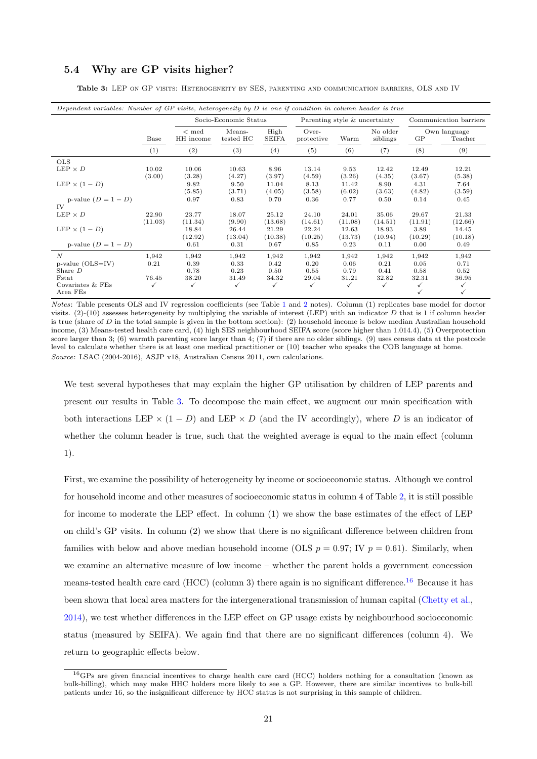### 5.4 Why are GP visits higher?

**Table 3:** LEP on GP visits: Heterogeneity by SES, parenting and communication barriers, OLS and IV

| *Dependent variables: Number of GP visits, heterogeneity by D is one if condition in column header is true* | | | | | | | | | |
|---|---|---|---|---|---|---|---|---|---|
| | | Socio-Economic Status | | | Parenting style & uncertainty | | | Communication barriers | |
| | Base | < med HH income | Means-tested HC | High SEIFA | Over-protective | Warm | No older siblings | Own language GP | Own language Teacher |
| | (1) | (2) | (3) | (4) | (5) | (6) | (7) | (8) | (9) |
| OLS | | | | | | | | | |
| LEP × $D$ | 10.02 | 10.06 | 10.63 | 8.96 | 13.14 | 9.53 | 12.42 | 12.49 | 12.21 |
| | (3.00) | (3.28) | (4.27) | (3.97) | (4.59) | (3.26) | (4.35) | (3.67) | (5.38) |
| LEP × $(1-D)$ | | 9.82 | 9.50 | 11.04 | 8.13 | 11.42 | 8.90 | 4.31 | 7.64 |
| | | (5.85) | (3.71) | (4.05) | (3.58) | (6.02) | (3.63) | (4.82) | (3.59) |
| p-value $(D=1-D)$ | | 0.97 | 0.83 | 0.70 | 0.36 | 0.77 | 0.50 | 0.14 | 0.45 |
| IV | | | | | | | | | |
| LEP × $D$ | 22.90 | 23.77 | 18.07 | 25.12 | 24.10 | 24.01 | 35.06 | 29.67 | 21.33 |
| | (11.03) | (11.34) | (9.90) | (13.68) | (14.61) | (11.08) | (14.51) | (11.91) | (12.66) |
| LEP × $(1-D)$ | | 18.84 | 26.44 | 21.29 | 22.24 | 12.63 | 18.93 | 3.89 | 14.45 |
| | | (12.92) | (13.04) | (10.38) | (10.25) | (13.73) | (10.94) | (10.29) | (10.18) |
| p-value $(D=1-D)$ | | 0.61 | 0.31 | 0.67 | 0.85 | 0.23 | 0.11 | 0.00 | 0.49 |
| $N$ | 1,942 | 1,942 | 1,942 | 1,942 | 1,942 | 1,942 | 1,942 | 1,942 | 1,942 |
| p-value (OLS=IV) | 0.21 | 0.39 | 0.33 | 0.42 | 0.20 | 0.06 | 0.21 | 0.05 | 0.71 |
| Share $D$ | | 0.78 | 0.23 | 0.50 | 0.55 | 0.79 | 0.41 | 0.58 | 0.52 |
| Fstat | 76.45 | 38.20 | 31.49 | 34.32 | 29.04 | 31.21 | 32.82 | 32.31 | 36.95 |
| Covariates & FEs | ✓ | ✓ | ✓ | ✓ | ✓ | ✓ | ✓ | ✓ | ✓ |
| Area FEs | | | | | | | | ✓ | ✓ |

*Notes*: Table presents OLS and IV regression coefficients (see Table 1 and 2 notes). Column (1) replicates base model for doctor visits. (2)-(10) assesses heterogeneity by multiplying the variable of interest (LEP) with an indicator $D$ that is 1 if column header is true (share of $D$ in the total sample is given in the bottom section): (2) household income is below median Australian household income, (3) Means-tested health care card, (4) high SES neighbourhood SEIFA score (score higher than 1.014.4), (5) Overprotection score larger than 3; (6) warmth parenting score larger than 4; (7) if there are no older siblings. (9) uses census data at the postcode level to calculate whether there is at least one medical practitioner or (10) teacher who speaks the COB language at home.
*Source*: LSAC (2004-2016), ASJP v18, Australian Census 2011, own calculations.

We test several hypotheses that may explain the higher GP utilisation by children of LEP parents and present our results in Table 3. To decompose the main effect, we augment our main specification with both interactions LEP × $(1-D)$ and LEP × $D$ (and the IV accordingly), where $D$ is an indicator of whether the column header is true, such that the weighted average is equal to the main effect (column 1).

First, we examine the possibility of heterogeneity by income or socioeconomic status. Although we control for household income and other measures of socioeconomic status in column 4 of Table 2, it is still possible for income to moderate the LEP effect. In column (1) we show the base estimates of the effect of LEP on child's GP visits. In column (2) we show that there is no significant difference between children from families with below and above median household income (OLS $p=0.97$; IV $p=0.61$). Similarly, when we examine an alternative measure of low income – whether the parent holds a government concession means-tested health care card (HCC) (column 3) there again is no significant difference.[16] Because it has been shown that local area matters for the intergenerational transmission of human capital (Chetty et al., 2014), we test whether differences in the LEP effect on GP usage exists by neighbourhood socioeconomic status (measured by SEIFA). We again find that there are no significant differences (column 4). We return to geographic effects below.

[16] GPs are given financial incentives to charge health care card (HCC) holders nothing for a consultation (known as bulk-billing), which may make HHC holders more likely to see a GP. However, there are similar incentives to bulk-bill patients under 16, so the insignificant difference by HCC status is not surprising in this sample of children.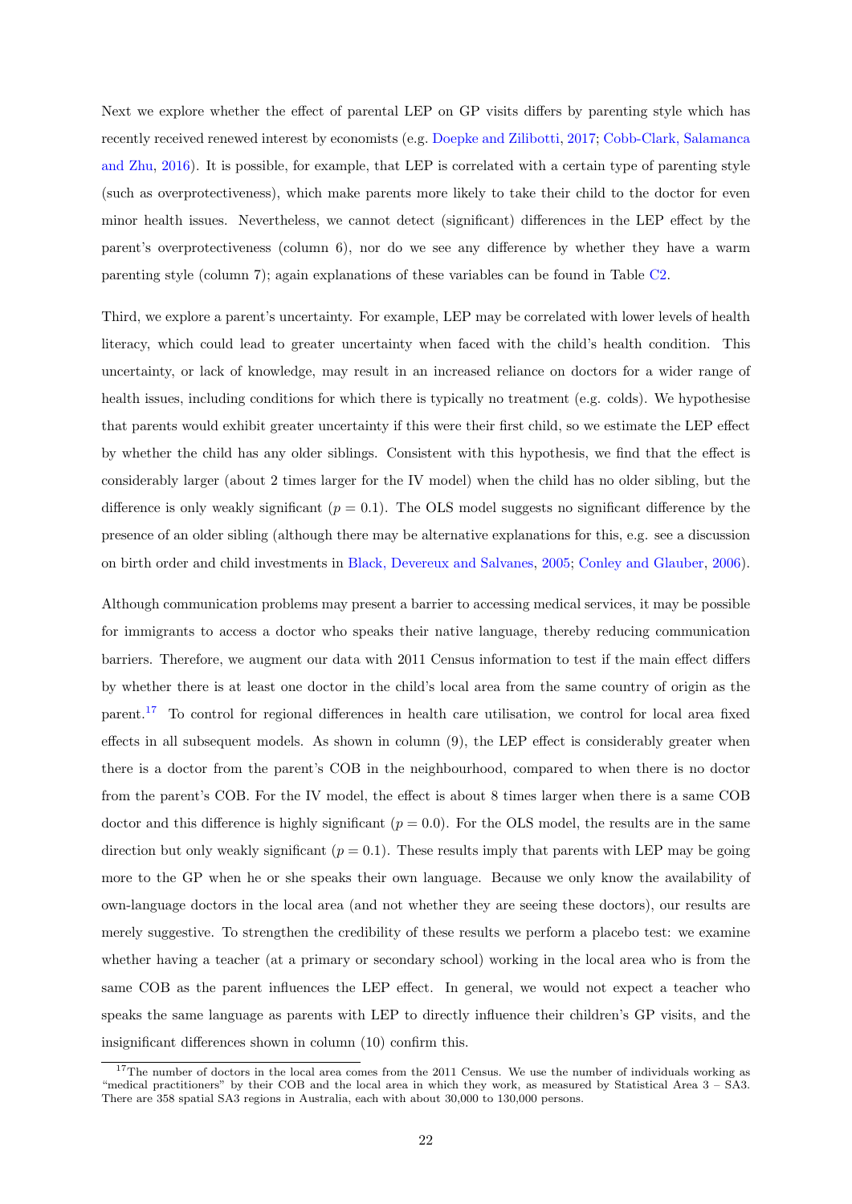Next we explore whether the effect of parental LEP on GP visits differs by parenting style which has recently received renewed interest by economists (e.g. Doepke and Zilibotti, 2017; Cobb-Clark, Salamanca and Zhu, 2016). It is possible, for example, that LEP is correlated with a certain type of parenting style (such as overprotectiveness), which make parents more likely to take their child to the doctor for even minor health issues. Nevertheless, we cannot detect (significant) differences in the LEP effect by the parent's overprotectiveness (column 6), nor do we see any difference by whether they have a warm parenting style (column 7); again explanations of these variables can be found in Table C2.

Third, we explore a parent's uncertainty. For example, LEP may be correlated with lower levels of health literacy, which could lead to greater uncertainty when faced with the child's health condition. This uncertainty, or lack of knowledge, may result in an increased reliance on doctors for a wider range of health issues, including conditions for which there is typically no treatment (e.g. colds). We hypothesise that parents would exhibit greater uncertainty if this were their first child, so we estimate the LEP effect by whether the child has any older siblings. Consistent with this hypothesis, we find that the effect is considerably larger (about 2 times larger for the IV model) when the child has no older sibling, but the difference is only weakly significant ($p = 0.1$). The OLS model suggests no significant difference by the presence of an older sibling (although there may be alternative explanations for this, e.g. see a discussion on birth order and child investments in Black, Devereux and Salvanes, 2005; Conley and Glauber, 2006).

Although communication problems may present a barrier to accessing medical services, it may be possible for immigrants to access a doctor who speaks their native language, thereby reducing communication barriers. Therefore, we augment our data with 2011 Census information to test if the main effect differs by whether there is at least one doctor in the child's local area from the same country of origin as the parent.[17] To control for regional differences in health care utilisation, we control for local area fixed effects in all subsequent models. As shown in column (9), the LEP effect is considerably greater when there is a doctor from the parent's COB in the neighbourhood, compared to when there is no doctor from the parent's COB. For the IV model, the effect is about 8 times larger when there is a same COB doctor and this difference is highly significant ($p = 0.0$). For the OLS model, the results are in the same direction but only weakly significant ($p = 0.1$). These results imply that parents with LEP may be going more to the GP when he or she speaks their own language. Because we only know the availability of own-language doctors in the local area (and not whether they are seeing these doctors), our results are merely suggestive. To strengthen the credibility of these results we perform a placebo test: we examine whether having a teacher (at a primary or secondary school) working in the local area who is from the same COB as the parent influences the LEP effect. In general, we would not expect a teacher who speaks the same language as parents with LEP to directly influence their children's GP visits, and the insignificant differences shown in column (10) confirm this.

[17] The number of doctors in the local area comes from the 2011 Census. We use the number of individuals working as "medical practitioners" by their COB and the local area in which they work, as measured by Statistical Area 3 – SA3. There are 358 spatial SA3 regions in Australia, each with about 30,000 to 130,000 persons.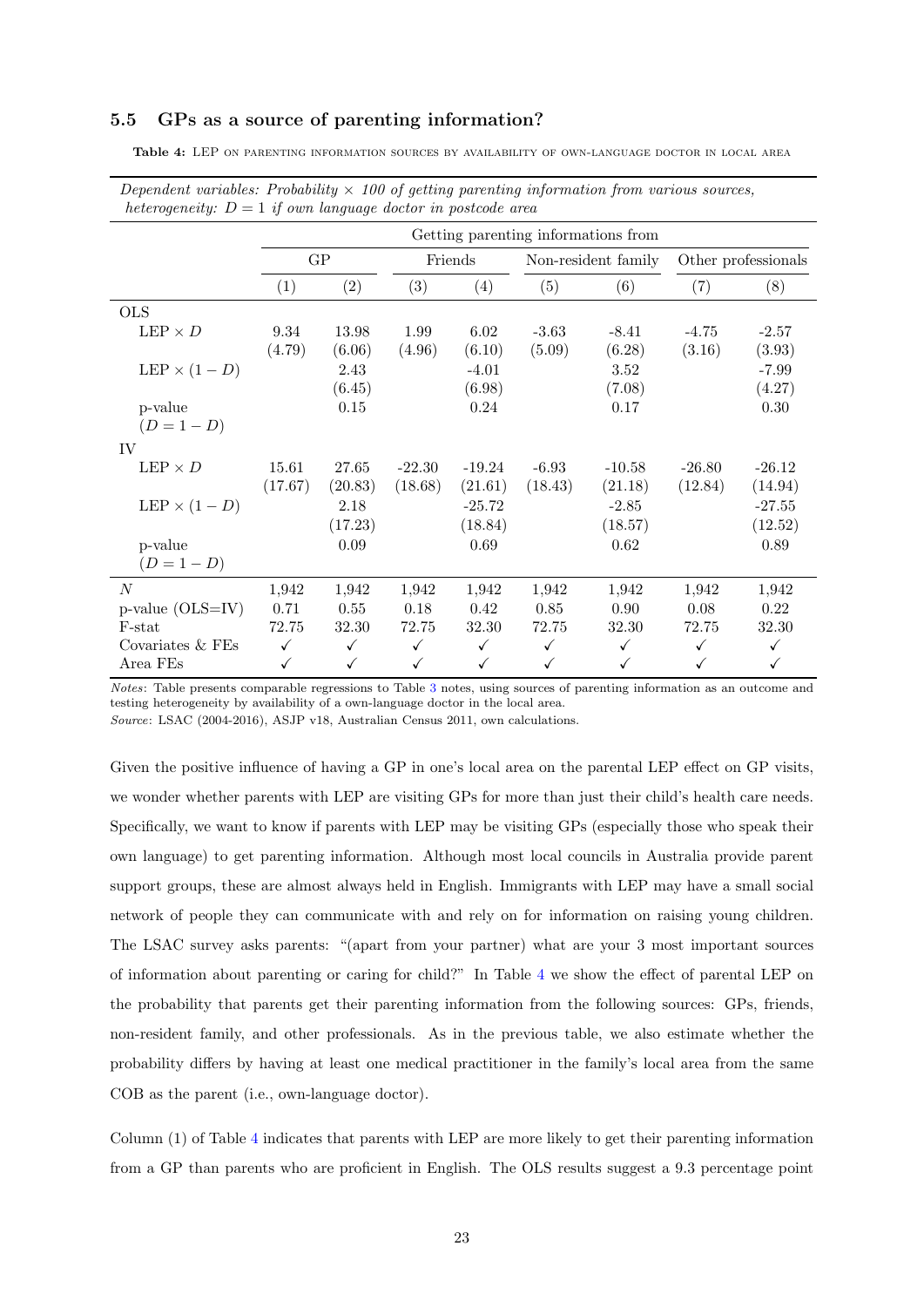### 5.5 GPs as a source of parenting information?

**Table 4:** LEP ON PARENTING INFORMATION SOURCES BY AVAILABILITY OF OWN-LANGUAGE DOCTOR IN LOCAL AREA

| *Dependent variables: Probability × 100 of getting parenting information from various sources, heterogeneity: $D = 1$ if own language doctor in postcode area* | | | | | | | | |
|---|---|---|---|---|---|---|---|---|
| | Getting parenting informations from | | | | | | | |
| | GP | | Friends | | Non-resident family | | Other professionals | |
| | (1) | (2) | (3) | (4) | (5) | (6) | (7) | (8) |
| OLS | | | | | | | | |
| LEP × $D$ | 9.34 | 13.98 | 1.99 | 6.02 | -3.63 | -8.41 | -4.75 | -2.57 |
| | (4.79) | (6.06) | (4.96) | (6.10) | (5.09) | (6.28) | (3.16) | (3.93) |
| LEP × $(1 - D)$ | | 2.43 | | -4.01 | | 3.52 | | -7.99 |
| | | (6.45) | | (6.98) | | (7.08) | | (4.27) |
| p-value | | 0.15 | | 0.24 | | 0.17 | | 0.30 |
| $(D = 1 - D)$ | | | | | | | | |
| IV | | | | | | | | |
| LEP × $D$ | 15.61 | 27.65 | -22.30 | -19.24 | -6.93 | -10.58 | -26.80 | -26.12 |
| | (17.67) | (20.83) | (18.68) | (21.61) | (18.43) | (21.18) | (12.84) | (14.94) |
| LEP × $(1 - D)$ | | 2.18 | | -25.72 | | -2.85 | | -27.55 |
| | | (17.23) | | (18.84) | | (18.57) | | (12.52) |
| p-value | | 0.09 | | 0.69 | | 0.62 | | 0.89 |
| $(D = 1 - D)$ | | | | | | | | |
| $N$ | 1,942 | 1,942 | 1,942 | 1,942 | 1,942 | 1,942 | 1,942 | 1,942 |
| p-value (OLS=IV) | 0.71 | 0.55 | 0.18 | 0.42 | 0.85 | 0.90 | 0.08 | 0.22 |
| F-stat | 72.75 | 32.30 | 72.75 | 32.30 | 72.75 | 32.30 | 72.75 | 32.30 |
| Covariates & FEs | ✓ | ✓ | ✓ | ✓ | ✓ | ✓ | ✓ | ✓ |
| Area FEs | ✓ | ✓ | ✓ | ✓ | ✓ | ✓ | ✓ | ✓ |

*Notes*: Table presents comparable regressions to Table 3 notes, using sources of parenting information as an outcome and testing heterogeneity by availability of a own-language doctor in the local area.
*Source*: LSAC (2004-2016), ASJP v18, Australian Census 2011, own calculations.

Given the positive influence of having a GP in one's local area on the parental LEP effect on GP visits, we wonder whether parents with LEP are visiting GPs for more than just their child's health care needs. Specifically, we want to know if parents with LEP may be visiting GPs (especially those who speak their own language) to get parenting information. Although most local councils in Australia provide parent support groups, these are almost always held in English. Immigrants with LEP may have a small social network of people they can communicate with and rely on for information on raising young children. The LSAC survey asks parents: "(apart from your partner) what are your 3 most important sources of information about parenting or caring for child?" In Table 4 we show the effect of parental LEP on the probability that parents get their parenting information from the following sources: GPs, friends, non-resident family, and other professionals. As in the previous table, we also estimate whether the probability differs by having at least one medical practitioner in the family's local area from the same COB as the parent (i.e., own-language doctor).

Column (1) of Table 4 indicates that parents with LEP are more likely to get their parenting information from a GP than parents who are proficient in English. The OLS results suggest a 9.3 percentage point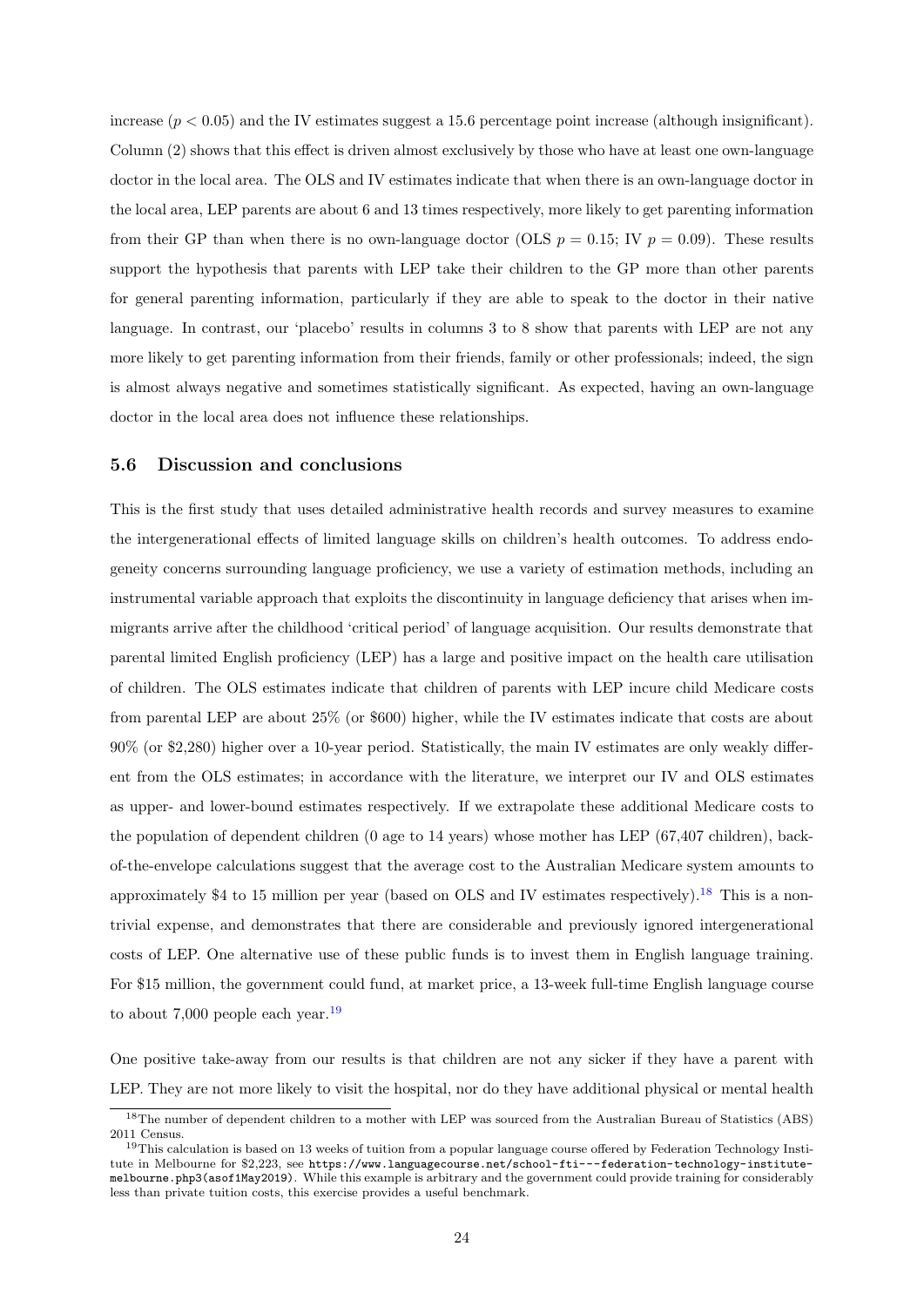increase ($p < 0.05$) and the IV estimates suggest a 15.6 percentage point increase (although insignificant). Column (2) shows that this effect is driven almost exclusively by those who have at least one own-language doctor in the local area. The OLS and IV estimates indicate that when there is an own-language doctor in the local area, LEP parents are about 6 and 13 times respectively, more likely to get parenting information from their GP than when there is no own-language doctor (OLS $p = 0.15$; IV $p = 0.09$). These results support the hypothesis that parents with LEP take their children to the GP more than other parents for general parenting information, particularly if they are able to speak to the doctor in their native language. In contrast, our 'placebo' results in columns 3 to 8 show that parents with LEP are not any more likely to get parenting information from their friends, family or other professionals; indeed, the sign is almost always negative and sometimes statistically significant. As expected, having an own-language doctor in the local area does not influence these relationships.

### 5.6 Discussion and conclusions

This is the first study that uses detailed administrative health records and survey measures to examine the intergenerational effects of limited language skills on children's health outcomes. To address endogeneity concerns surrounding language proficiency, we use a variety of estimation methods, including an instrumental variable approach that exploits the discontinuity in language deficiency that arises when immigrants arrive after the childhood 'critical period' of language acquisition. Our results demonstrate that parental limited English proficiency (LEP) has a large and positive impact on the health care utilisation of children. The OLS estimates indicate that children of parents with LEP incure child Medicare costs from parental LEP are about 25% (or \$600) higher, while the IV estimates indicate that costs are about 90% (or \$2,280) higher over a 10-year period. Statistically, the main IV estimates are only weakly different from the OLS estimates; in accordance with the literature, we interpret our IV and OLS estimates as upper- and lower-bound estimates respectively. If we extrapolate these additional Medicare costs to the population of dependent children (0 age to 14 years) whose mother has LEP (67,407 children), back-of-the-envelope calculations suggest that the average cost to the Australian Medicare system amounts to approximately \$4 to 15 million per year (based on OLS and IV estimates respectively).[18] This is a non-trivial expense, and demonstrates that there are considerable and previously ignored intergenerational costs of LEP. One alternative use of these public funds is to invest them in English language training. For \$15 million, the government could fund, at market price, a 13-week full-time English language course to about 7,000 people each year.[19]

One positive take-away from our results is that children are not any sicker if they have a parent with LEP. They are not more likely to visit the hospital, nor do they have additional physical or mental health

[18] The number of dependent children to a mother with LEP was sourced from the Australian Bureau of Statistics (ABS) 2011 Census.

[19] This calculation is based on 13 weeks of tuition from a popular language course offered by Federation Technology Institute in Melbourne for \$2,223, see `https://www.languagecourse.net/school-fti---federation-technology-institute-melbourne.php3(asof1May2019)`. While this example is arbitrary and the government could provide training for considerably less than private tuition costs, this exercise provides a useful benchmark.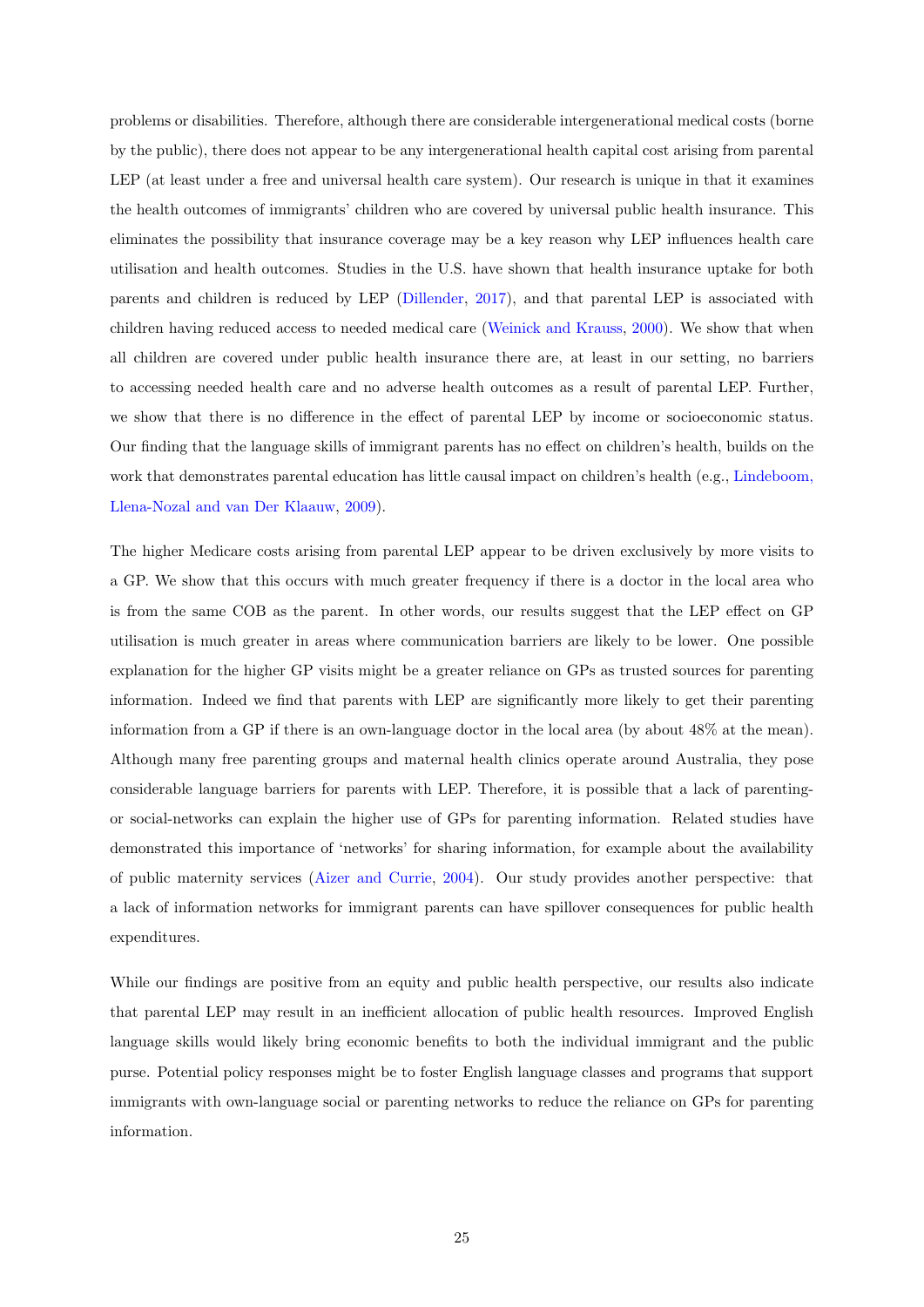problems or disabilities. Therefore, although there are considerable intergenerational medical costs (borne by the public), there does not appear to be any intergenerational health capital cost arising from parental LEP (at least under a free and universal health care system). Our research is unique in that it examines the health outcomes of immigrants' children who are covered by universal public health insurance. This eliminates the possibility that insurance coverage may be a key reason why LEP influences health care utilisation and health outcomes. Studies in the U.S. have shown that health insurance uptake for both parents and children is reduced by LEP (Dillender, 2017), and that parental LEP is associated with children having reduced access to needed medical care (Weinick and Krauss, 2000). We show that when all children are covered under public health insurance there are, at least in our setting, no barriers to accessing needed health care and no adverse health outcomes as a result of parental LEP. Further, we show that there is no difference in the effect of parental LEP by income or socioeconomic status. Our finding that the language skills of immigrant parents has no effect on children's health, builds on the work that demonstrates parental education has little causal impact on children's health (e.g., Lindeboom, Llena-Nozal and van Der Klaauw, 2009).

The higher Medicare costs arising from parental LEP appear to be driven exclusively by more visits to a GP. We show that this occurs with much greater frequency if there is a doctor in the local area who is from the same COB as the parent. In other words, our results suggest that the LEP effect on GP utilisation is much greater in areas where communication barriers are likely to be lower. One possible explanation for the higher GP visits might be a greater reliance on GPs as trusted sources for parenting information. Indeed we find that parents with LEP are significantly more likely to get their parenting information from a GP if there is an own-language doctor in the local area (by about 48% at the mean). Although many free parenting groups and maternal health clinics operate around Australia, they pose considerable language barriers for parents with LEP. Therefore, it is possible that a lack of parenting- or social-networks can explain the higher use of GPs for parenting information. Related studies have demonstrated this importance of 'networks' for sharing information, for example about the availability of public maternity services (Aizer and Currie, 2004). Our study provides another perspective: that a lack of information networks for immigrant parents can have spillover consequences for public health expenditures.

While our findings are positive from an equity and public health perspective, our results also indicate that parental LEP may result in an inefficient allocation of public health resources. Improved English language skills would likely bring economic benefits to both the individual immigrant and the public purse. Potential policy responses might be to foster English language classes and programs that support immigrants with own-language social or parenting networks to reduce the reliance on GPs for parenting information.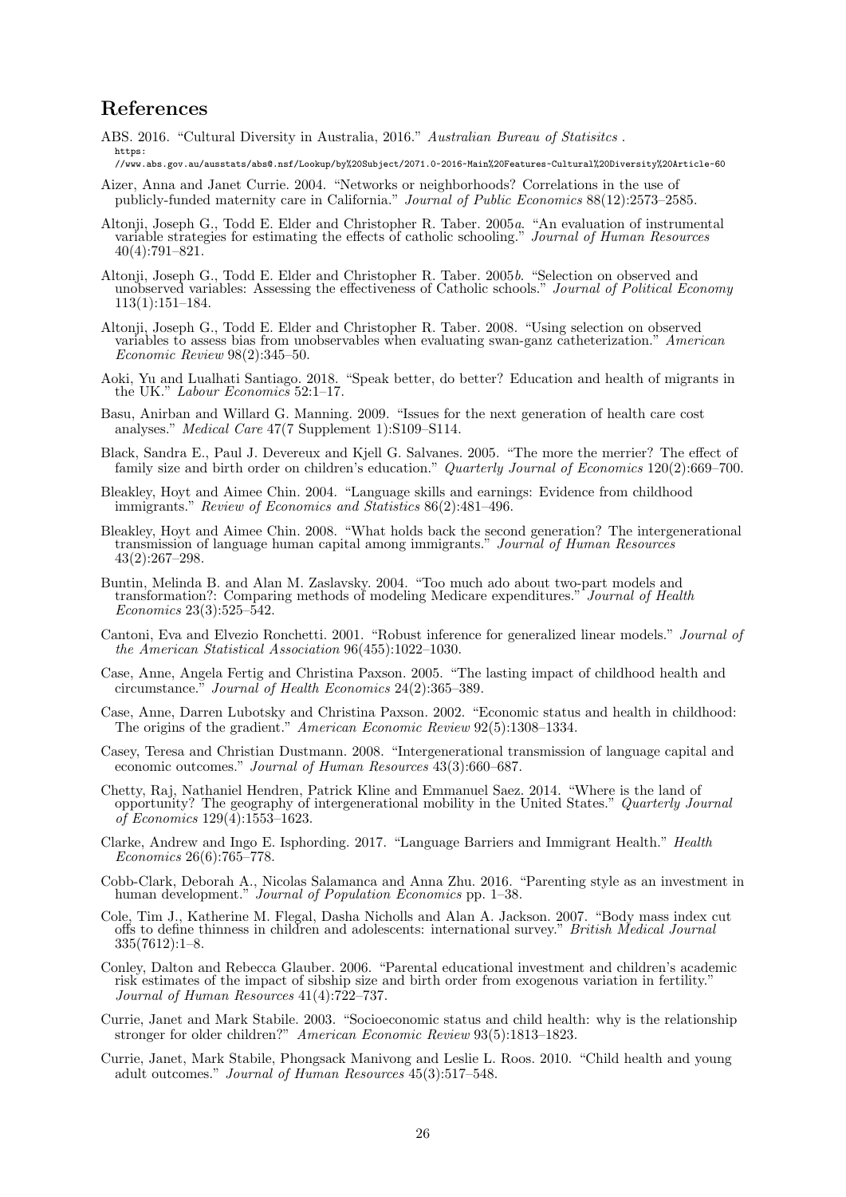## References

ABS. 2016. "Cultural Diversity in Australia, 2016." *Australian Bureau of Statisitcs* . https://www.abs.gov.au/ausstats/abs@.nsf/Lookup/by%20Subject/2071.0~2016~Main%20Features~Cultural%20Diversity%20Article~60

Aizer, Anna and Janet Currie. 2004. "Networks or neighborhoods? Correlations in the use of publicly-funded maternity care in California." *Journal of Public Economics* 88(12):2573–2585.

Altonji, Joseph G., Todd E. Elder and Christopher R. Taber. 2005*a*. "An evaluation of instrumental variable strategies for estimating the effects of catholic schooling." *Journal of Human Resources* 40(4):791–821.

Altonji, Joseph G., Todd E. Elder and Christopher R. Taber. 2005*b*. "Selection on observed and unobserved variables: Assessing the effectiveness of Catholic schools." *Journal of Political Economy* 113(1):151–184.

Altonji, Joseph G., Todd E. Elder and Christopher R. Taber. 2008. "Using selection on observed variables to assess bias from unobservables when evaluating swan-ganz catheterization." *American Economic Review* 98(2):345–50.

Aoki, Yu and Lualhati Santiago. 2018. "Speak better, do better? Education and health of migrants in the UK." *Labour Economics* 52:1–17.

Basu, Anirban and Willard G. Manning. 2009. "Issues for the next generation of health care cost analyses." *Medical Care* 47(7 Supplement 1):S109–S114.

Black, Sandra E., Paul J. Devereux and Kjell G. Salvanes. 2005. "The more the merrier? The effect of family size and birth order on children's education." *Quarterly Journal of Economics* 120(2):669–700.

Bleakley, Hoyt and Aimee Chin. 2004. "Language skills and earnings: Evidence from childhood immigrants." *Review of Economics and Statistics* 86(2):481–496.

Bleakley, Hoyt and Aimee Chin. 2008. "What holds back the second generation? The intergenerational transmission of language human capital among immigrants." *Journal of Human Resources* 43(2):267–298.

Buntin, Melinda B. and Alan M. Zaslavsky. 2004. "Too much ado about two-part models and transformation?: Comparing methods of modeling Medicare expenditures." *Journal of Health Economics* 23(3):525–542.

Cantoni, Eva and Elvezio Ronchetti. 2001. "Robust inference for generalized linear models." *Journal of the American Statistical Association* 96(455):1022–1030.

Case, Anne, Angela Fertig and Christina Paxson. 2005. "The lasting impact of childhood health and circumstance." *Journal of Health Economics* 24(2):365–389.

Case, Anne, Darren Lubotsky and Christina Paxson. 2002. "Economic status and health in childhood: The origins of the gradient." *American Economic Review* 92(5):1308–1334.

Casey, Teresa and Christian Dustmann. 2008. "Intergenerational transmission of language capital and economic outcomes." *Journal of Human Resources* 43(3):660–687.

Chetty, Raj, Nathaniel Hendren, Patrick Kline and Emmanuel Saez. 2014. "Where is the land of opportunity? The geography of intergenerational mobility in the United States." *Quarterly Journal of Economics* 129(4):1553–1623.

Clarke, Andrew and Ingo E. Isphording. 2017. "Language Barriers and Immigrant Health." *Health Economics* 26(6):765–778.

Cobb-Clark, Deborah A., Nicolas Salamanca and Anna Zhu. 2016. "Parenting style as an investment in human development." *Journal of Population Economics* pp. 1–38.

Cole, Tim J., Katherine M. Flegal, Dasha Nicholls and Alan A. Jackson. 2007. "Body mass index cut offs to define thinness in children and adolescents: international survey." *British Medical Journal* 335(7612):1–8.

Conley, Dalton and Rebecca Glauber. 2006. "Parental educational investment and children's academic risk estimates of the impact of sibship size and birth order from exogenous variation in fertility." *Journal of Human Resources* 41(4):722–737.

Currie, Janet and Mark Stabile. 2003. "Socioeconomic status and child health: why is the relationship stronger for older children?" *American Economic Review* 93(5):1813–1823.

Currie, Janet, Mark Stabile, Phongsack Manivong and Leslie L. Roos. 2010. "Child health and young adult outcomes." *Journal of Human Resources* 45(3):517–548.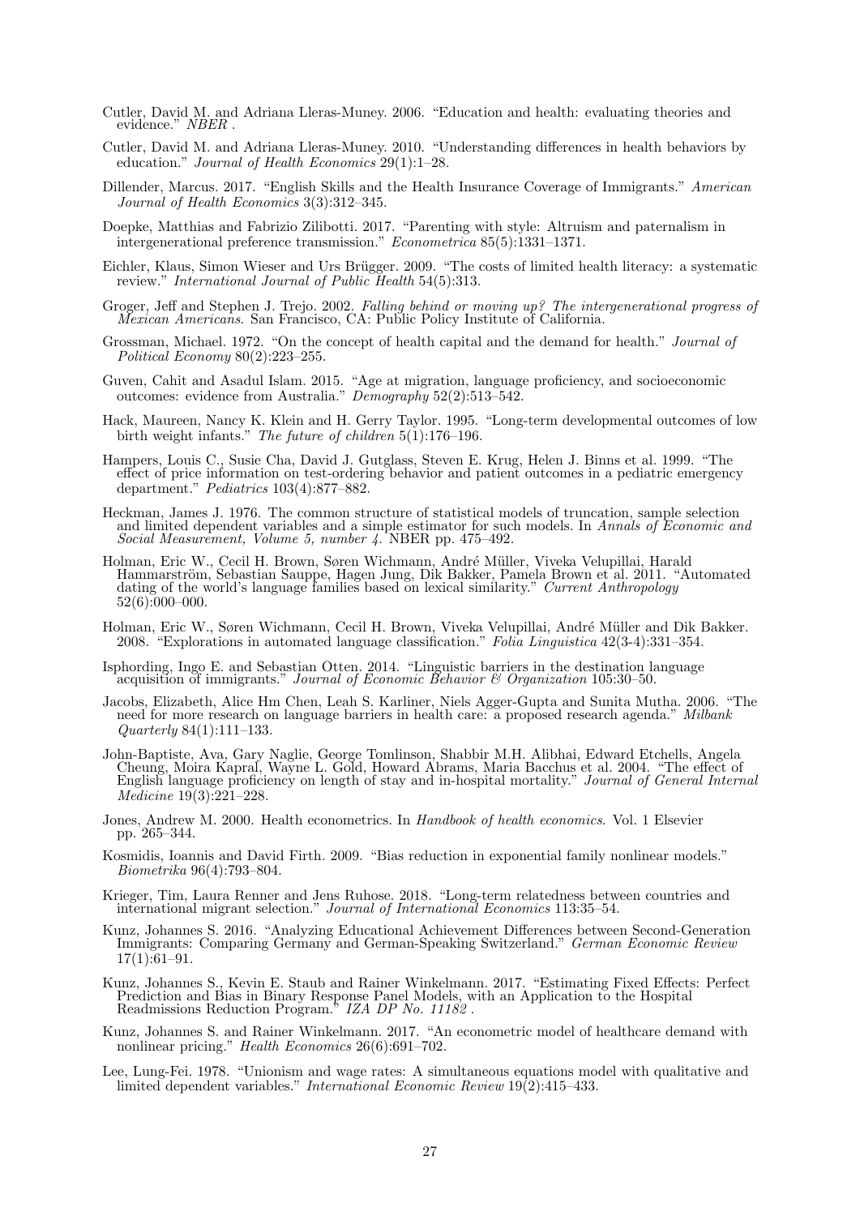Cutler, David M. and Adriana Lleras-Muney. 2006. "Education and health: evaluating theories and evidence." *NBER* .

Cutler, David M. and Adriana Lleras-Muney. 2010. "Understanding differences in health behaviors by education." *Journal of Health Economics* 29(1):1–28.

Dillender, Marcus. 2017. "English Skills and the Health Insurance Coverage of Immigrants." *American Journal of Health Economics* 3(3):312–345.

Doepke, Matthias and Fabrizio Zilibotti. 2017. "Parenting with style: Altruism and paternalism in intergenerational preference transmission." *Econometrica* 85(5):1331–1371.

Eichler, Klaus, Simon Wieser and Urs Brügger. 2009. "The costs of limited health literacy: a systematic review." *International Journal of Public Health* 54(5):313.

Groger, Jeff and Stephen J. Trejo. 2002. *Falling behind or moving up? The intergenerational progress of Mexican Americans*. San Francisco, CA: Public Policy Institute of California.

Grossman, Michael. 1972. "On the concept of health capital and the demand for health." *Journal of Political Economy* 80(2):223–255.

Guven, Cahit and Asadul Islam. 2015. "Age at migration, language proficiency, and socioeconomic outcomes: evidence from Australia." *Demography* 52(2):513–542.

Hack, Maureen, Nancy K. Klein and H. Gerry Taylor. 1995. "Long-term developmental outcomes of low birth weight infants." *The future of children* 5(1):176–196.

Hampers, Louis C., Susie Cha, David J. Gutglass, Steven E. Krug, Helen J. Binns et al. 1999. "The effect of price information on test-ordering behavior and patient outcomes in a pediatric emergency department." *Pediatrics* 103(4):877–882.

Heckman, James J. 1976. The common structure of statistical models of truncation, sample selection and limited dependent variables and a simple estimator for such models. In *Annals of Economic and Social Measurement, Volume 5, number 4*. NBER pp. 475–492.

Holman, Eric W., Cecil H. Brown, Søren Wichmann, André Müller, Viveka Velupillai, Harald Hammarström, Sebastian Sauppe, Hagen Jung, Dik Bakker, Pamela Brown et al. 2011. "Automated dating of the world's language families based on lexical similarity." *Current Anthropology* 52(6):000–000.

Holman, Eric W., Søren Wichmann, Cecil H. Brown, Viveka Velupillai, André Müller and Dik Bakker. 2008. "Explorations in automated language classification." *Folia Linguistica* 42(3-4):331–354.

Isphording, Ingo E. and Sebastian Otten. 2014. "Linguistic barriers in the destination language acquisition of immigrants." *Journal of Economic Behavior & Organization* 105:30–50.

Jacobs, Elizabeth, Alice Hm Chen, Leah S. Karliner, Niels Agger-Gupta and Sunita Mutha. 2006. "The need for more research on language barriers in health care: a proposed research agenda." *Milbank Quarterly* 84(1):111–133.

John-Baptiste, Ava, Gary Naglie, George Tomlinson, Shabbir M.H. Alibhai, Edward Etchells, Angela Cheung, Moira Kapral, Wayne L. Gold, Howard Abrams, Maria Bacchus et al. 2004. "The effect of English language proficiency on length of stay and in-hospital mortality." *Journal of General Internal Medicine* 19(3):221–228.

Jones, Andrew M. 2000. Health econometrics. In *Handbook of health economics*. Vol. 1 Elsevier pp. 265–344.

Kosmidis, Ioannis and David Firth. 2009. "Bias reduction in exponential family nonlinear models." *Biometrika* 96(4):793–804.

Krieger, Tim, Laura Renner and Jens Ruhose. 2018. "Long-term relatedness between countries and international migrant selection." *Journal of International Economics* 113:35–54.

Kunz, Johannes S. 2016. "Analyzing Educational Achievement Differences between Second-Generation Immigrants: Comparing Germany and German-Speaking Switzerland." *German Economic Review* 17(1):61–91.

Kunz, Johannes S., Kevin E. Staub and Rainer Winkelmann. 2017. "Estimating Fixed Effects: Perfect Prediction and Bias in Binary Response Panel Models, with an Application to the Hospital Readmissions Reduction Program." *IZA DP No. 11182* .

Kunz, Johannes S. and Rainer Winkelmann. 2017. "An econometric model of healthcare demand with nonlinear pricing." *Health Economics* 26(6):691–702.

Lee, Lung-Fei. 1978. "Unionism and wage rates: A simultaneous equations model with qualitative and limited dependent variables." *International Economic Review* 19(2):415–433.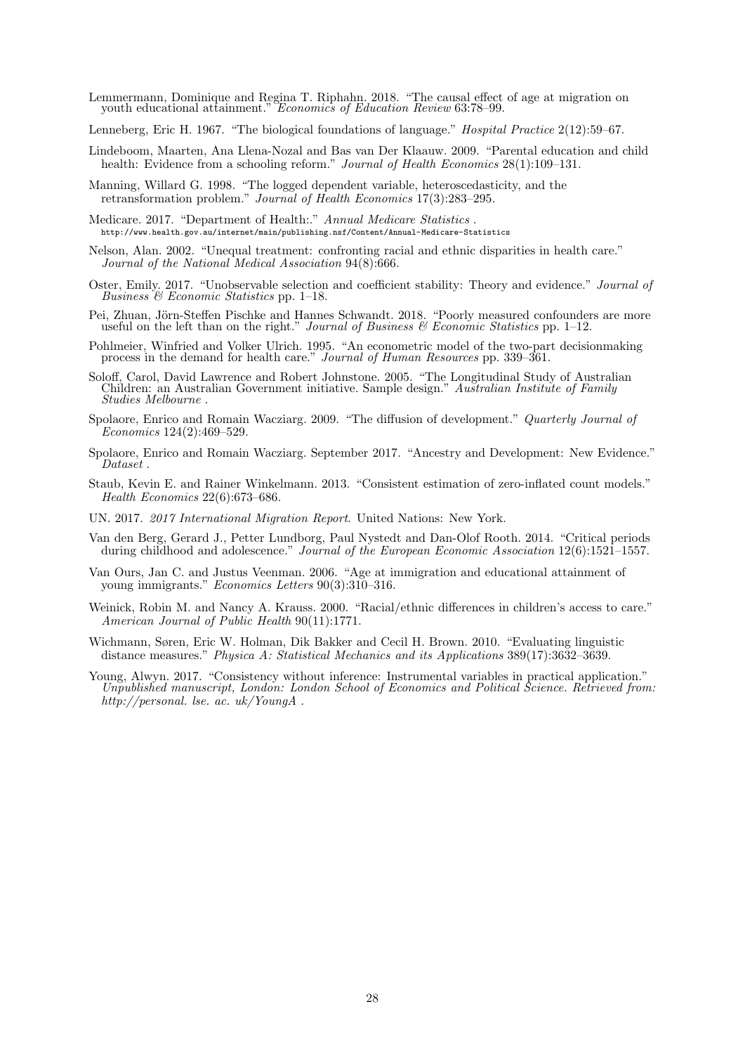Lemmermann, Dominique and Regina T. Riphahn. 2018. "The causal effect of age at migration on youth educational attainment." *Economics of Education Review* 63:78–99.

Lenneberg, Eric H. 1967. "The biological foundations of language." *Hospital Practice* 2(12):59–67.

Lindeboom, Maarten, Ana Llena-Nozal and Bas van Der Klaauw. 2009. "Parental education and child health: Evidence from a schooling reform." *Journal of Health Economics* 28(1):109–131.

Manning, Willard G. 1998. "The logged dependent variable, heteroscedasticity, and the retransformation problem." *Journal of Health Economics* 17(3):283–295.

Medicare. 2017. "Department of Health:." *Annual Medicare Statistics* . http://www.health.gov.au/internet/main/publishing.nsf/Content/Annual-Medicare-Statistics

Nelson, Alan. 2002. "Unequal treatment: confronting racial and ethnic disparities in health care." *Journal of the National Medical Association* 94(8):666.

Oster, Emily. 2017. "Unobservable selection and coefficient stability: Theory and evidence." *Journal of Business & Economic Statistics* pp. 1–18.

Pei, Zhuan, Jörn-Steffen Pischke and Hannes Schwandt. 2018. "Poorly measured confounders are more useful on the left than on the right." *Journal of Business & Economic Statistics* pp. 1–12.

Pohlmeier, Winfried and Volker Ulrich. 1995. "An econometric model of the two-part decisionmaking process in the demand for health care." *Journal of Human Resources* pp. 339–361.

Soloff, Carol, David Lawrence and Robert Johnstone. 2005. "The Longitudinal Study of Australian Children: an Australian Government initiative. Sample design." *Australian Institute of Family Studies Melbourne* .

Spolaore, Enrico and Romain Wacziarg. 2009. "The diffusion of development." *Quarterly Journal of Economics* 124(2):469–529.

Spolaore, Enrico and Romain Wacziarg. September 2017. "Ancestry and Development: New Evidence." *Dataset* .

Staub, Kevin E. and Rainer Winkelmann. 2013. "Consistent estimation of zero-inflated count models." *Health Economics* 22(6):673–686.

UN. 2017. *2017 International Migration Report*. United Nations: New York.

Van den Berg, Gerard J., Petter Lundborg, Paul Nystedt and Dan-Olof Rooth. 2014. "Critical periods during childhood and adolescence." *Journal of the European Economic Association* 12(6):1521–1557.

Van Ours, Jan C. and Justus Veenman. 2006. "Age at immigration and educational attainment of young immigrants." *Economics Letters* 90(3):310–316.

Weinick, Robin M. and Nancy A. Krauss. 2000. "Racial/ethnic differences in children's access to care." *American Journal of Public Health* 90(11):1771.

Wichmann, Søren, Eric W. Holman, Dik Bakker and Cecil H. Brown. 2010. "Evaluating linguistic distance measures." *Physica A: Statistical Mechanics and its Applications* 389(17):3632–3639.

Young, Alwyn. 2017. "Consistency without inference: Instrumental variables in practical application." *Unpublished manuscript, London: London School of Economics and Political Science. Retrieved from: http://personal. lse. ac. uk/YoungA* .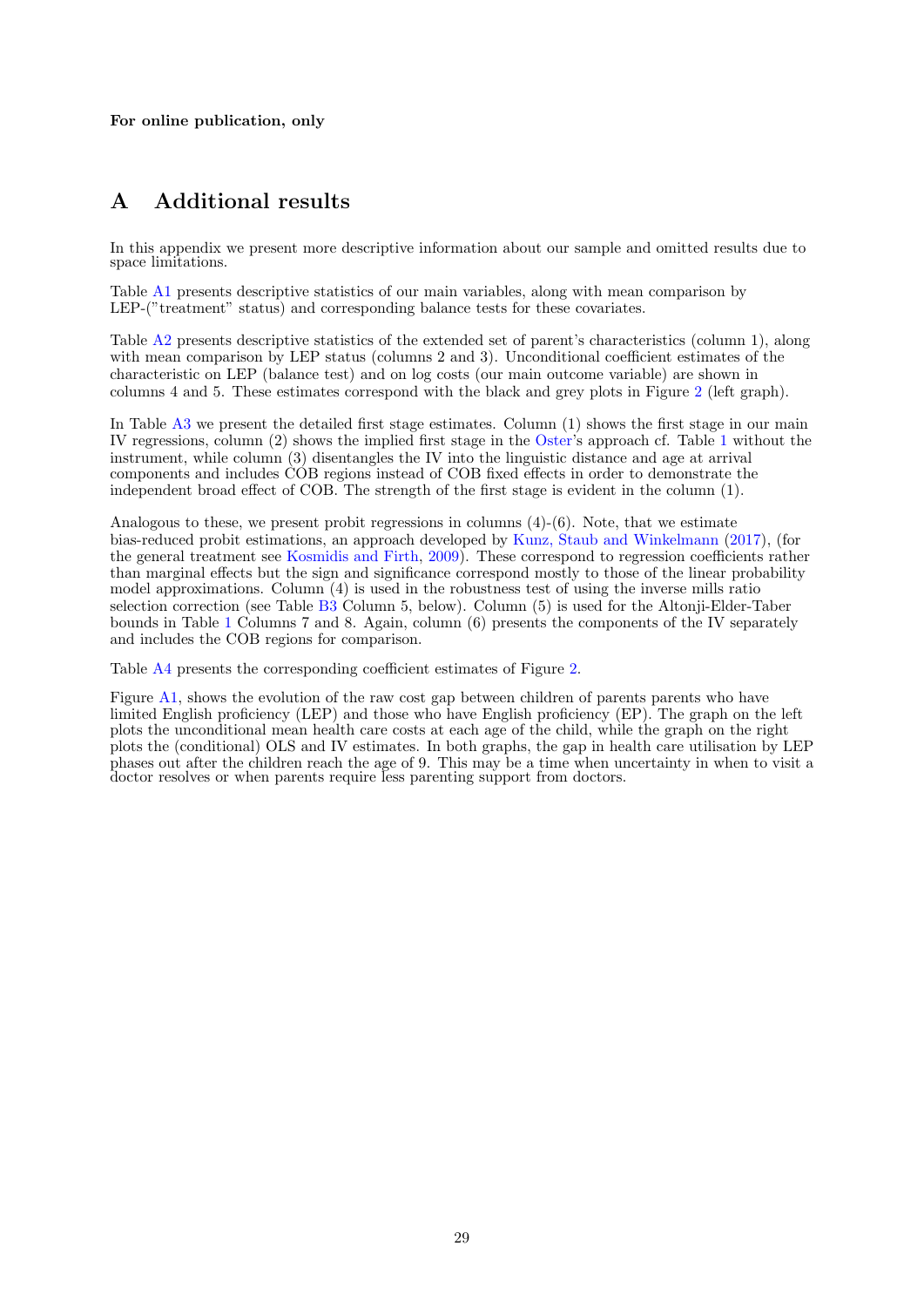**For online publication, only**

# A Additional results

In this appendix we present more descriptive information about our sample and omitted results due to space limitations.

Table A1 presents descriptive statistics of our main variables, along with mean comparison by LEP-("treatment" status) and corresponding balance tests for these covariates.

Table A2 presents descriptive statistics of the extended set of parent's characteristics (column 1), along with mean comparison by LEP status (columns 2 and 3). Unconditional coefficient estimates of the characteristic on LEP (balance test) and on log costs (our main outcome variable) are shown in columns 4 and 5. These estimates correspond with the black and grey plots in Figure 2 (left graph).

In Table A3 we present the detailed first stage estimates. Column (1) shows the first stage in our main IV regressions, column (2) shows the implied first stage in the Oster's approach cf. Table 1 without the instrument, while column (3) disentangles the IV into the linguistic distance and age at arrival components and includes COB regions instead of COB fixed effects in order to demonstrate the independent broad effect of COB. The strength of the first stage is evident in the column (1).

Analogous to these, we present probit regressions in columns (4)-(6). Note, that we estimate bias-reduced probit estimations, an approach developed by Kunz, Staub and Winkelmann (2017), (for the general treatment see Kosmidis and Firth, 2009). These correspond to regression coefficients rather than marginal effects but the sign and significance correspond mostly to those of the linear probability model approximations. Column (4) is used in the robustness test of using the inverse mills ratio selection correction (see Table B3 Column 5, below). Column (5) is used for the Altonji-Elder-Taber bounds in Table 1 Columns 7 and 8. Again, column (6) presents the components of the IV separately and includes the COB regions for comparison.

Table A4 presents the corresponding coefficient estimates of Figure 2.

Figure A1, shows the evolution of the raw cost gap between children of parents parents who have limited English proficiency (LEP) and those who have English proficiency (EP). The graph on the left plots the unconditional mean health care costs at each age of the child, while the graph on the right plots the (conditional) OLS and IV estimates. In both graphs, the gap in health care utilisation by LEP phases out after the children reach the age of 9. This may be a time when uncertainty in when to visit a doctor resolves or when parents require less parenting support from doctors.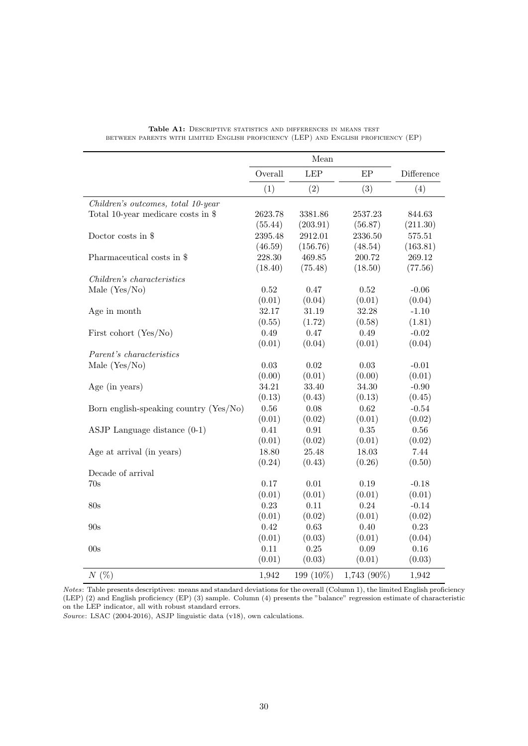**Table A1:** Descriptive statistics and differences in means test between parents with limited English proficiency (LEP) and English proficiency (EP)

| | Mean | | | |
|---|---|---|---|---|
| | Overall | LEP | EP | Difference |
| | (1) | (2) | (3) | (4) |
| *Children's outcomes, total 10-year* | | | | |
| Total 10-year medicare costs in $ | 2623.78 | 3381.86 | 2537.23 | 844.63 |
| | (55.44) | (203.91) | (56.87) | (211.30) |
| Doctor costs in $ | 2395.48 | 2912.01 | 2336.50 | 575.51 |
| | (46.59) | (156.76) | (48.54) | (163.81) |
| Pharmaceutical costs in $ | 228.30 | 469.85 | 200.72 | 269.12 |
| | (18.40) | (75.48) | (18.50) | (77.56) |
| *Children's characteristics* | | | | |
| Male (Yes/No) | 0.52 | 0.47 | 0.52 | -0.06 |
| | (0.01) | (0.04) | (0.01) | (0.04) |
| Age in month | 32.17 | 31.19 | 32.28 | -1.10 |
| | (0.55) | (1.72) | (0.58) | (1.81) |
| First cohort (Yes/No) | 0.49 | 0.47 | 0.49 | -0.02 |
| | (0.01) | (0.04) | (0.01) | (0.04) |
| *Parent's characteristics* | | | | |
| Male (Yes/No) | 0.03 | 0.02 | 0.03 | -0.01 |
| | (0.00) | (0.01) | (0.00) | (0.01) |
| Age (in years) | 34.21 | 33.40 | 34.30 | -0.90 |
| | (0.13) | (0.43) | (0.13) | (0.45) |
| Born english-speaking country (Yes/No) | 0.56 | 0.08 | 0.62 | -0.54 |
| | (0.01) | (0.02) | (0.01) | (0.02) |
| ASJP Language distance (0-1) | 0.41 | 0.91 | 0.35 | 0.56 |
| | (0.01) | (0.02) | (0.01) | (0.02) |
| Age at arrival (in years) | 18.80 | 25.48 | 18.03 | 7.44 |
| | (0.24) | (0.43) | (0.26) | (0.50) |
| Decade of arrival | | | | |
| 70s | 0.17 | 0.01 | 0.19 | -0.18 |
| | (0.01) | (0.01) | (0.01) | (0.01) |
| 80s | 0.23 | 0.11 | 0.24 | -0.14 |
| | (0.01) | (0.02) | (0.01) | (0.02) |
| 90s | 0.42 | 0.63 | 0.40 | 0.23 |
| | (0.01) | (0.03) | (0.01) | (0.04) |
| 00s | 0.11 | 0.25 | 0.09 | 0.16 |
| | (0.01) | (0.03) | (0.01) | (0.03) |
| $N$ (%) | 1,942 | 199 (10%) | 1,743 (90%) | 1,942 |

*Notes*: Table presents descriptives: means and standard deviations for the overall (Column 1), the limited English proficiency (LEP) (2) and English proficiency (EP) (3) sample. Column (4) presents the "balance" regression estimate of characteristic on the LEP indicator, all with robust standard errors.

*Source*: LSAC (2004-2016), ASJP linguistic data (v18), own calculations.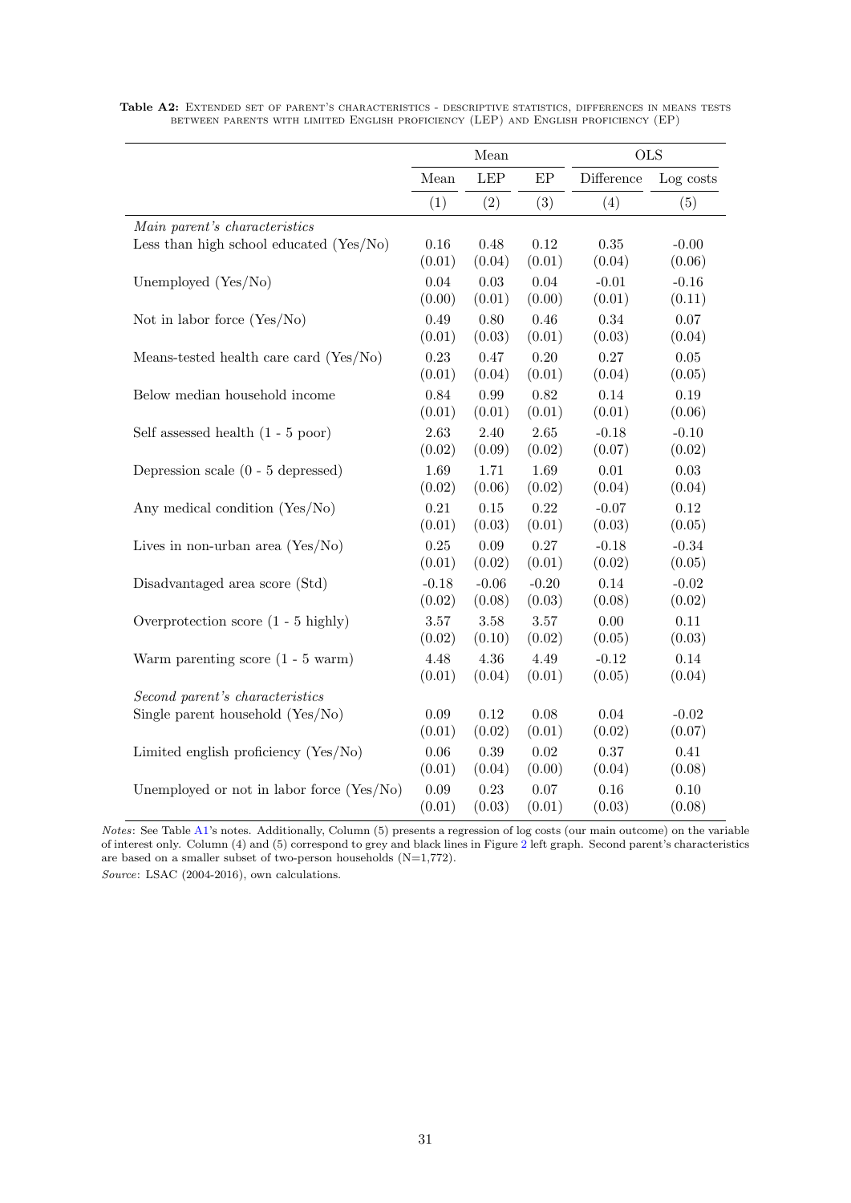**Table A2:** Extended set of parent's characteristics - descriptive statistics, differences in means tests between parents with limited English proficiency (LEP) and English proficiency (EP)

| | Mean | | | OLS | |
|---|---|---|---|---|---|
| | Mean | LEP | EP | Difference | Log costs |
| | (1) | (2) | (3) | (4) | (5) |
| *Main parent's characteristics* | | | | | |
| Less than high school educated (Yes/No) | 0.16 | 0.48 | 0.12 | 0.35 | -0.00 |
| | (0.01) | (0.04) | (0.01) | (0.04) | (0.06) |
| Unemployed (Yes/No) | 0.04 | 0.03 | 0.04 | -0.01 | -0.16 |
| | (0.00) | (0.01) | (0.00) | (0.01) | (0.11) |
| Not in labor force (Yes/No) | 0.49 | 0.80 | 0.46 | 0.34 | 0.07 |
| | (0.01) | (0.03) | (0.01) | (0.03) | (0.04) |
| Means-tested health care card (Yes/No) | 0.23 | 0.47 | 0.20 | 0.27 | 0.05 |
| | (0.01) | (0.04) | (0.01) | (0.04) | (0.05) |
| Below median household income | 0.84 | 0.99 | 0.82 | 0.14 | 0.19 |
| | (0.01) | (0.01) | (0.01) | (0.01) | (0.06) |
| Self assessed health (1 - 5 poor) | 2.63 | 2.40 | 2.65 | -0.18 | -0.10 |
| | (0.02) | (0.09) | (0.02) | (0.07) | (0.02) |
| Depression scale (0 - 5 depressed) | 1.69 | 1.71 | 1.69 | 0.01 | 0.03 |
| | (0.02) | (0.06) | (0.02) | (0.04) | (0.04) |
| Any medical condition (Yes/No) | 0.21 | 0.15 | 0.22 | -0.07 | 0.12 |
| | (0.01) | (0.03) | (0.01) | (0.03) | (0.05) |
| Lives in non-urban area (Yes/No) | 0.25 | 0.09 | 0.27 | -0.18 | -0.34 |
| | (0.01) | (0.02) | (0.01) | (0.02) | (0.05) |
| Disadvantaged area score (Std) | -0.18 | -0.06 | -0.20 | 0.14 | -0.02 |
| | (0.02) | (0.08) | (0.03) | (0.08) | (0.02) |
| Overprotection score (1 - 5 highly) | 3.57 | 3.58 | 3.57 | 0.00 | 0.11 |
| | (0.02) | (0.10) | (0.02) | (0.05) | (0.03) |
| Warm parenting score (1 - 5 warm) | 4.48 | 4.36 | 4.49 | -0.12 | 0.14 |
| | (0.01) | (0.04) | (0.01) | (0.05) | (0.04) |
| *Second parent's characteristics* | | | | | |
| Single parent household (Yes/No) | 0.09 | 0.12 | 0.08 | 0.04 | -0.02 |
| | (0.01) | (0.02) | (0.01) | (0.02) | (0.07) |
| Limited english proficiency (Yes/No) | 0.06 | 0.39 | 0.02 | 0.37 | 0.41 |
| | (0.01) | (0.04) | (0.00) | (0.04) | (0.08) |
| Unemployed or not in labor force (Yes/No) | 0.09 | 0.23 | 0.07 | 0.16 | 0.10 |
| | (0.01) | (0.03) | (0.01) | (0.03) | (0.08) |

*Notes*: See Table A1's notes. Additionally, Column (5) presents a regression of log costs (our main outcome) on the variable of interest only. Column (4) and (5) correspond to grey and black lines in Figure 2 left graph. Second parent's characteristics are based on a smaller subset of two-person households (N=1,772).

*Source*: LSAC (2004-2016), own calculations.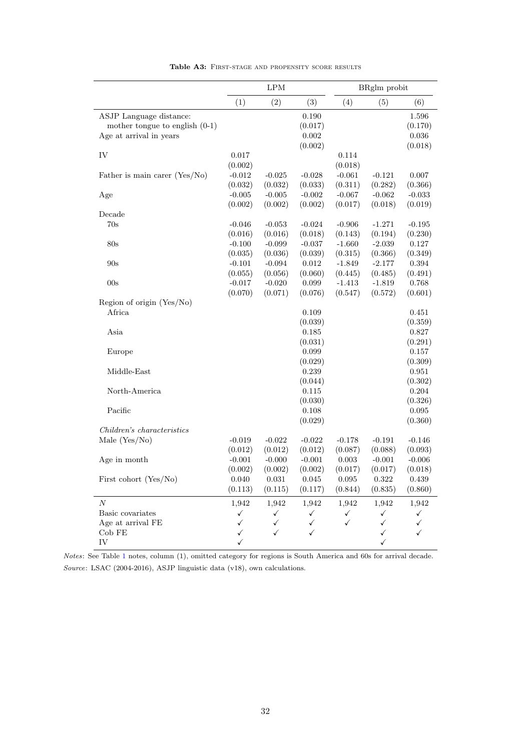**Table A3:** First-stage and propensity score results

| | LPM | | | BRglm probit | | |
|---|---|---|---|---|---|---|
| | (1) | (2) | (3) | (4) | (5) | (6) |
| ASJP Language distance: | | | 0.190 | | | 1.596 |
| mother tongue to english (0-1) | | | (0.017) | | | (0.170) |
| Age at arrival in years | | | 0.002 | | | 0.036 |
| | | | (0.002) | | | (0.018) |
| IV | 0.017 | | | 0.114 | | |
| | (0.002) | | | (0.018) | | |
| Father is main carer (Yes/No) | -0.012 | -0.025 | -0.028 | -0.061 | -0.121 | 0.007 |
| | (0.032) | (0.032) | (0.033) | (0.311) | (0.282) | (0.366) |
| Age | -0.005 | -0.005 | -0.002 | -0.067 | -0.062 | -0.033 |
| | (0.002) | (0.002) | (0.002) | (0.017) | (0.018) | (0.019) |
| Decade | | | | | | |
| 70s | -0.046 | -0.053 | -0.024 | -0.906 | -1.271 | -0.195 |
| | (0.016) | (0.016) | (0.018) | (0.143) | (0.194) | (0.230) |
| 80s | -0.100 | -0.099 | -0.037 | -1.660 | -2.039 | 0.127 |
| | (0.035) | (0.036) | (0.039) | (0.315) | (0.366) | (0.349) |
| 90s | -0.101 | -0.094 | 0.012 | -1.849 | -2.177 | 0.394 |
| | (0.055) | (0.056) | (0.060) | (0.445) | (0.485) | (0.491) |
| 00s | -0.017 | -0.020 | 0.099 | -1.413 | -1.819 | 0.768 |
| | (0.070) | (0.071) | (0.076) | (0.547) | (0.572) | (0.601) |
| Region of origin (Yes/No) | | | | | | |
| Africa | | | 0.109 | | | 0.451 |
| | | | (0.039) | | | (0.359) |
| Asia | | | 0.185 | | | 0.827 |
| | | | (0.031) | | | (0.291) |
| Europe | | | 0.099 | | | 0.157 |
| | | | (0.029) | | | (0.309) |
| Middle-East | | | 0.239 | | | 0.951 |
| | | | (0.044) | | | (0.302) |
| North-America | | | 0.115 | | | 0.204 |
| | | | (0.030) | | | (0.326) |
| Pacific | | | 0.108 | | | 0.095 |
| | | | (0.029) | | | (0.360) |
| *Children's characteristics* | | | | | | |
| Male (Yes/No) | -0.019 | -0.022 | -0.022 | -0.178 | -0.191 | -0.146 |
| | (0.012) | (0.012) | (0.012) | (0.087) | (0.088) | (0.093) |
| Age in month | -0.001 | -0.000 | -0.001 | 0.003 | -0.001 | -0.006 |
| | (0.002) | (0.002) | (0.002) | (0.017) | (0.017) | (0.018) |
| First cohort (Yes/No) | 0.040 | 0.031 | 0.045 | 0.095 | 0.322 | 0.439 |
| | (0.113) | (0.115) | (0.117) | (0.844) | (0.835) | (0.860) |
| $N$ | 1,942 | 1,942 | 1,942 | 1,942 | 1,942 | 1,942 |
| Basic covariates | ✓ | ✓ | ✓ | ✓ | ✓ | ✓ |
| Age at arrival FE | ✓ | ✓ | ✓ | ✓ | ✓ | ✓ |
| Cob FE | ✓ | ✓ | ✓ | | ✓ | ✓ |
| IV | ✓ | | | | ✓ | |

*Notes*: See Table 1 notes, column (1), omitted category for regions is South America and 60s for arrival decade.
*Source*: LSAC (2004-2016), ASJP linguistic data (v18), own calculations.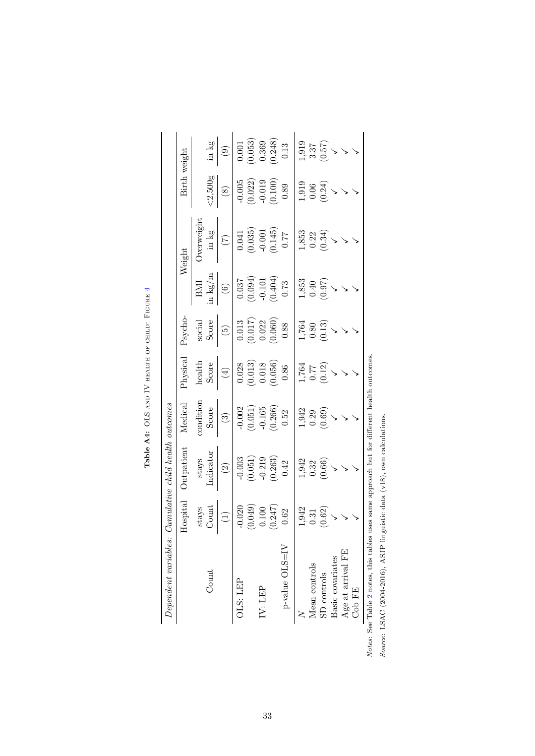**Table A4:** OLS and IV health of child: Figure 4

| *Dependent variables: Cumulative child health outcomes* | | | | | | | | | |
|---|---|---|---|---|---|---|---|---|---|
| | Hospital | Outpatient | Medical | Physical | Psycho- | Weight | | Birth weight | |
| Count | stays Count | stays Indicator | condition Score | health Score | social Score | BMI in kg/m | Overweight in kg | <2,500g | in kg |
| | (1) | (2) | (3) | (4) | (5) | (6) | (7) | (8) | (9) |
| OLS: LEP | -0.020 | -0.003 | -0.002 | 0.028 | 0.013 | 0.037 | 0.041 | -0.005 | 0.001 |
| | (0.049) | (0.051) | (0.051) | (0.013) | (0.017) | (0.094) | (0.035) | (0.022) | (0.053) |
| IV: LEP | 0.100 | -0.219 | -0.165 | 0.018 | 0.022 | -0.101 | -0.001 | -0.019 | 0.369 |
| | (0.247) | (0.263) | (0.266) | (0.056) | (0.060) | (0.404) | (0.145) | (0.100) | (0.248) |
| p-value OLS=IV | 0.62 | 0.42 | 0.52 | 0.86 | 0.88 | 0.73 | 0.77 | 0.89 | 0.13 |
| $N$ | 1,942 | 1,942 | 1,942 | 1,764 | 1,764 | 1,853 | 1,853 | 1,919 | 1,919 |
| Mean controls | 0.31 | 0.32 | 0.29 | 0.77 | 0.80 | 0.40 | 0.22 | 0.06 | 3.37 |
| SD controls | (0.62) | (0.66) | (0.69) | (0.12) | (0.13) | (0.97) | (0.34) | (0.24) | (0.57) |
| Basic covariates | ✓ | ✓ | ✓ | ✓ | ✓ | ✓ | ✓ | ✓ | ✓ |
| Age at arrival FE | ✓ | ✓ | ✓ | ✓ | ✓ | ✓ | ✓ | ✓ | ✓ |
| Cob FE | ✓ | ✓ | ✓ | ✓ | ✓ | ✓ | ✓ | ✓ | ✓ |

*Notes*: See Table 2 notes, this tables uses same approach but for different health outcomes.

*Source*: LSAC (2004-2016), ASJP linguistic data (v18), own calculations.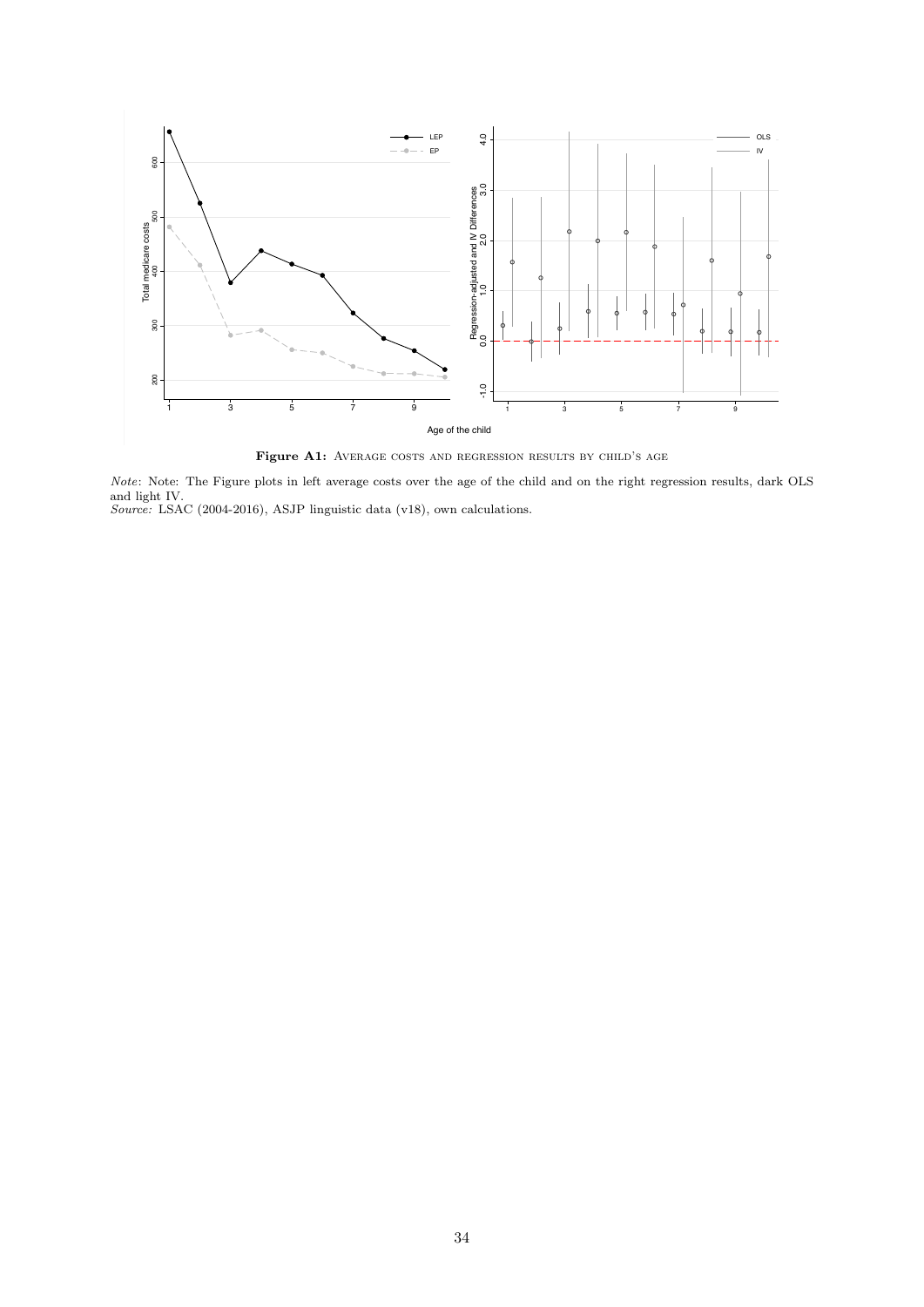**Figure A1:** Average costs and regression results by child's age

*Note*: Note: The Figure plots in left average costs over the age of the child and on the right regression results, dark OLS and light IV.
*Source:* LSAC (2004-2016), ASJP linguistic data (v18), own calculations.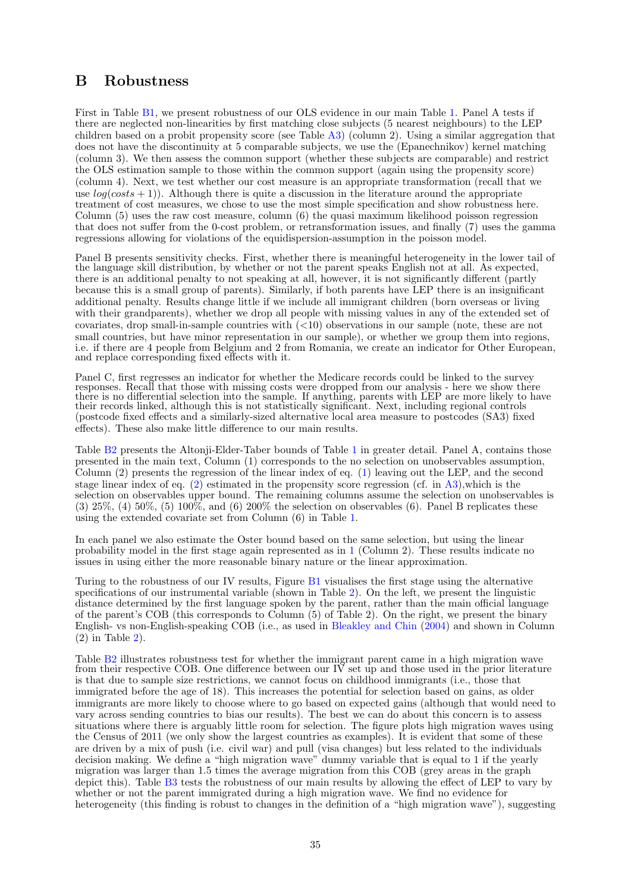# B Robustness

First in Table B1, we present robustness of our OLS evidence in our main Table 1. Panel A tests if there are neglected non-linearities by first matching close subjects (5 nearest neighbours) to the LEP children based on a probit propensity score (see Table A3) (column 2). Using a similar aggregation that does not have the discontinuity at 5 comparable subjects, we use the (Epanechnikov) kernel matching (column 3). We then assess the common support (whether these subjects are comparable) and restrict the OLS estimation sample to those within the common support (again using the propensity score) (column 4). Next, we test whether our cost measure is an appropriate transformation (recall that we use $log(costs + 1)$). Although there is quite a discussion in the literature around the appropriate treatment of cost measures, we chose to use the most simple specification and show robustness here. Column (5) uses the raw cost measure, column (6) the quasi maximum likelihood poisson regression that does not suffer from the 0-cost problem, or retransformation issues, and finally (7) uses the gamma regressions allowing for violations of the equidispersion-assumption in the poisson model.

Panel B presents sensitivity checks. First, whether there is meaningful heterogeneity in the lower tail of the language skill distribution, by whether or not the parent speaks English not at all. As expected, there is an additional penalty to not speaking at all, however, it is not significantly different (partly because this is a small group of parents). Similarly, if both parents have LEP there is an insignificant additional penalty. Results change little if we include all immigrant children (born overseas or living with their grandparents), whether we drop all people with missing values in any of the extended set of covariates, drop small-in-sample countries with (<10) observations in our sample (note, these are not small countries, but have minor representation in our sample), or whether we group them into regions, i.e. if there are 4 people from Belgium and 2 from Romania, we create an indicator for Other European, and replace corresponding fixed effects with it.

Panel C, first regresses an indicator for whether the Medicare records could be linked to the survey responses. Recall that those with missing costs were dropped from our analysis - here we show there there is no differential selection into the sample. If anything, parents with LEP are more likely to have their records linked, although this is not statistically significant. Next, including regional controls (postcode fixed effects and a similarly-sized alternative local area measure to postcodes (SA3) fixed effects). These also make little difference to our main results.

Table B2 presents the Altonji-Elder-Taber bounds of Table 1 in greater detail. Panel A, contains those presented in the main text, Column (1) corresponds to the no selection on unobservables assumption, Column (2) presents the regression of the linear index of eq. (1) leaving out the LEP, and the second stage linear index of eq. (2) estimated in the propensity score regression (cf. in A3),which is the selection on observables upper bound. The remaining columns assume the selection on unobservables is (3) 25%, (4) 50%, (5) 100%, and (6) 200% the selection on observables (6). Panel B replicates these using the extended covariate set from Column (6) in Table 1.

In each panel we also estimate the Oster bound based on the same selection, but using the linear probability model in the first stage again represented as in 1 (Column 2). These results indicate no issues in using either the more reasonable binary nature or the linear approximation.

Turing to the robustness of our IV results, Figure B1 visualises the first stage using the alternative specifications of our instrumental variable (shown in Table 2). On the left, we present the linguistic distance determined by the first language spoken by the parent, rather than the main official language of the parent's COB (this corresponds to Column (5) of Table 2). On the right, we present the binary English- vs non-English-speaking COB (i.e., as used in Bleakley and Chin (2004) and shown in Column (2) in Table 2).

Table B2 illustrates robustness test for whether the immigrant parent came in a high migration wave from their respective COB. One difference between our IV set up and those used in the prior literature is that due to sample size restrictions, we cannot focus on childhood immigrants (i.e., those that immigrated before the age of 18). This increases the potential for selection based on gains, as older immigrants are more likely to choose where to go based on expected gains (although that would need to vary across sending countries to bias our results). The best we can do about this concern is to assess situations where there is arguably little room for selection. The figure plots high migration waves using the Census of 2011 (we only show the largest countries as examples). It is evident that some of these are driven by a mix of push (i.e. civil war) and pull (visa changes) but less related to the individuals decision making. We define a "high migration wave" dummy variable that is equal to 1 if the yearly migration was larger than 1.5 times the average migration from this COB (grey areas in the graph depict this). Table B3 tests the robustness of our main results by allowing the effect of LEP to vary by whether or not the parent immigrated during a high migration wave. We find no evidence for heterogeneity (this finding is robust to changes in the definition of a "high migration wave"), suggesting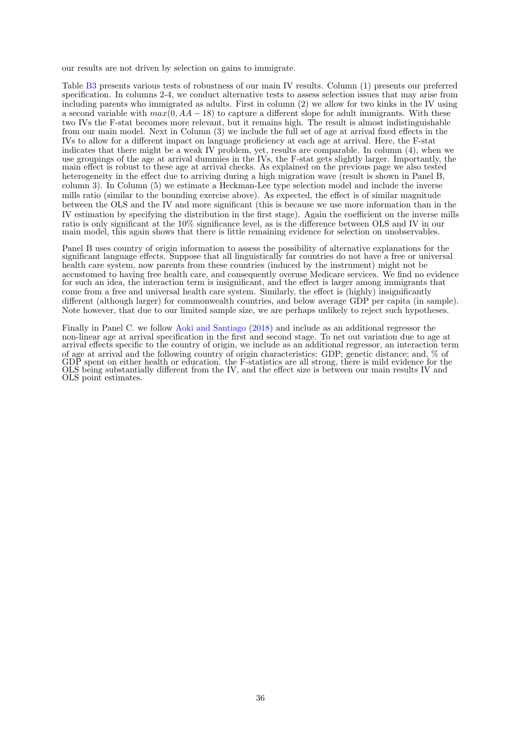our results are not driven by selection on gains to immigrate.

Table B3 presents various tests of robustness of our main IV results. Column (1) presents our preferred specification. In columns 2-4, we conduct alternative tests to assess selection issues that may arise from including parents who immigrated as adults. First in column (2) we allow for two kinks in the IV using a second variable with $max(0, AA - 18)$ to capture a different slope for adult immigrants. With these two IVs the F-stat becomes more relevant, but it remains high. The result is almost indistinguishable from our main model. Next in Column (3) we include the full set of age at arrival fixed effects in the IVs to allow for a different impact on language proficiency at each age at arrival. Here, the F-stat indicates that there might be a weak IV problem, yet, results are comparable. In column (4), when we use groupings of the age at arrival dummies in the IVs, the F-stat gets slightly larger. Importantly, the main effect is robust to these age at arrival checks. As explained on the previous page we also tested heterogeneity in the effect due to arriving during a high migration wave (result is shown in Panel B, column 3). In Column (5) we estimate a Heckman-Lee type selection model and include the inverse mills ratio (similar to the bounding exercise above). As expected, the effect is of similar magnitude between the OLS and the IV and more significant (this is because we use more information than in the IV estimation by specifying the distribution in the first stage). Again the coefficient on the inverse mills ratio is only significant at the 10% significance level, as is the difference between OLS and IV in our main model, this again shows that there is little remaining evidence for selection on unobservables.

Panel B uses country of origin information to assess the possibility of alternative explanations for the significant language effects. Suppose that all linguistically far countries do not have a free or universal health care system, now parents from these countries (induced by the instrument) might not be accustomed to having free health care, and consequently overuse Medicare services. We find no evidence for such an idea, the interaction term is insignificant, and the effect is larger among immigrants that come from a free and universal health care system. Similarly, the effect is (highly) insignificantly different (although larger) for commonwealth countries, and below average GDP per capita (in sample). Note however, that due to our limited sample size, we are perhaps unlikely to reject such hypotheses.

Finally in Panel C. we follow Aoki and Santiago (2018) and include as an additional regressor the non-linear age at arrival specification in the first and second stage. To net out variation due to age at arrival effects specific to the country of origin, we include as an additional regressor, an interaction term of age at arrival and the following country of origin characteristics: GDP; genetic distance; and, % of GDP spent on either health or education. the F-statistics are all strong, there is mild evidence for the OLS being substantially different from the IV, and the effect size is between our main results IV and OLS point estimates.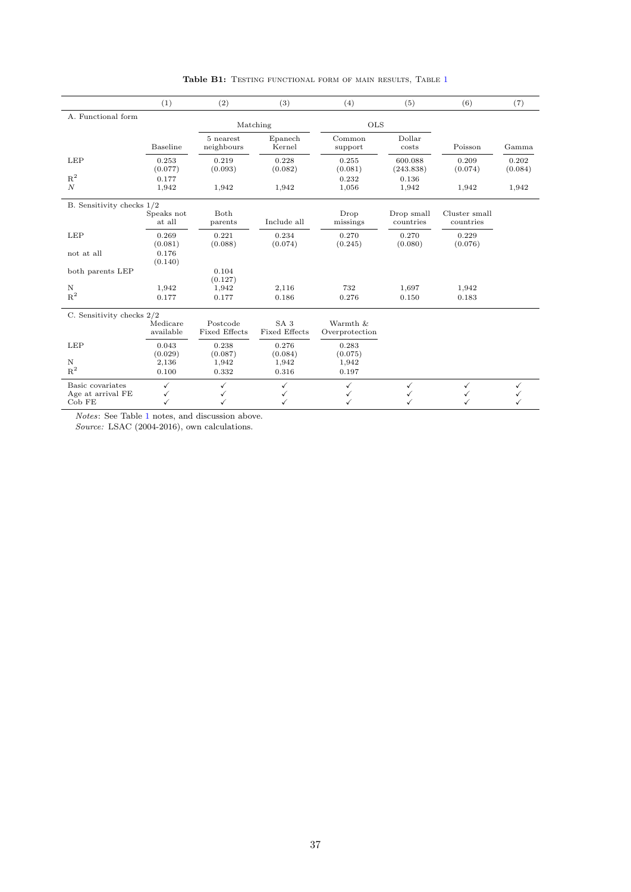**Table B1:** Testing functional form of main results, Table 1

| | (1) | (2) | (3) | (4) | (5) | (6) | (7) |
|---|---|---|---|---|---|---|---|
| A. Functional form | | | | | | | |
| | | Matching | | OLS | | | |
| | Baseline | 5 nearest neighbours | Epanech Kernel | Common support | Dollar costs | Poisson | Gamma |
| LEP | 0.253 | 0.219 | 0.228 | 0.255 | 600.088 | 0.209 | 0.202 |
| | (0.077) | (0.093) | (0.082) | (0.081) | (243.838) | (0.074) | (0.084) |
| $R^2$ | 0.177 | | | 0.232 | 0.136 | | |
| $N$ | 1,942 | 1,942 | 1,942 | 1,056 | 1,942 | 1,942 | 1,942 |
| B. Sensitivity checks 1/2 | | | | | | | |
| | Speaks not at all | Both parents | Include all | Drop missings | Drop small countries | Cluster small countries | |
| LEP | 0.269 | 0.221 | 0.234 | 0.270 | 0.270 | 0.229 | |
| | (0.081) | (0.088) | (0.074) | (0.245) | (0.080) | (0.076) | |
| not at all | 0.176 | | | | | | |
| | (0.140) | | | | | | |
| both parents LEP | | 0.104 | | | | | |
| | | (0.127) | | | | | |
| N | 1,942 | 1,942 | 2,116 | 732 | 1,697 | 1,942 | |
| $R^2$ | 0.177 | 0.177 | 0.186 | 0.276 | 0.150 | 0.183 | |
| C. Sensitivity checks 2/2 | | | | | | | |
| | Medicare available | Postcode Fixed Effects | SA 3 Fixed Effects | Warmth & Overprotection | | | |
| LEP | 0.043 | 0.238 | 0.276 | 0.283 | | | |
| | (0.029) | (0.087) | (0.084) | (0.075) | | | |
| N | 2,136 | 1,942 | 1,942 | 1,942 | | | |
| $R^2$ | 0.100 | 0.332 | 0.316 | 0.197 | | | |
| Basic covariates | ✓ | ✓ | ✓ | ✓ | ✓ | ✓ | ✓ |
| Age at arrival FE | ✓ | ✓ | ✓ | ✓ | ✓ | ✓ | ✓ |
| Cob FE | ✓ | ✓ | ✓ | ✓ | ✓ | ✓ | ✓ |

*Notes*: See Table 1 notes, and discussion above.
*Source:* LSAC (2004-2016), own calculations.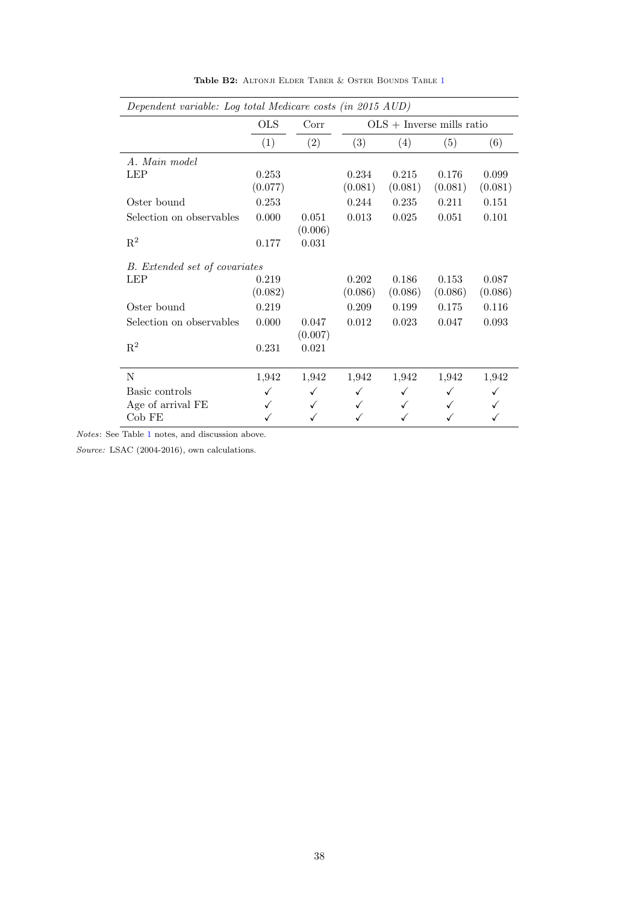**Table B2:** Altonji Elder Taber & Oster Bounds Table 1

| *Dependent variable: Log total Medicare costs (in 2015 AUD)* | OLS | Corr | OLS + Inverse mills ratio | | | |
|---|---|---|---|---|---|---|
| | (1) | (2) | (3) | (4) | (5) | (6) |
| *A. Main model* | | | | | | |
| LEP | 0.253 | | 0.234 | 0.215 | 0.176 | 0.099 |
| | (0.077) | | (0.081) | (0.081) | (0.081) | (0.081) |
| Oster bound | 0.253 | | 0.244 | 0.235 | 0.211 | 0.151 |
| Selection on observables | 0.000 | 0.051 | 0.013 | 0.025 | 0.051 | 0.101 |
| | | (0.006) | | | | |
| $R^2$ | 0.177 | 0.031 | | | | |
| *B. Extended set of covariates* | | | | | | |
| LEP | 0.219 | | 0.202 | 0.186 | 0.153 | 0.087 |
| | (0.082) | | (0.086) | (0.086) | (0.086) | (0.086) |
| Oster bound | 0.219 | | 0.209 | 0.199 | 0.175 | 0.116 |
| Selection on observables | 0.000 | 0.047 | 0.012 | 0.023 | 0.047 | 0.093 |
| | | (0.007) | | | | |
| $R^2$ | 0.231 | 0.021 | | | | |
| N | 1,942 | 1,942 | 1,942 | 1,942 | 1,942 | 1,942 |
| Basic controls | ✓ | ✓ | ✓ | ✓ | ✓ | ✓ |
| Age of arrival FE | ✓ | ✓ | ✓ | ✓ | ✓ | ✓ |
| Cob FE | ✓ | ✓ | ✓ | ✓ | ✓ | ✓ |

*Notes*: See Table 1 notes, and discussion above.

*Source:* LSAC (2004-2016), own calculations.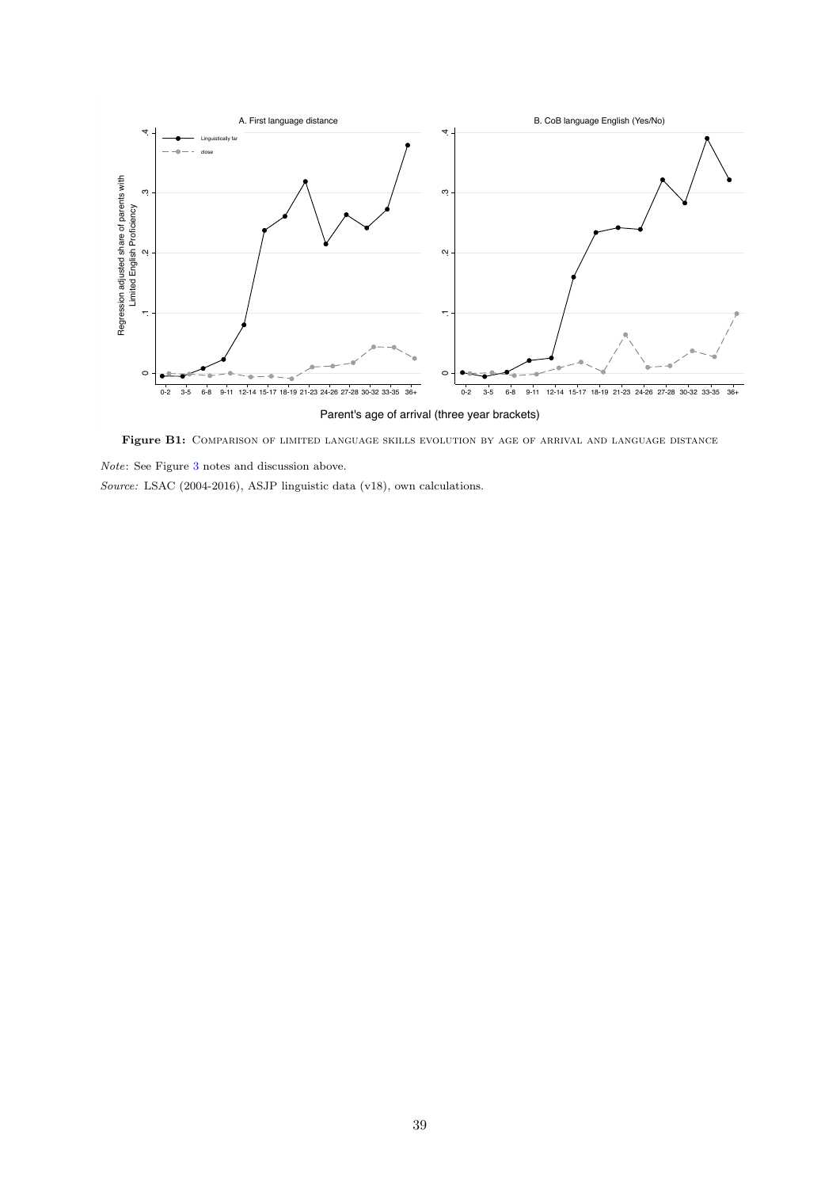**Figure B1:** Comparison of limited language skills evolution by age of arrival and language distance

*Note*: See Figure 3 notes and discussion above.

*Source:* LSAC (2004-2016), ASJP linguistic data (v18), own calculations.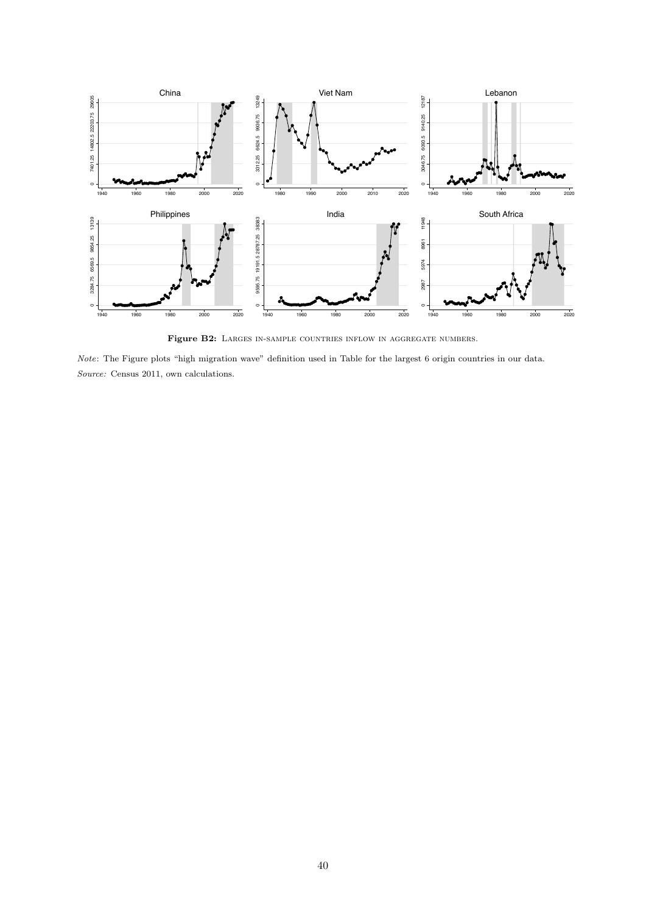**Figure B2:** Larges in-sample countries inflow in aggregate numbers.

*Note*: The Figure plots "high migration wave" definition used in Table for the largest 6 origin countries in our data.
*Source:* Census 2011, own calculations.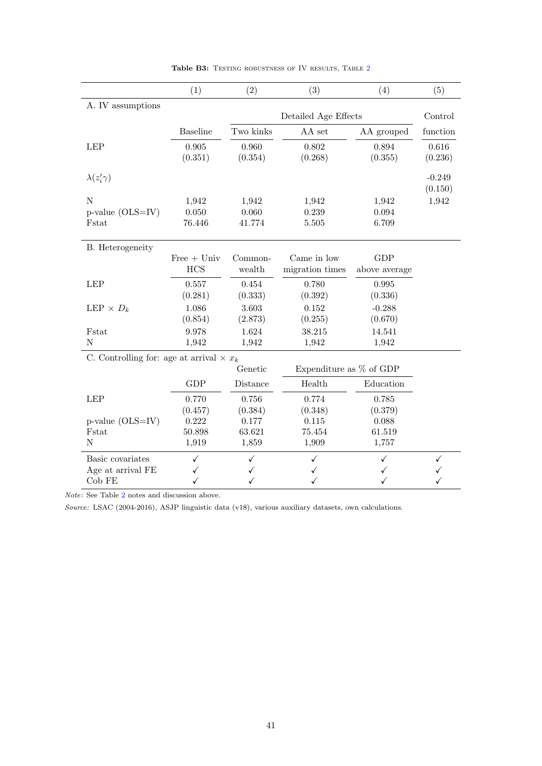**Table B3:** Testing robustness of IV results, Table 2

| | (1) | (2) | (3) | (4) | (5) |
|---|---|---|---|---|---|
| A. IV assumptions | | | | | |
| | | Detailed Age Effects | | | Control |
| | Baseline | Two kinks | AA set | AA grouped | function |
| LEP | 0.905 | 0.960 | 0.802 | 0.894 | 0.616 |
| | (0.351) | (0.354) | (0.268) | (0.355) | (0.236) |
| $\lambda(z_i'\gamma)$ | | | | | -0.249 |
| | | | | | (0.150) |
| N | 1,942 | 1,942 | 1,942 | 1,942 | 1,942 |
| p-value (OLS=IV) | 0.050 | 0.060 | 0.239 | 0.094 | |
| Fstat | 76.446 | 41.774 | 5.505 | 6.709 | |
| B. Heterogeneity | | | | | |
| | Free + Univ HCS | Common-wealth | Came in low migration times | GDP above average | |
| LEP | 0.557 | 0.454 | 0.780 | 0.995 | |
| | (0.281) | (0.333) | (0.392) | (0.336) | |
| LEP × $D_k$ | 1.086 | 3.603 | 0.152 | -0.288 | |
| | (0.854) | (2.873) | (0.255) | (0.670) | |
| Fstat | 9.978 | 1.624 | 38.215 | 14.541 | |
| N | 1,942 | 1,942 | 1,942 | 1,942 | |
| C. Controlling for: age at arrival × $x_k$ | | | | | |
| | | Genetic | Expenditure as % of GDP | | |
| | GDP | Distance | Health | Education | |
| LEP | 0.770 | 0.756 | 0.774 | 0.785 | |
| | (0.457) | (0.384) | (0.348) | (0.379) | |
| p-value (OLS=IV) | 0.222 | 0.177 | 0.115 | 0.088 | |
| Fstat | 50.898 | 63.621 | 75.454 | 61.519 | |
| N | 1,919 | 1,859 | 1,909 | 1,757 | |
| Basic covariates | ✓ | ✓ | ✓ | ✓ | ✓ |
| Age at arrival FE | ✓ | ✓ | ✓ | ✓ | ✓ |
| Cob FE | ✓ | ✓ | ✓ | ✓ | ✓ |

*Note*: See Table 2 notes and discussion above.

*Source:* LSAC (2004-2016), ASJP linguistic data (v18), various auxiliary datasets, own calculations.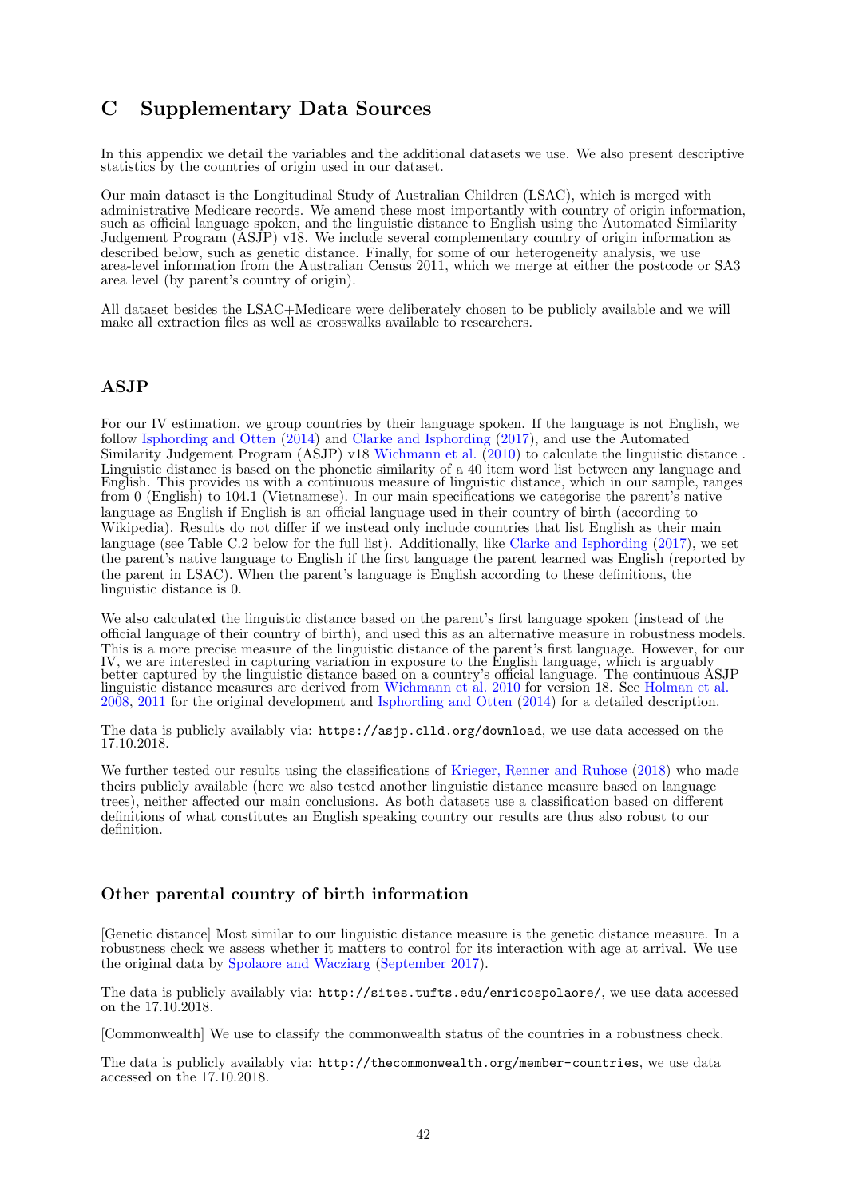# C Supplementary Data Sources

In this appendix we detail the variables and the additional datasets we use. We also present descriptive statistics by the countries of origin used in our dataset.

Our main dataset is the Longitudinal Study of Australian Children (LSAC), which is merged with administrative Medicare records. We amend these most importantly with country of origin information, such as official language spoken, and the linguistic distance to English using the Automated Similarity Judgement Program (ASJP) v18. We include several complementary country of origin information as described below, such as genetic distance. Finally, for some of our heterogeneity analysis, we use area-level information from the Australian Census 2011, which we merge at either the postcode or SA3 area level (by parent's country of origin).

All dataset besides the LSAC+Medicare were deliberately chosen to be publicly available and we will make all extraction files as well as crosswalks available to researchers.

## ASJP

For our IV estimation, we group countries by their language spoken. If the language is not English, we follow Isphording and Otten (2014) and Clarke and Isphording (2017), and use the Automated Similarity Judgement Program (ASJP) v18 Wichmann et al. (2010) to calculate the linguistic distance . Linguistic distance is based on the phonetic similarity of a 40 item word list between any language and English. This provides us with a continuous measure of linguistic distance, which in our sample, ranges from 0 (English) to 104.1 (Vietnamese). In our main specifications we categorise the parent's native language as English if English is an official language used in their country of birth (according to Wikipedia). Results do not differ if we instead only include countries that list English as their main language (see Table C.2 below for the full list). Additionally, like Clarke and Isphording (2017), we set the parent's native language to English if the first language the parent learned was English (reported by the parent in LSAC). When the parent's language is English according to these definitions, the linguistic distance is 0.

We also calculated the linguistic distance based on the parent's first language spoken (instead of the official language of their country of birth), and used this as an alternative measure in robustness models. This is a more precise measure of the linguistic distance of the parent's first language. However, for our IV, we are interested in capturing variation in exposure to the English language, which is arguably better captured by the linguistic distance based on a country's official language. The continuous ASJP linguistic distance measures are derived from Wichmann et al. 2010 for version 18. See Holman et al. 2008, 2011 for the original development and Isphording and Otten (2014) for a detailed description.

The data is publicly availably via: `https://asjp.clld.org/download`, we use data accessed on the 17.10.2018.

We further tested our results using the classifications of Krieger, Renner and Ruhose (2018) who made theirs publicly available (here we also tested another linguistic distance measure based on language trees), neither affected our main conclusions. As both datasets use a classification based on different definitions of what constitutes an English speaking country our results are thus also robust to our definition.

## Other parental country of birth information

[Genetic distance] Most similar to our linguistic distance measure is the genetic distance measure. In a robustness check we assess whether it matters to control for its interaction with age at arrival. We use the original data by Spolaore and Wacziarg (September 2017).

The data is publicly availably via: `http://sites.tufts.edu/enricospolaore/`, we use data accessed on the 17.10.2018.

[Commonwealth] We use to classify the commonwealth status of the countries in a robustness check.

The data is publicly availably via: `http://thecommonwealth.org/member-countries`, we use data accessed on the 17.10.2018.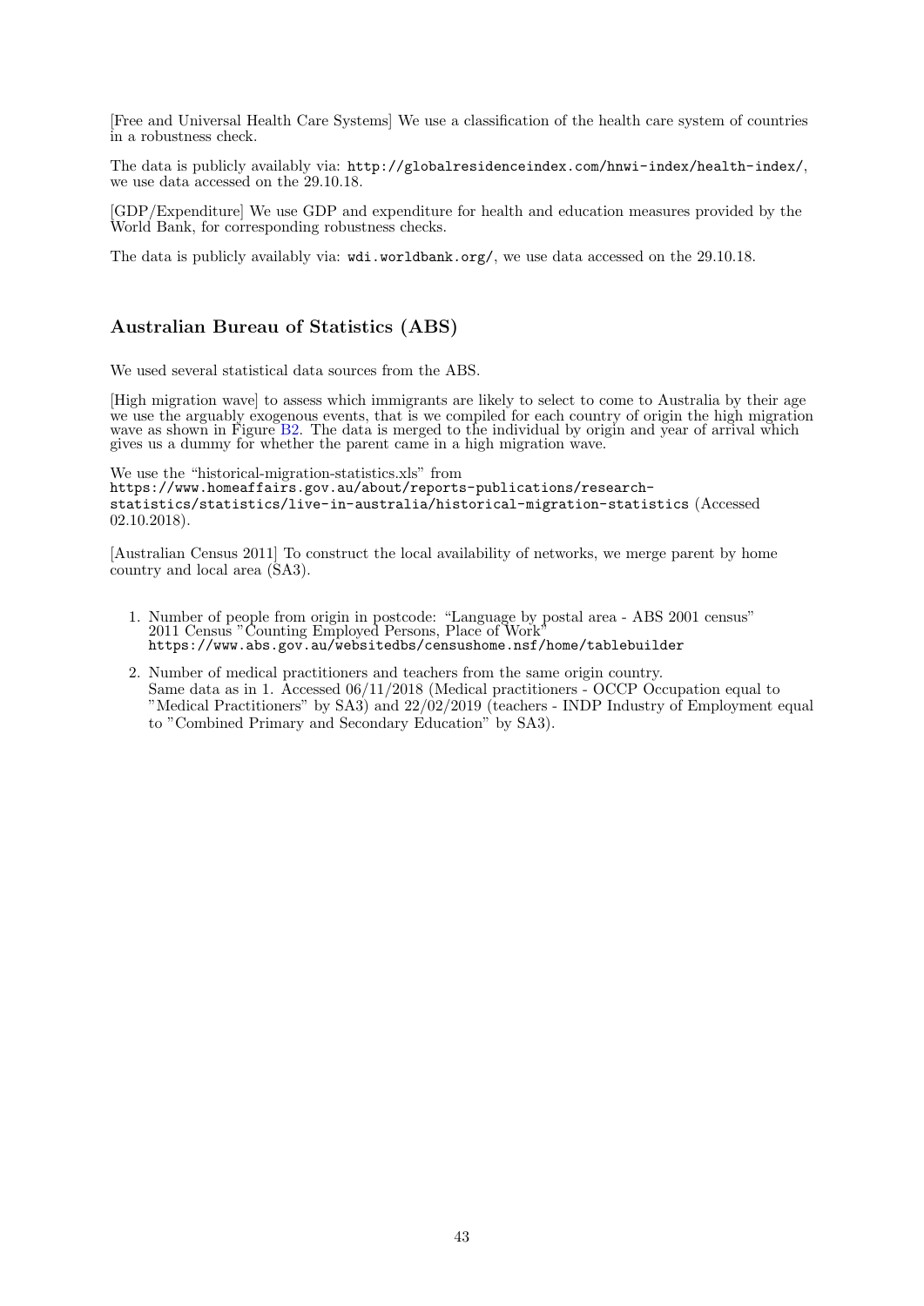[Free and Universal Health Care Systems] We use a classification of the health care system of countries in a robustness check.

The data is publicly availably via: http://globalresidenceindex.com/hnwi-index/health-index/, we use data accessed on the 29.10.18.

[GDP/Expenditure] We use GDP and expenditure for health and education measures provided by the World Bank, for corresponding robustness checks.

The data is publicly availably via: wdi.worldbank.org/, we use data accessed on the 29.10.18.

## Australian Bureau of Statistics (ABS)

We used several statistical data sources from the ABS.

[High migration wave] to assess which immigrants are likely to select to come to Australia by their age we use the arguably exogenous events, that is we compiled for each country of origin the high migration wave as shown in Figure B2. The data is merged to the individual by origin and year of arrival which gives us a dummy for whether the parent came in a high migration wave.

We use the "historical-migration-statistics.xls" from https://www.homeaffairs.gov.au/about/reports-publications/research-statistics/statistics/live-in-australia/historical-migration-statistics (Accessed 02.10.2018).

[Australian Census 2011] To construct the local availability of networks, we merge parent by home country and local area (SA3).

1. Number of people from origin in postcode: "Language by postal area - ABS 2001 census" 2011 Census "Counting Employed Persons, Place of Work" https://www.abs.gov.au/websitedbs/censushome.nsf/home/tablebuilder
2. Number of medical practitioners and teachers from the same origin country. Same data as in 1. Accessed 06/11/2018 (Medical practitioners - OCCP Occupation equal to "Medical Practitioners" by SA3) and 22/02/2019 (teachers - INDP Industry of Employment equal to "Combined Primary and Secondary Education" by SA3).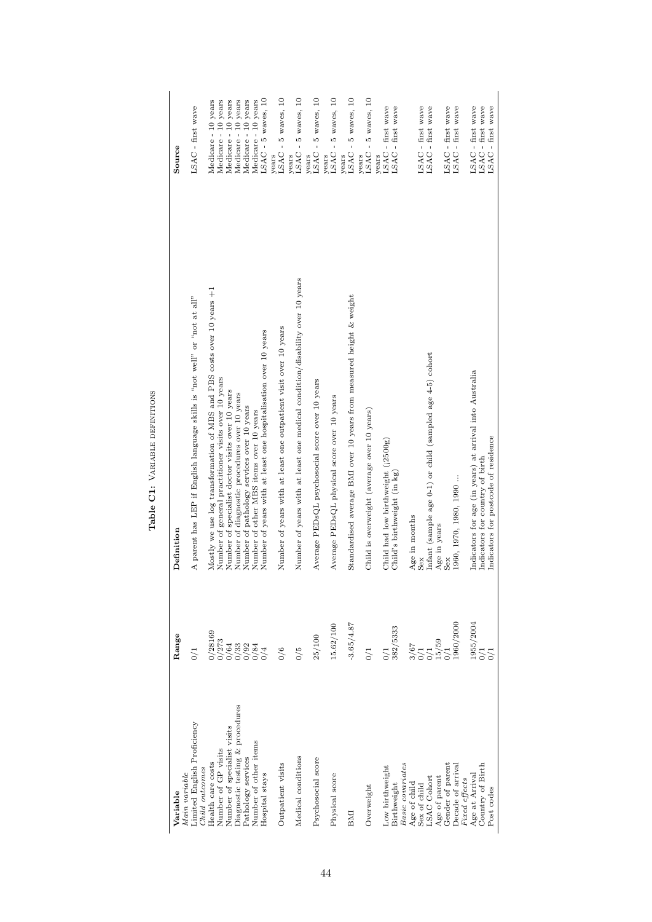**Table C1:** Variable definitions

| Variable | Range | Definition | Source |
|---|---|---|---|
| *Main variable* | | | |
| Limited English Proficiency | 0/1 | A parent has LEP if English language skills is "not well" or "not at all" | LSAC - first wave |
| *Child outcomes* | | | |
| Health care costs | 0/28169 | Mostly we use log transformation of MBS and PBS costs over 10 years +1 | Medicare - 10 years |
| Number of GP visits | 0/273 | Number of general practitioner visits over 10 years | Medicare - 10 years |
| Number of specialist visits | 0/64 | Number of specialist doctor visits over 10 years | Medicare - 10 years |
| Diagnostic testing & procedures | 0/33 | Number of diagnostic procedures over 10 years | Medicare - 10 years |
| Pathology services | 0/92 | Number of pathology services over 10 years | Medicare - 10 years |
| Number of other items | 0/84 | Number of other MBS items over 10 years | Medicare - 10 years |
| Hospital stays | 0/4 | Number of years with at least one hospitalisation over 10 years | LSAC - 5 waves, 10 years |
| Outpatient visits | 0/6 | Number of years with at least one outpatient visit over 10 years | LSAC - 5 waves, 10 years |
| Medical conditions | 0/5 | Number of years with at least one medical condition/disability over 10 years | LSAC - 5 waves, 10 years |
| Psychosocial score | 25/100 | Average PEDsQL psychosocial score over 10 years | LSAC - 5 waves, 10 years |
| Physical score | 15.62/100 | Average PEDsQL physical score over 10 years | LSAC - 5 waves, 10 years |
| BMI | -3.65/4.87 | Standardised average BMI over 10 years from measured height & weight | LSAC - 5 waves, 10 years |
| Overweight | 0/1 | Child is overweight (average over 10 years) | LSAC - 5 waves, 10 years |
| Low birthweight | 0/1 | Child had low birthweight (<2500g) | LSAC - first wave |
| Birthweight | 382/5333 | Child's birthweight (in kg) | LSAC - first wave |
| *Basic covariates* | | | |
| Age of child | 3/67 | Age in months | LSAC - first wave |
| Sex of child | 0/1 | Sex | LSAC - first wave |
| LSAC Cohort | 0/1 | Infant (sample age 0-1) or child (sampled age 4-5) cohort | |
| Age of parent | 15/59 | Age in years | LSAC - first wave |
| Gender of parent | 0/1 | Sex | LSAC - first wave |
| Decade of arrival | 1960/2000 | 1960, 1970, 1980, 1990 ... | |
| *Fixed effects* | | | |
| Age at Arrival | 1955/2004 | Indicators for age (in years) at arrival into Australia | LSAC - first wave |
| Country of Birth | 0/1 | Indicators for country of birth | LSAC - first wave |
| Post codes | 0/1 | Indicators for postcode of residence | LSAC - first wave |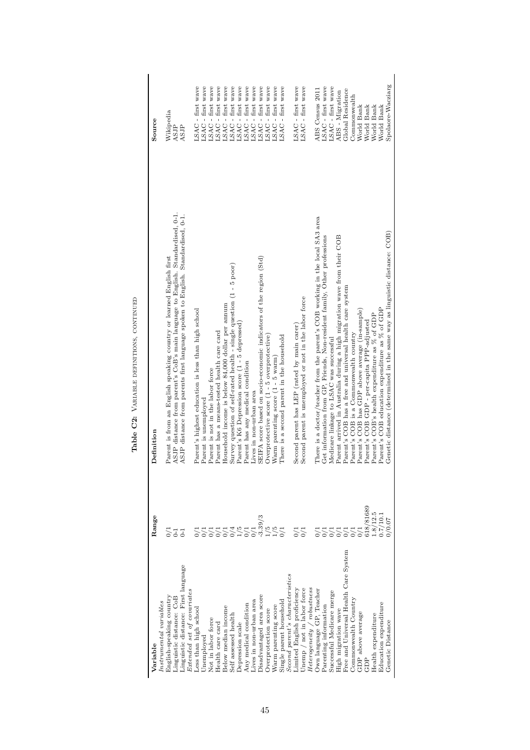**Table C2:** Variable definitions, continued

| Variable | Range | Definition | Source |
|---|---|---|---|
| *Instrumental variables* | | | |
| English-speaking country | 0/1 | Parent is from an English speaking country or learned English first | Wikipedia |
| Linguistic distance: CoB | 0-1 | ASJP distance from parent's CoB's main language to English. Standardised, 0-1. | ASJP |
| Linguistic distance: First language | 0-1 | ASJP distance from parents first language spoken to English. Standardised, 0-1. | ASJP |
| *Extended set of covariates* | | | |
| Less than high school | 0/1 | Parent's highest education is less than high school | LSAC - first wave |
| Unemployed | 0/1 | Parent is unemployed | LSAC - first wave |
| Not in labor force | 0/1 | Parent is not in the labor force | LSAC - first wave |
| Health care card | 0/1 | Parent has a means-tested health care card | LSAC - first wave |
| Below median income | 0/1 | Household income is below 84,000 dollar per annum | LSAC - first wave |
| Self assessed health | 0/4 | Survey question of self-rated health - single question (1 - 5 poor) | LSAC - first wave |
| Depression scale | 1/5 | Parent's K6 Depression score (1 - 5 depressed) | LSAC - first wave |
| Any medical condition | 0/1 | Parent has any medical condition | LSAC - first wave |
| Lives in non-urban area | 0/1 | Lives in non-urban area | LSAC - first wave |
| Disadvantaged area score | -3.39/3 | SEIFA score based on socio-economic indicators of the region (Std) | LSAC - first wave |
| Overprotection score | 1/5 | Overprotective score (1 - 5 overprotective) | LSAC - first wave |
| Warm parenting score | 1/5 | Warm parenting score (1 - 5 warm) | LSAC - first wave |
| Single parent household | 0/1 | There is a second parent in the household | LSAC - first wave |
| *Second parent's characteristics* | | | |
| Limited English proficiency | 0/1 | Second parent has LEP (rated by main carer) | LSAC - first wave |
| Unemp / not in labor force | 0/1 | Second parent is unemployed or not in the labor force | LSAC - first wave |
| *Heterogeneity / robustness* | | | |
| Own language GP, Teacher | 0/1 | There is a doctor/teacher from the parent's COB working in the local SA3 area | ABS Census 2011 |
| Parenting information | 0/1 | Get information from GP, Friends, Non-resident family, Other professions | LSAC - first wave |
| Successful Medicare merge | 0/1 | Medicare linkage to LSAC was successful | LSAC - first wave |
| High migration wave | 0/1 | Parent arrived in Australia during a high migration wave from their COB | ABS - Migration |
| Free and Universal Health Care System | 0/1 | Parent's COB has a free and universal health care system | Global Residence |
| Commonwealth Country | 0/1 | Parent's COB is a Commonwealth country | Commonwealth |
| GDP above average | 0/1 | Parent's COB has GDP above average (in-sample) | World Bank |
| GDP | 618/81689 | Parent's COB GDP - per-capita PPP-adjusted | World Bank |
| Health expenditure | 1.8/12.5 | Parent's COB's health expenditure as % of GDP | World Bank |
| Education expenditure | 0.7/10.1 | Parent's COB education expenditure as % of GDP | World Bank |
| Genetic Distance | 0/0.07 | Genetic distance (determined in the same way as linguistic distance: COB) | Spolaore-Wacziarg |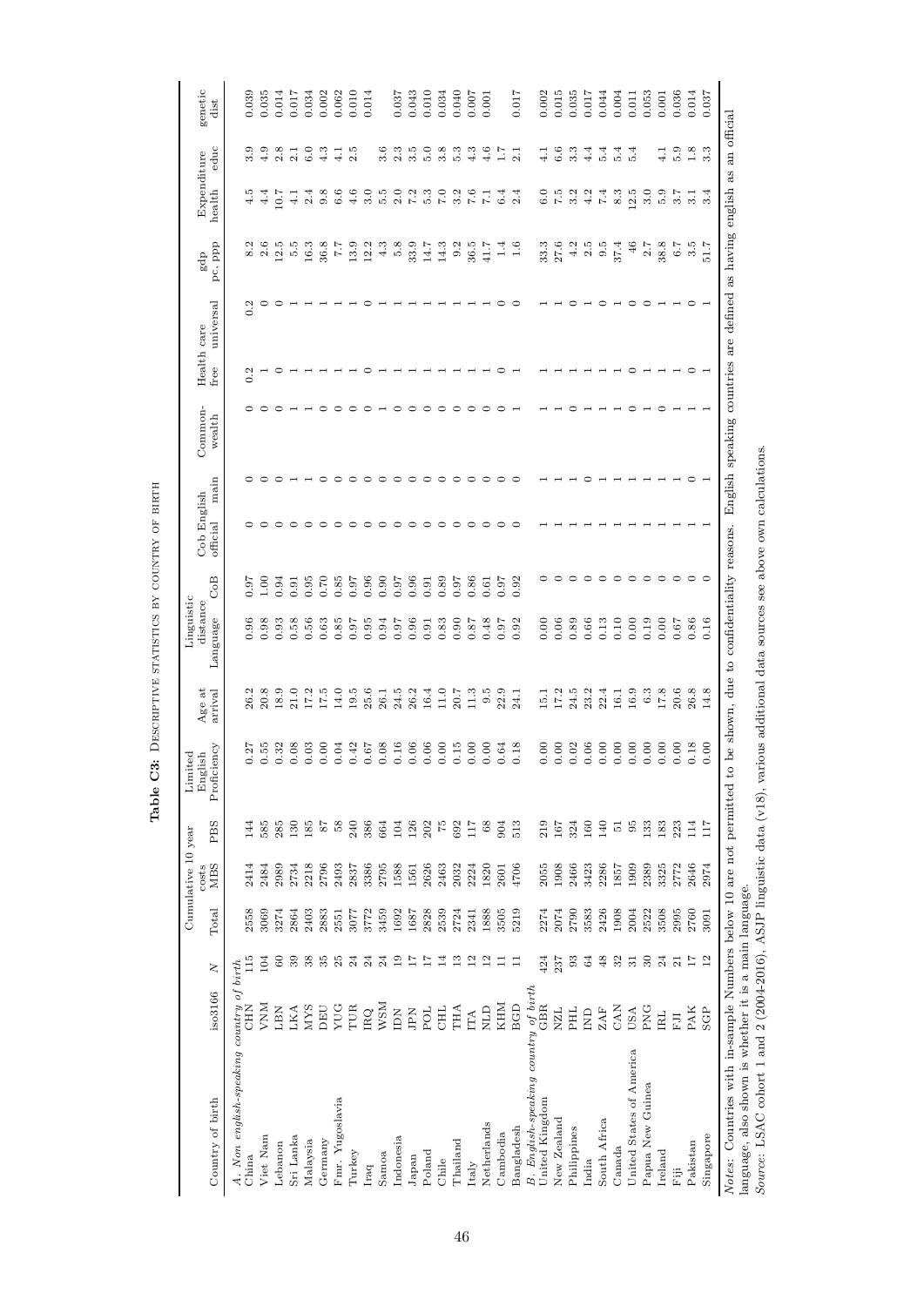**Table C3:** Descriptive statistics by country of birth

| Country of birth | iso3166 | N | Cumulative 10 year costs | | | Limited English Proficiency | Age at arrival | Linguistic distance | | Cob English | | Common-wealth | Health care | | gdp pc, ppp | Expenditure | | genetic dist |
|---|---|---|---|---|---|---|---|---|---|---|---|---|---|---|---|---|---|---|
| | | | Total | MBS | PBS | | | Language | CoB | official | main | | free | universal | | health | educ | |
| *A. Non english-speaking country of birth* | | | | | | | | | | | | | | | | | | |
| China | CHN | 115 | 2558 | 2414 | 144 | 0.27 | 26.2 | 0.96 | 0.97 | 0 | 0 | 0 | 0.2 | 0.2 | 8.2 | 4.5 | 3.9 | 0.039 |
| Viet Nam | VNM | 104 | 3069 | 2484 | 585 | 0.55 | 20.8 | 0.98 | 1.00 | 0 | 0 | 0 | 1 | 0 | 2.6 | 4.4 | 4.9 | 0.035 |
| Lebanon | LBN | 60 | 3274 | 2989 | 285 | 0.32 | 18.9 | 0.93 | 0.94 | 0 | 0 | 0 | 0 | 0 | 12.5 | 10.7 | 2.8 | 0.014 |
| Sri Lanka | LKA | 39 | 2864 | 2734 | 130 | 0.08 | 21.0 | 0.58 | 0.91 | 0 | 0 | 1 | 1 | 1 | 5.5 | 4.1 | 2.1 | 0.017 |
| Malaysia | MYS | 38 | 2403 | 2218 | 185 | 0.03 | 17.2 | 0.56 | 0.95 | 0 | 1 | 1 | 1 | 1 | 16.3 | 2.4 | 6.0 | 0.034 |
| Germany | DEU | 35 | 2883 | 2796 | 87 | 0.00 | 17.5 | 0.63 | 0.70 | 0 | 0 | 0 | 1 | 1 | 36.8 | 9.8 | 4.3 | 0.002 |
| Fmr. Yugoslavia | YUG | 25 | 2551 | 2493 | 58 | 0.04 | 14.0 | 0.85 | 0.85 | 0 | 0 | 0 | 1 | 1 | 7.7 | 6.6 | 4.1 | 0.062 |
| Turkey | TUR | 24 | 3077 | 2837 | 240 | 0.42 | 19.5 | 0.97 | 0.97 | 0 | 0 | 0 | 1 | 1 | 13.9 | 4.6 | 2.5 | 0.010 |
| Iraq | IRQ | 24 | 3772 | 3386 | 386 | 0.67 | 25.6 | 0.95 | 0.96 | 0 | 0 | 0 | 0 | 0 | 12.2 | 3.0 | | 0.014 |
| Samoa | WSM | 24 | 3459 | 2795 | 664 | 0.08 | 26.1 | 0.94 | 0.90 | 0 | 0 | 1 | 1 | 1 | 4.3 | 5.5 | 3.6 | |
| Indonesia | IDN | 19 | 1692 | 1588 | 104 | 0.16 | 24.5 | 0.97 | 0.97 | 0 | 0 | 0 | 1 | 1 | 5.8 | 2.0 | 2.3 | 0.037 |
| Japan | JPN | 17 | 1687 | 1561 | 126 | 0.06 | 26.2 | 0.96 | 0.96 | 0 | 0 | 0 | 1 | 1 | 33.9 | 7.2 | 3.5 | 0.043 |
| Poland | POL | 17 | 2828 | 2626 | 202 | 0.06 | 16.4 | 0.91 | 0.91 | 0 | 0 | 0 | 1 | 1 | 14.7 | 5.3 | 5.0 | 0.010 |
| Chile | CHL | 14 | 2539 | 2463 | 75 | 0.00 | 11.0 | 0.83 | 0.89 | 0 | 0 | 0 | 1 | 1 | 14.3 | 7.0 | 3.8 | 0.034 |
| Thailand | THA | 13 | 2724 | 2032 | 692 | 0.15 | 20.7 | 0.90 | 0.97 | 0 | 0 | 0 | 1 | 1 | 9.2 | 3.2 | 5.3 | 0.040 |
| Italy | ITA | 12 | 2341 | 2224 | 117 | 0.00 | 11.3 | 0.87 | 0.86 | 0 | 0 | 0 | 1 | 1 | 36.5 | 7.6 | 4.3 | 0.007 |
| Netherlands | NLD | 12 | 1888 | 1820 | 68 | 0.00 | 9.5 | 0.48 | 0.61 | 0 | 0 | 0 | 1 | 1 | 41.7 | 7.1 | 4.6 | 0.001 |
| Cambodia | KHM | 11 | 3505 | 2601 | 904 | 0.64 | 22.9 | 0.97 | 0.97 | 0 | 0 | 0 | 0 | 0 | 1.4 | 6.4 | 1.7 | |
| Bangladesh | BGD | 11 | 5219 | 4706 | 513 | 0.18 | 24.1 | 0.92 | 0.92 | 0 | 0 | 1 | 1 | 0 | 1.6 | 2.4 | 2.1 | 0.017 |
| *B. English-speaking country of birth* | | | | | | | | | | | | | | | | | | |
| United Kingdom | GBR | 424 | 2274 | 2055 | 219 | 0.00 | 15.1 | 0.00 | 0 | 1 | 1 | 1 | 1 | 1 | 33.3 | 6.0 | 4.1 | 0.002 |
| New Zealand | NZL | 237 | 2074 | 1908 | 167 | 0.00 | 17.2 | 0.06 | 0 | 1 | 1 | 1 | 1 | 1 | 27.6 | 7.5 | 6.6 | 0.015 |
| Philippines | PHL | 93 | 2790 | 2466 | 324 | 0.02 | 24.5 | 0.89 | 0 | 1 | 1 | 0 | 1 | 0 | 4.2 | 3.2 | 3.3 | 0.035 |
| India | IND | 64 | 3583 | 3423 | 160 | 0.06 | 23.2 | 0.66 | 0 | 1 | 0 | 1 | 1 | 1 | 2.5 | 4.2 | 4.4 | 0.017 |
| South Africa | ZAF | 48 | 2426 | 2286 | 140 | 0.00 | 22.4 | 0.13 | 0 | 1 | 1 | 1 | 1 | 0 | 9.5 | 7.4 | 5.4 | 0.044 |
| Canada | CAN | 32 | 1908 | 1857 | 51 | 0.00 | 16.1 | 0.10 | 0 | 1 | 1 | 1 | 1 | 1 | 37.4 | 8.3 | 5.4 | 0.004 |
| United States of America | USA | 31 | 2004 | 1909 | 95 | 0.00 | 16.9 | 0.00 | 0 | 1 | 1 | 0 | 0 | 0 | 46 | 12.5 | 5.4 | 0.011 |
| Papua New Guinea | PNG | 30 | 2522 | 2389 | 133 | 0.00 | 6.3 | 0.19 | 0 | 1 | 1 | 1 | 1 | 0 | 2.7 | 3.0 | | 0.053 |
| Ireland | IRL | 24 | 3508 | 3325 | 183 | 0.00 | 17.8 | 0.00 | 0 | 1 | 1 | 0 | 1 | 1 | 38.8 | 5.9 | 4.1 | 0.001 |
| Fiji | FJI | 21 | 2995 | 2772 | 223 | 0.00 | 20.6 | 0.67 | 0 | 1 | 1 | 1 | 1 | 1 | 6.7 | 3.7 | 5.9 | 0.036 |
| Pakistan | PAK | 17 | 2760 | 2646 | 114 | 0.18 | 26.8 | 0.86 | 0 | 1 | 0 | 1 | 0 | 0 | 3.5 | 3.1 | 1.8 | 0.014 |
| Singapore | SGP | 12 | 3091 | 2974 | 117 | 0.00 | 14.8 | 0.16 | 0 | 1 | 1 | 1 | 1 | 1 | 51.7 | 3.4 | 3.3 | 0.037 |

*Notes:* Countries with in-sample Numbers below 10 are not permitted to be shown, due to confidentiality reasons. English speaking countries are defined as having english as an official language, also shown is whether it is a main language.
*Source:* LSAC cohort 1 and 2 (2004-2016), ASJP linguistic data (v18), various additional data sources see above own calculations.